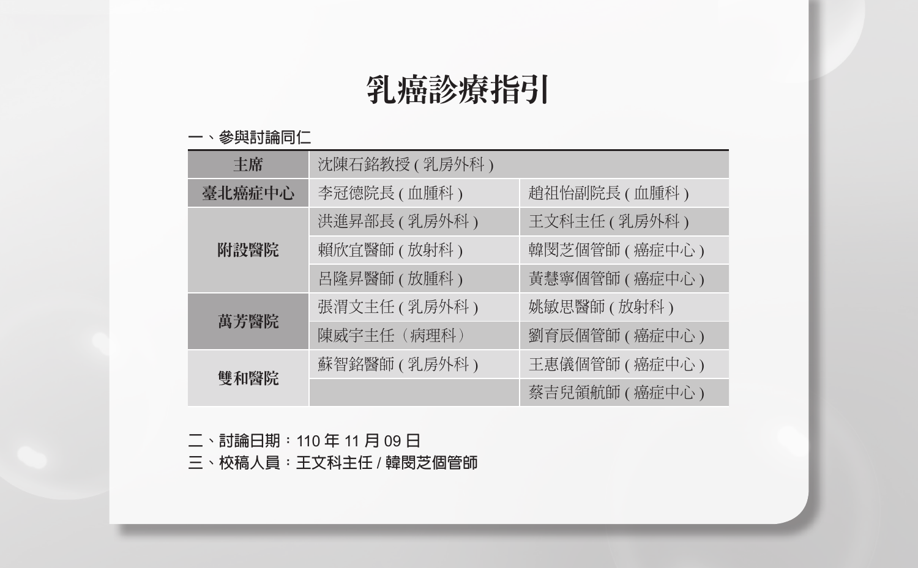# 乳癌診療指引

一、參與討論同仁

| 主席 | 沈陳石銘教授 ( 乳房外科 ) | |
|---|---|---|
| 臺北癌症中心 | 李冠德院長 ( 血腫科 ) | 趙祖怡副院長 ( 血腫科 ) |
| 附設醫院 | 洪進昇部長 ( 乳房外科 ) | 王文科主任 ( 乳房外科 ) |
| | 賴欣宜醫師 ( 放射科 ) | 韓閔芝個管師 ( 癌症中心 ) |
| | 呂隆昇醫師 ( 放腫科 ) | 黃慧寧個管師 ( 癌症中心 ) |
| 萬芳醫院 | 張渭文主任 ( 乳房外科 ) | 姚敏思醫師 ( 放射科 ) |
| | 陳威宇主任（病理科） | 劉育辰個管師 ( 癌症中心 ) |
| 雙和醫院 | 蘇智銘醫師 ( 乳房外科 ) | 王惠儀個管師 ( 癌症中心 ) |
| | | 蔡吉兒領航師 ( 癌症中心 ) |

二、討論日期：110 年 11 月 09 日

三、校稿人員：王文科主任 / 韓閔芝個管師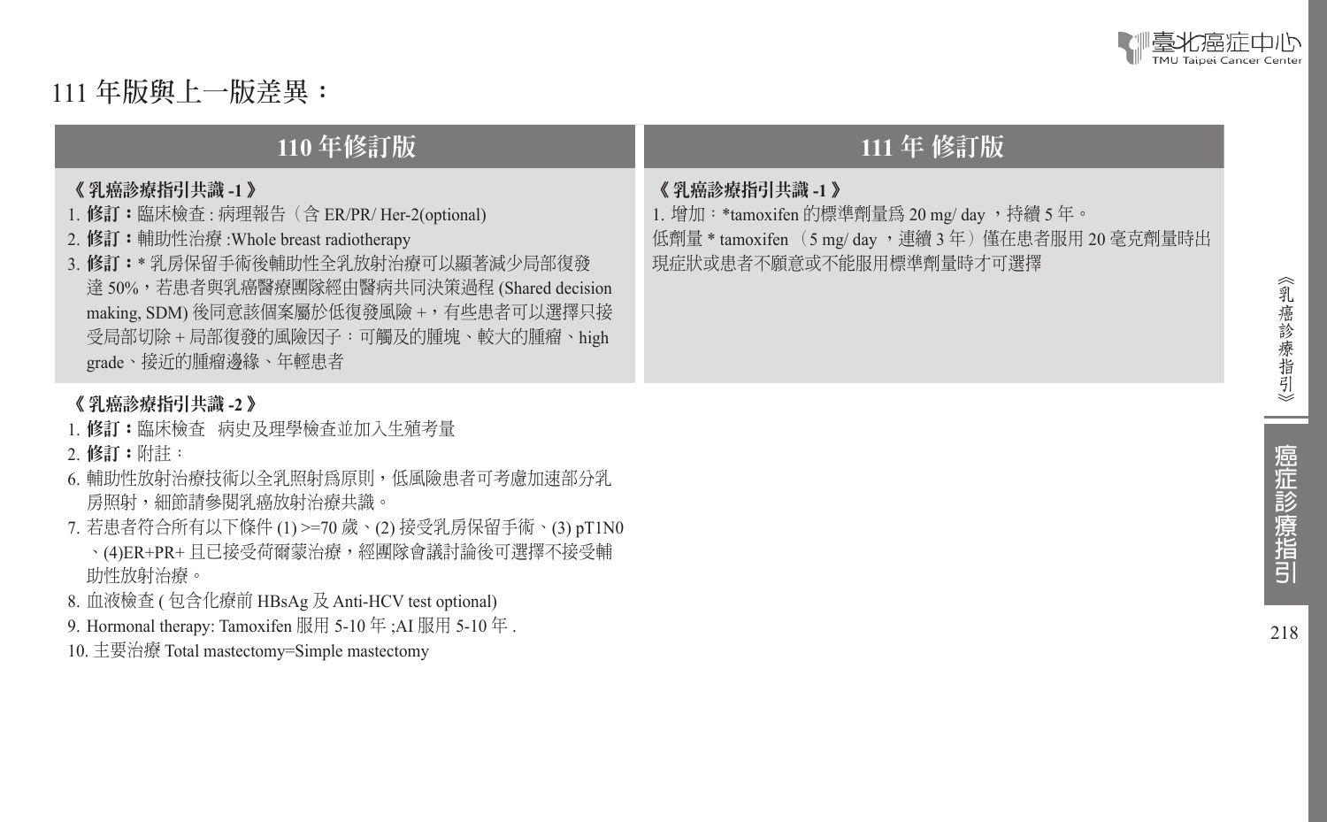# 111 年版與上一版差異：

| 110 年修訂版 | 111 年 修訂版 |
|---|---|
| **《乳癌診療指引共識 -1》**<br>1. **修訂：**臨床檢查 : 病理報告（含 ER/PR/ Her-2(optional)<br>2. **修訂：**輔助性治療 :Whole breast radiotherapy<br>3. **修訂：*** 乳房保留手術後輔助性全乳放射治療可以顯著減少局部復發達 50%，若患者與乳癌醫療團隊經由醫病共同決策過程 (Shared decision making, SDM) 後同意該個案屬於低復發風險 +，有些患者可以選擇只接受局部切除 + 局部復發的風險因子：可觸及的腫塊、較大的腫瘤、high grade、接近的腫瘤邊緣、年輕患者 | **《乳癌診療指引共識 -1》**<br>1. 增加：*tamoxifen 的標準劑量為 20 mg/ day ，持續 5 年。<br>低劑量 * tamoxifen （5 mg/ day ，連續 3 年）僅在患者服用 20 毫克劑量時出現症狀或患者不願意或不能服用標準劑量時才可選擇 |
| **《乳癌診療指引共識 -2》**<br>1. **修訂：**臨床檢查　病史及理學檢查並加入生殖考量<br>2. **修訂：**附註：<br>6. 輔助性放射治療技術以全乳照射為原則，低風險患者可考慮加速部分乳房照射，細節請參閱乳癌放射治療共識。<br>7. 若患者符合所有以下條件 (1) >=70 歲、(2) 接受乳房保留手術、(3) pT1N0、(4)ER+PR+ 且已接受荷爾蒙治療，經團隊會議討論後可選擇不接受輔助性放射治療。<br>8. 血液檢查 ( 包含化療前 HBsAg 及 Anti-HCV test optional)<br>9. Hormonal therapy: Tamoxifen 服用 5-10 年 ;AI 服用 5-10 年 .<br>10. 主要治療 Total mastectomy=Simple mastectomy | |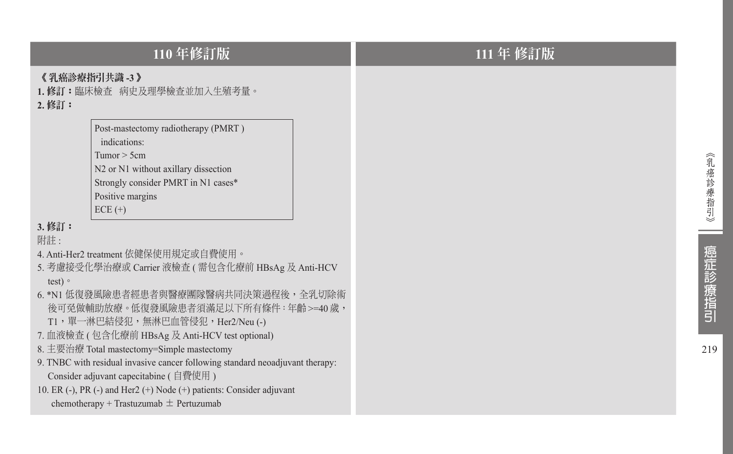| 110 年修訂版 | 111 年 修訂版 |
| --- | --- |
| **《 乳癌診療指引共識 -3 》**<br>**1. 修訂：**臨床檢查　病史及理學檢查並加入生殖考量。<br>**2. 修訂：**<br>Post-mastectomy radiotherapy (PMRT ) indications:<br>Tumor > 5cm<br>N2 or N1 without axillary dissection<br>Strongly consider PMRT in N1 cases*<br>Positive margins<br>ECE (+)<br>**3. 修訂：**<br>附註 :<br>4. Anti-Her2 treatment 依健保使用規定或自費使用。<br>5. 考慮接受化學治療或 Carrier 液檢查 ( 需包含化療前 HBsAg 及 Anti-HCV test)。<br>6. *N1 低復發風險患者經患者與醫療團隊醫病共同決策過程後，全乳切除術後可免做輔助放療。低復發風險患者須滿足以下所有條件 : 年齡 >=40 歲，T1，單一淋巴結侵犯，無淋巴血管侵犯，Her2/Neu (-)<br>7. 血液檢查 ( 包含化療前 HBsAg 及 Anti-HCV test optional)<br>8. 主要治療 Total mastectomy=Simple mastectomy<br>9. TNBC with residual invasive cancer following standard neoadjuvant therapy: Consider adjuvant capecitabine ( 自費使用 )<br>10. ER (-), PR (-) and Her2 (+) Node (+) patients: Consider adjuvant chemotherapy + Trastuzumab ± Pertuzumab | |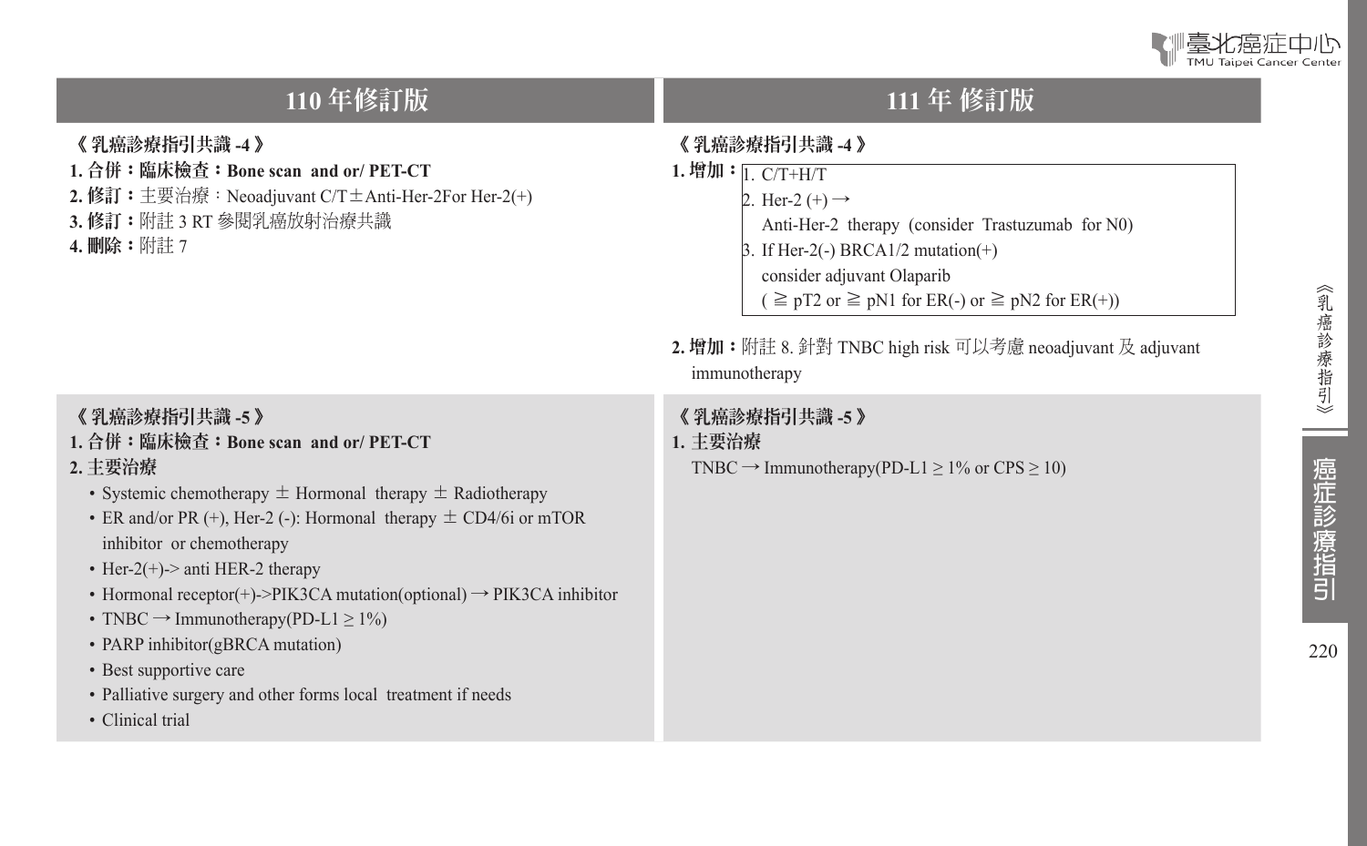| 110 年修訂版 | 111 年 修訂版 |
| --- | --- |
| **《乳癌診療指引共識 -4》**<br>**1. 合併：臨床檢查：Bone scan and or/ PET-CT**<br>**2. 修訂：**主要治療：Neoadjuvant C/T±Anti-Her-2For Her-2(+)<br>**3. 修訂：**附註 3 RT 參閱乳癌放射治療共識<br>**4. 刪除：**附註 7 | **《乳癌診療指引共識 -4》**<br>**1. 增加：**<br>1. C/T+H/T<br>2. Her-2 (+) → Anti-Her-2 therapy (consider Trastuzumab for N0)<br>3. If Her-2(-) BRCA1/2 mutation(+) consider adjuvant Olaparib ( $\geqq$ pT2 or $\geqq$ pN1 for ER(-) or $\geqq$ pN2 for ER(+))<br>**2. 增加：**附註 8. 針對 TNBC high risk 可以考慮 neoadjuvant 及 adjuvant immunotherapy |
| **《乳癌診療指引共識 -5》**<br>**1. 合併：臨床檢查：Bone scan and or/ PET-CT**<br>**2. 主要治療**<br>• Systemic chemotherapy ± Hormonal therapy ± Radiotherapy<br>• ER and/or PR (+), Her-2 (-): Hormonal therapy ± CD4/6i or mTOR inhibitor or chemotherapy<br>• Her-2(+)-> anti HER-2 therapy<br>• Hormonal receptor(+)->PIK3CA mutation(optional) → PIK3CA inhibitor<br>• TNBC → Immunotherapy(PD-L1 $\geq$ 1%)<br>• PARP inhibitor(gBRCA mutation)<br>• Best supportive care<br>• Palliative surgery and other forms local treatment if needs<br>• Clinical trial | **《乳癌診療指引共識 -5》**<br>**1. 主要治療**<br>TNBC → Immunotherapy(PD-L1 $\geq$ 1% or CPS $\geq$ 10) |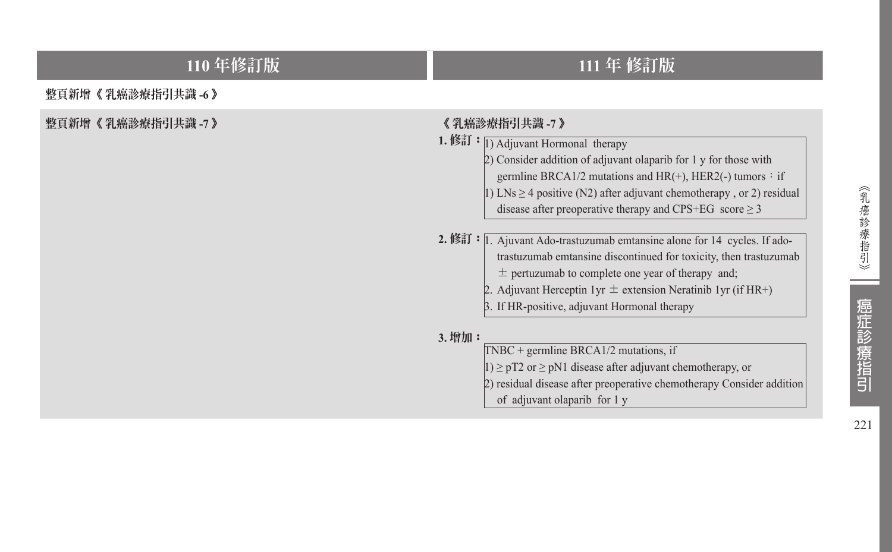| 110 年修訂版 | 111 年 修訂版 |
| --- | --- |
| 整頁新增《乳癌診療指引共識 -6》 | |
| 整頁新增《乳癌診療指引共識 -7》 | 《乳癌診療指引共識 -7》<br>**1. 修訂：**<br>1) Adjuvant Hormonal therapy<br>2) Consider addition of adjuvant olaparib for 1 y for those with germline BRCA1/2 mutations and HR(+), HER2(-) tumors：if<br>1) LNs ≥ 4 positive (N2) after adjuvant chemotherapy , or 2) residual disease after preoperative therapy and CPS+EG score ≥ 3<br>**2. 修訂：**<br>1. Ajuvant Ado-trastuzumab emtansine alone for 14 cycles. If ado-trastuzumab emtansine discontinued for toxicity, then trastuzumab ± pertuzumab to complete one year of therapy and;<br>2. Adjuvant Herceptin 1yr ± extension Neratinib 1yr (if HR+)<br>3. If HR-positive, adjuvant Hormonal therapy<br>**3. 增加：**<br>TNBC + germline BRCA1/2 mutations, if<br>1) ≥ pT2 or ≥ pN1 disease after adjuvant chemotherapy, or<br>2) residual disease after preoperative chemotherapy Consider addition of adjuvant olaparib for 1 y |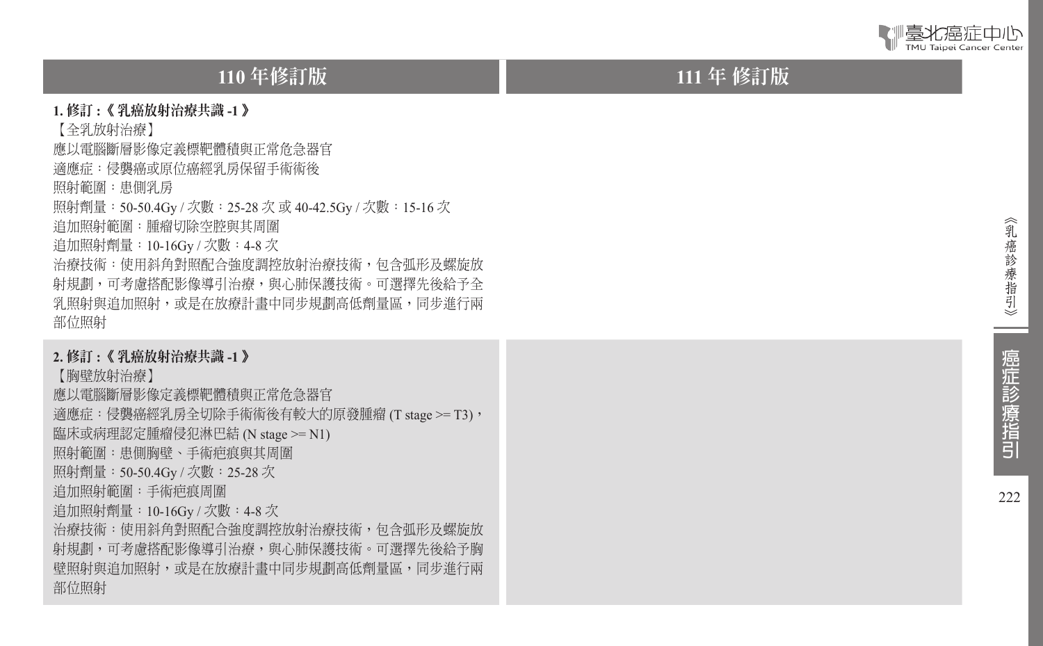| 110 年修訂版 | 111 年 修訂版 |
| --- | --- |
| **1. 修訂 :《 乳癌放射治療共識 -1 》**<br>【全乳放射治療】<br>應以電腦斷層影像定義標靶體積與正常危急器官<br>適應症：侵襲癌或原位癌經乳房保留手術術後<br>照射範圍：患側乳房<br>照射劑量：50-50.4Gy / 次數：25-28 次 或 40-42.5Gy / 次數：15-16 次<br>追加照射範圍：腫瘤切除空腔與其周圍<br>追加照射劑量：10-16Gy / 次數：4-8 次<br>治療技術：使用斜角對照配合強度調控放射治療技術，包含弧形及螺旋放射規劃，可考慮搭配影像導引治療，與心肺保護技術。可選擇先後給予全乳照射與追加照射，或是在放療計畫中同步規劃高低劑量區，同步進行兩部位照射 | |
| **2. 修訂 :《 乳癌放射治療共識 -1 》**<br>【胸壁放射治療】<br>應以電腦斷層影像定義標靶體積與正常危急器官<br>適應症：侵襲癌經乳房全切除手術術後有較大的原發腫瘤 (T stage >= T3)，臨床或病理認定腫瘤侵犯淋巴結 (N stage >= N1)<br>照射範圍：患側胸壁、手術疤痕與其周圍<br>照射劑量：50-50.4Gy / 次數：25-28 次<br>追加照射範圍：手術疤痕周圍<br>追加照射劑量：10-16Gy / 次數：4-8 次<br>治療技術：使用斜角對照配合強度調控放射治療技術，包含弧形及螺旋放射規劃，可考慮搭配影像導引治療，與心肺保護技術。可選擇先後給予胸壁照射與追加照射，或是在放療計畫中同步規劃高低劑量區，同步進行兩部位照射 | |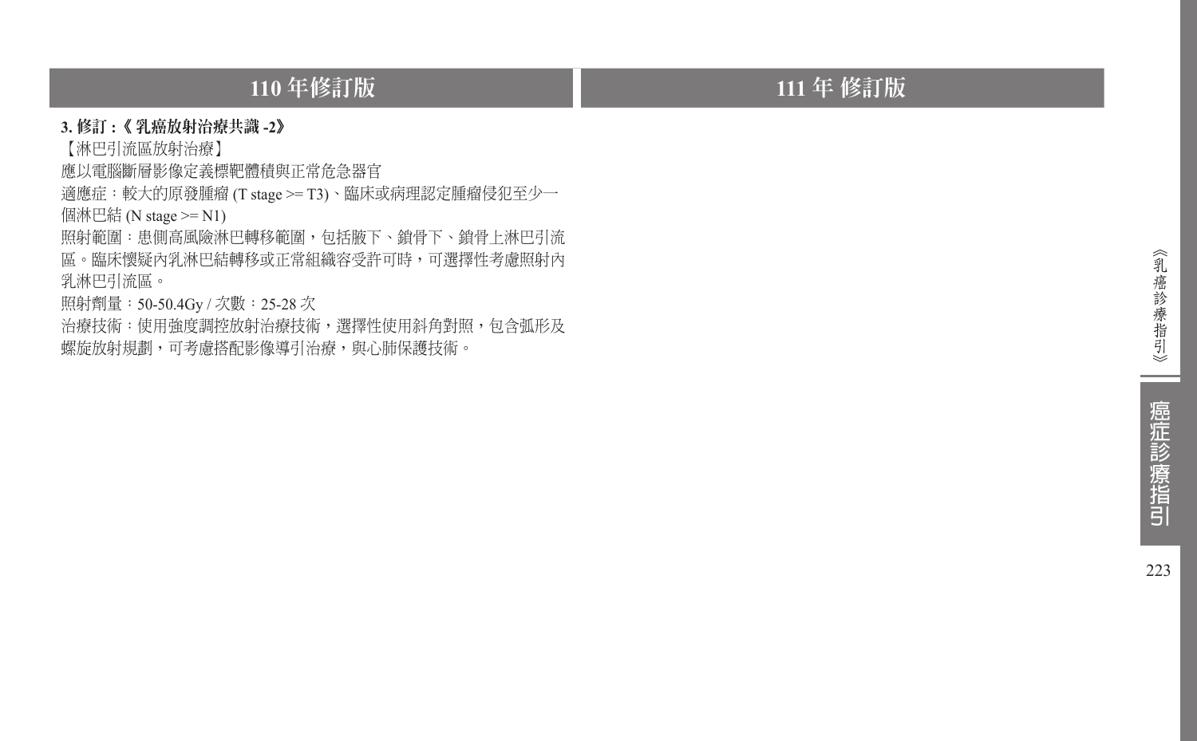| 110 年修訂版 | 111 年 修訂版 |
| --- | --- |
| **3. 修訂 :《 乳癌放射治療共識 -2》**<br>【淋巴引流區放射治療】<br>應以電腦斷層影像定義標靶體積與正常危急器官<br>適應症：較大的原發腫瘤 (T stage >= T3)、臨床或病理認定腫瘤侵犯至少一個淋巴結 (N stage >= N1)<br>照射範圍：患側高風險淋巴轉移範圍，包括腋下、鎖骨下、鎖骨上淋巴引流區。臨床懷疑內乳淋巴結轉移或正常組織容受許可時，可選擇性考慮照射內乳淋巴引流區。<br>照射劑量：50-50.4Gy / 次數：25-28 次<br>治療技術：使用強度調控放射治療技術，選擇性使用斜角對照，包含弧形及螺旋放射規劃，可考慮搭配影像導引治療，與心肺保護技術。 | |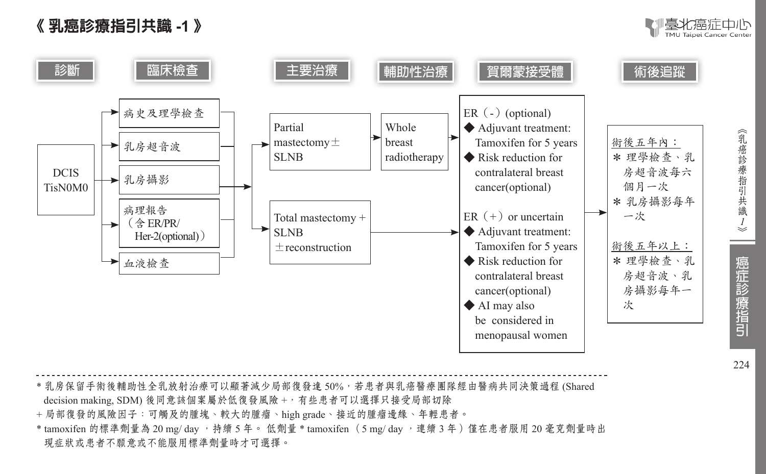# 《 乳癌診療指引共識 -1 》

**診斷**

DCIS TisN0M0

**臨床檢查**

- 病史及理學檢查
- 乳房超音波
- 乳房攝影
- 病理報告（含 ER/PR/Her-2(optional)）
- 血液檢查

**主要治療**

- Partial mastectomy ± SLNB → **輔助性治療**：Whole breast radiotherapy
- Total mastectomy + SLNB ±reconstruction

**賀爾蒙接受體**

ER（-）(optional)
- ◆ Adjuvant treatment: Tamoxifen for 5 years
- ◆ Risk reduction for contralateral breast cancer(optional)

ER（+）or uncertain
- ◆ Adjuvant treatment: Tamoxifen for 5 years
- ◆ Risk reduction for contralateral breast cancer(optional)
- ◆ AI may also be considered in menopausal women

**術後追蹤**

術後五年內：
- ＊ 理學檢查、乳房超音波每六個月一次
- ＊ 乳房攝影每年一次

術後五年以上：
- ＊ 理學檢查、乳房超音波、乳房攝影每年一次

---

\* 乳房保留手術後輔助性全乳放射治療可以顯著減少局部復發達 50%，若患者與乳癌醫療團隊經由醫病共同決策過程 (Shared decision making, SDM) 後同意該個案屬於低復發風險 +，有些患者可以選擇只接受局部切除

\+ 局部復發的風險因子：可觸及的腫塊、較大的腫瘤、high grade、接近的腫瘤邊緣、年輕患者。

\* tamoxifen 的標準劑量為 20 mg/ day ，持續 5 年。 低劑量 * tamoxifen （5 mg/ day ，連續 3 年）僅在患者服用 20 毫克劑量時出現症狀或患者不願意或不能服用標準劑量時才可選擇。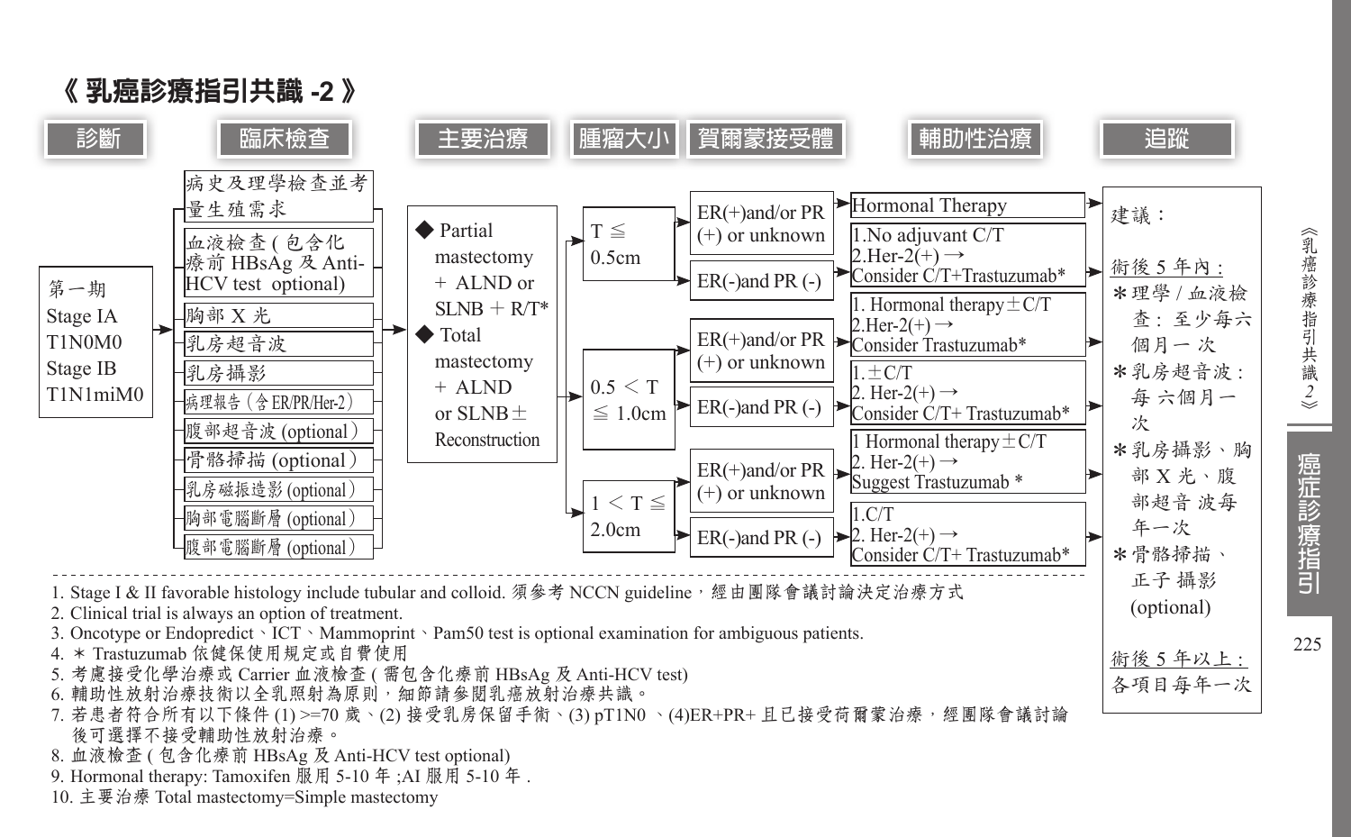# 《 乳癌診療指引共識 -2 》

**診斷** | **臨床檢查** | **主要治療** | **腫瘤大小** | **賀爾蒙接受體** | **輔助性治療** | **追蹤**

**診斷**

第一期
Stage IA
T1N0M0
Stage IB
T1N1miM0

**臨床檢查**

- 病史及理學檢查並考量生殖需求
- 血液檢查 ( 包含化療前 HBsAg 及 Anti-HCV test optional)
- 胸部 X 光
- 乳房超音波
- 乳房攝影
- 病理報告（含 ER/PR/Her-2）
- 腹部超音波 (optional）
- 骨骼掃描 (optional）
- 乳房磁振造影 (optional）
- 胸部電腦斷層 (optional）
- 腹部電腦斷層 (optional）

**主要治療**

- ◆ Partial mastectomy ＋ ALND or SLNB ＋ R/T*
- ◆ Total mastectomy ＋ ALND or SLNB ± Reconstruction

**腫瘤大小／賀爾蒙接受體／輔助性治療**

| 腫瘤大小 | 賀爾蒙接受體 | 輔助性治療 |
|---|---|---|
| T ≦ 0.5cm | ER(+)and/or PR (+) or unknown | Hormonal Therapy |
| | ER(-)and PR (-) | 1.No adjuvant C/T<br>2.Her-2(+) →<br>Consider C/T+Trastuzumab* |
| 0.5 ＜ T ≦ 1.0cm | ER(+)and/or PR (+) or unknown | 1. Hormonal therapy ± C/T<br>2.Her-2(+) →<br>Consider Trastuzumab* |
| | ER(-)and PR (-) | 1. ± C/T<br>2. Her-2(+) →<br>Consider C/T+ Trastuzumab* |
| 1 ＜ T ≦ 2.0cm | ER(+)and/or PR (+) or unknown | 1 Hormonal therapy ± C/T<br>2. Her-2(+) →<br>Suggest Trastuzumab * |
| | ER(-)and PR (-) | 1.C/T<br>2. Her-2(+) →<br>Consider C/T+ Trastuzumab* |

**追蹤**

建議：

術後 5 年內 :
- ＊理學 / 血液檢查 : 至少每六個月一次
- ＊乳房超音波 : 每 六個月一次
- ＊乳房攝影、胸部 X 光、腹部超音 波每年一次
- ＊骨骼掃描、正子 攝影 (optional)

術後 5 年以上 :
各項目每年一次

1. Stage I & II favorable histology include tubular and colloid. 須參考 NCCN guideline，經由團隊會議討論決定治療方式
2. Clinical trial is always an option of treatment.
3. Oncotype or Endopredict、ICT、Mammoprint、Pam50 test is optional examination for ambiguous patients.
4. ＊ Trastuzumab 依健保使用規定或自費使用
5. 考慮接受化學治療或 Carrier 血液檢查 ( 需包含化療前 HBsAg 及 Anti-HCV test)
6. 輔助性放射治療技術以全乳照射為原則，細節請參閱乳癌放射治療共識。
7. 若患者符合所有以下條件 (1) >=70 歲、(2) 接受乳房保留手術、(3) pT1N0 、(4)ER+PR+ 且已接受荷爾蒙治療，經團隊會議討論後可選擇不接受輔助性放射治療。
8. 血液檢查 ( 包含化療前 HBsAg 及 Anti-HCV test optional)
9. Hormonal therapy: Tamoxifen 服用 5-10 年 ;AI 服用 5-10 年 .
10. 主要治療 Total mastectomy=Simple mastectomy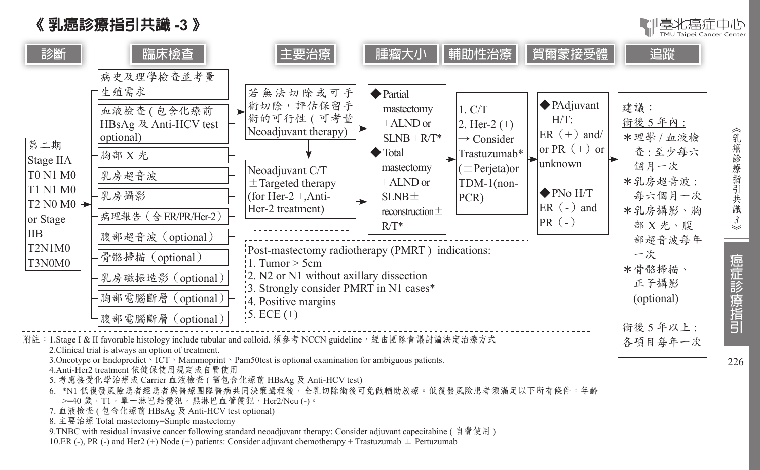# 《 乳癌診療指引共識 -3 》

**診斷**

第二期
Stage IIA
T0 N1 M0
T1 N1 M0
T2 N0 M0
or Stage IIB
T2N1M0
T3N0M0

**臨床檢查**

- 病史及理學檢查並考量生殖需求
- 血液檢查 ( 包含化療前 HBsAg 及 Anti-HCV test optional)
- 胸部 X 光
- 乳房超音波
- 乳房攝影
- 病理報告（含 ER/PR/Her-2）
- 腹部超音波（optional）
- 骨骼掃描（optional）
- 乳房磁振造影（optional）
- 胸部電腦斷層（optional）
- 腹部電腦斷層（optional）

**主要治療**

若無法切除或可手術切除，評估保留手術的可行性 ( 可考量 Neoadjuvant therapy)

→ Neoadjuvant C/T ±Targeted therapy (for Her-2 +,Anti-Her-2 treatment)

**腫瘤大小**

◆Partial mastectomy +ALND or SLNB + R/T*

◆Total mastectomy +ALND or SLNB± reconstruction± R/T*

**輔助性治療**

1. C/T
2. Her-2 (+) → Consider Trastuzumab* (±Perjeta)or TDM-1(non-PCR)

**賀爾蒙接受體**

◆PAdjuvant H/T: ER（+）and/ or PR（+）or unknown

◆PNo H/T ER（-）and PR（-）

**追蹤**

建議：

術後 5 年內：

- ＊理學 / 血液檢查：至少每六個月一次
- ＊乳房超音波：每六個月一次
- ＊乳房攝影、胸部 X 光、腹部超音波每年一次
- ＊骨骼掃描、正子攝影 (optional)

術後 5 年以上：
各項目每年一次

Post-mastectomy radiotherapy (PMRT ) indications:
1. Tumor > 5cm
2. N2 or N1 without axillary dissection
3. Strongly consider PMRT in N1 cases*
4. Positive margins
5. ECE (+)

附註：1.Stage I & II favorable histology include tubular and colloid. 須參考 NCCN guideline，經由團隊會議討論決定治療方式
2.Clinical trial is always an option of treatment.
3.Oncotype or Endopredict、ICT、Mammoprint、Pam50test is optional examination for ambiguous patients.
4.Anti-Her2 treatment 依健保使用規定或自費使用
5. 考慮接受化學治療或 Carrier 血液檢查 ( 需包含化療前 HBsAg 及 Anti-HCV test)
6. *N1 低復發風險患者經患者與醫療團隊醫病共同決策過程後，全乳切除術後可免做輔助放療。低復發風險患者須滿足以下所有條件：年齡 >=40 歲，T1，單一淋巴結侵犯，無淋巴血管侵犯，Her2/Neu (-)。
7. 血液檢查 ( 包含化療前 HBsAg 及 Anti-HCV test optional)
8. 主要治療 Total mastectomy=Simple mastectomy
9.TNBC with residual invasive cancer following standard neoadjuvant therapy: Consider adjuvant capecitabine ( 自費使用 )
10.ER (-), PR (-) and Her2 (+) Node (+) patients: Consider adjuvant chemotherapy + Trastuzumab ± Pertuzumab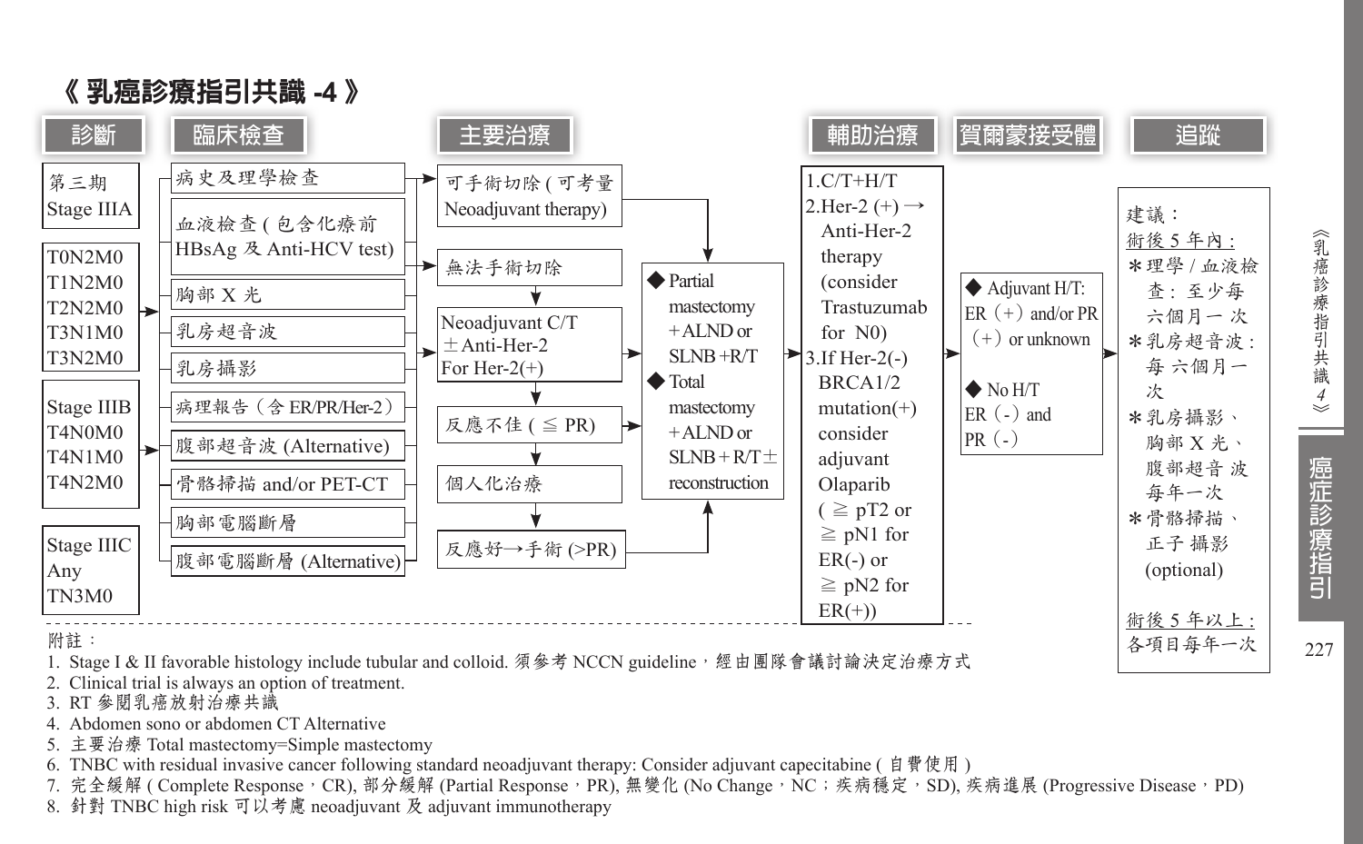# 《 乳癌診療指引共識 -4 》

## 診斷

第三期 Stage IIIA
- T0N2M0
- T1N2M0
- T2N2M0
- T3N1M0
- T3N2M0

Stage IIIB
- T4N0M0
- T4N1M0
- T4N2M0

Stage IIIC
- Any TN3M0

## 臨床檢查

- 病史及理學檢查
- 血液檢查 ( 包含化療前 HBsAg 及 Anti-HCV test)
- 胸部 X 光
- 乳房超音波
- 乳房攝影
- 病理報告（含 ER/PR/Her-2）
- 腹部超音波 (Alternative)
- 骨骼掃描 and/or PET-CT
- 胸部電腦斷層
- 腹部電腦斷層 (Alternative)

## 主要治療

- 可手術切除 ( 可考量 Neoadjuvant therapy) → 手術
- 無法手術切除 → Neoadjuvant C/T ± Anti-Her-2 For Her-2(+)
  - → 反應不佳 ( ≦ PR) → 個人化治療
  - → 反應好→手術 (>PR)

手術：
- ◆ Partial mastectomy + ALND or SLNB + R/T
- ◆ Total mastectomy + ALND or SLNB + R/T ± reconstruction

## 輔助治療

1. C/T+H/T
2. Her-2 (+) → Anti-Her-2 therapy (consider Trastuzumab for N0)
3. If Her-2(-) BRCA1/2 mutation(+) consider adjuvant Olaparib ( ≧ pT2 or ≧ pN1 for ER(-) or ≧ pN2 for ER(+))

## 賀爾蒙接受體

- ◆ Adjuvant H/T: ER（+）and/or PR（+）or unknown
- ◆ No H/T ER（-）and PR（-）

## 追蹤

建議：

術後 5 年內 :
- ＊理學 / 血液檢查：至少每六個月一次
- ＊乳房超音波：每六個月一次
- ＊乳房攝影、胸部 X 光、腹部超音波每年一次
- ＊骨骼掃描、正子攝影 (optional)

術後 5 年以上 :
各項目每年一次

附註：
1. Stage I & II favorable histology include tubular and colloid. 須參考 NCCN guideline，經由團隊會議討論決定治療方式
2. Clinical trial is always an option of treatment.
3. RT 參閱乳癌放射治療共識
4. Abdomen sono or abdomen CT Alternative
5. 主要治療 Total mastectomy=Simple mastectomy
6. TNBC with residual invasive cancer following standard neoadjuvant therapy: Consider adjuvant capecitabine ( 自費使用 )
7. 完全緩解 ( Complete Response，CR), 部分緩解 (Partial Response，PR), 無變化 (No Change，NC；疾病穩定，SD), 疾病進展 (Progressive Disease，PD)
8. 針對 TNBC high risk 可以考慮 neoadjuvant 及 adjuvant immunotherapy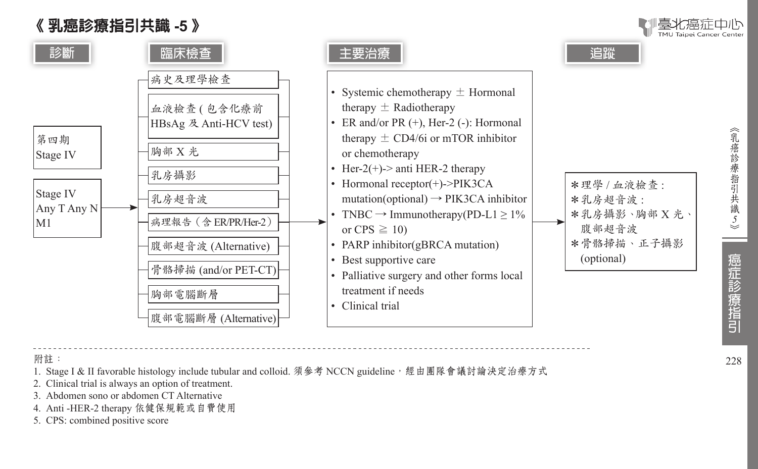# 《 乳癌診療指引共識 -5 》

## 診斷

- 第四期 Stage IV
- Stage IV Any T Any N M1

## 臨床檢查

- 病史及理學檢查
- 血液檢查 ( 包含化療前 HBsAg 及 Anti-HCV test)
- 胸部 X 光
- 乳房攝影
- 乳房超音波
- 病理報告（含 ER/PR/Her-2）
- 腹部超音波 (Alternative)
- 骨骼掃描 (and/or PET-CT)
- 胸部電腦斷層
- 腹部電腦斷層 (Alternative)

## 主要治療

- Systemic chemotherapy ± Hormonal therapy ± Radiotherapy
- ER and/or PR (+), Her-2 (-): Hormonal therapy ± CD4/6i or mTOR inhibitor or chemotherapy
- Her-2(+)-> anti HER-2 therapy
- Hormonal receptor(+)->PIK3CA mutation(optional) → PIK3CA inhibitor
- TNBC → Immunotherapy(PD-L1 ≥ 1% or CPS ≧ 10)
- PARP inhibitor(gBRCA mutation)
- Best supportive care
- Palliative surgery and other forms local treatment if needs
- Clinical trial

## 追蹤

＊理學 / 血液檢查 :
＊乳房超音波 :
＊乳房攝影、胸部 X 光、腹部超音波
＊骨骼掃描、正子攝影 (optional)

---

附註：

1. Stage I & II favorable histology include tubular and colloid. 須參考 NCCN guideline，經由團隊會議討論決定治療方式
2. Clinical trial is always an option of treatment.
3. Abdomen sono or abdomen CT Alternative
4. Anti -HER-2 therapy 依健保規範或自費使用
5. CPS: combined positive score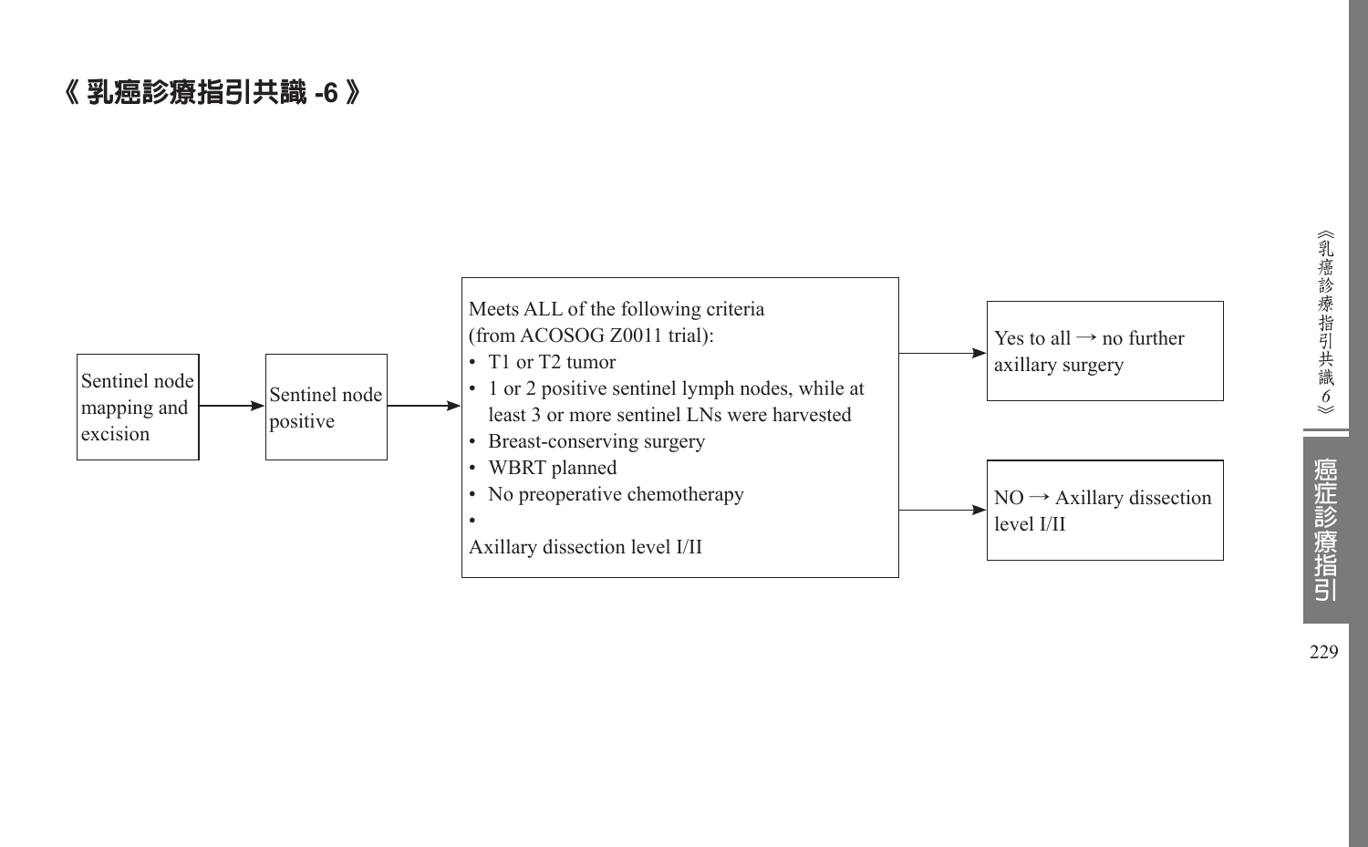# 《 乳癌診療指引共識 -6 》

Sentinel node mapping and excision → Sentinel node positive →

Meets ALL of the following criteria (from ACOSOG Z0011 trial):

- T1 or T2 tumor
- 1 or 2 positive sentinel lymph nodes, while at least 3 or more sentinel LNs were harvested
- Breast-conserving surgery
- WBRT planned
- No preoperative chemotherapy
- 

Axillary dissection level I/II

→ Yes to all → no further axillary surgery

→ NO → Axillary dissection level I/II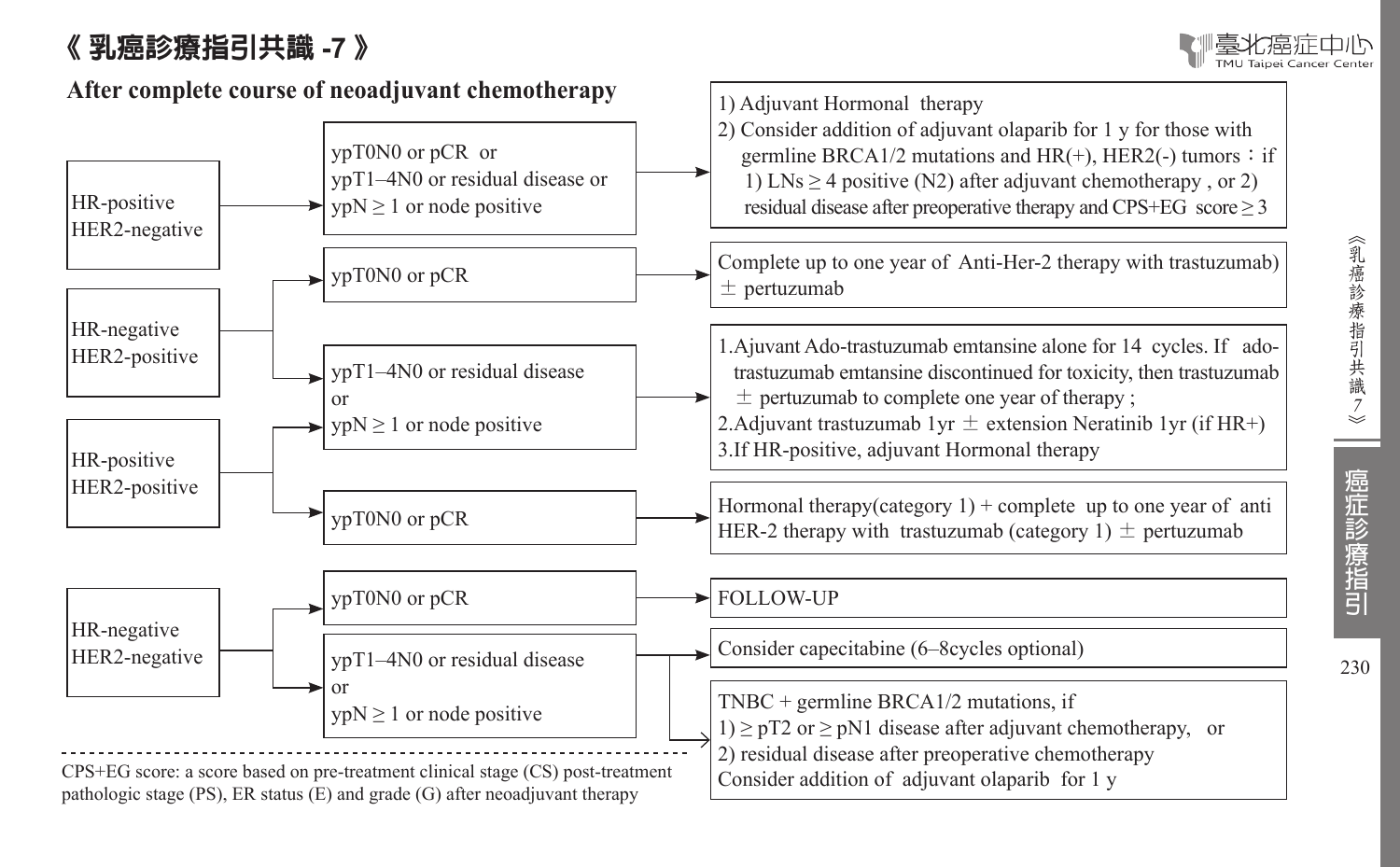# 《 乳癌診療指引共識 -7 》

## After complete course of neoadjuvant chemotherapy

**HR-positive HER2-negative**

- ypT0N0 or pCR or ypT1–4N0 or residual disease or ypN ≥ 1 or node positive →
  1) Adjuvant Hormonal therapy
  2) Consider addition of adjuvant olaparib for 1 y for those with germline BRCA1/2 mutations and HR(+), HER2(-) tumors：if
     1) LNs ≥ 4 positive (N2) after adjuvant chemotherapy , or 2) residual disease after preoperative therapy and CPS+EG score ≥ 3

**HR-negative HER2-positive**

- ypT0N0 or pCR → Complete up to one year of Anti-Her-2 therapy with trastuzumab) ± pertuzumab
- ypT1–4N0 or residual disease or ypN ≥ 1 or node positive →
  1. Ajuvant Ado-trastuzumab emtansine alone for 14 cycles. If ado-trastuzumab emtansine discontinued for toxicity, then trastuzumab ± pertuzumab to complete one year of therapy ;
  2. Adjuvant trastuzumab 1yr ± extension Neratinib 1yr (if HR+)
  3. If HR-positive, adjuvant Hormonal therapy

**HR-positive HER2-positive**

- ypT1–4N0 or residual disease or ypN ≥ 1 or node positive → (same as above: 1. Ajuvant Ado-trastuzumab emtansine alone for 14 cycles ...; 2. Adjuvant trastuzumab 1yr ± extension Neratinib 1yr (if HR+); 3. If HR-positive, adjuvant Hormonal therapy)
- ypT0N0 or pCR → Hormonal therapy(category 1) + complete up to one year of anti HER-2 therapy with trastuzumab (category 1) ± pertuzumab

**HR-negative HER2-negative**

- ypT0N0 or pCR → FOLLOW-UP
- ypT1–4N0 or residual disease or ypN ≥ 1 or node positive →
  - Consider capecitabine (6–8cycles optional)
  - TNBC + germline BRCA1/2 mutations, if
    1) ≥ pT2 or ≥ pN1 disease after adjuvant chemotherapy, or
    2) residual disease after preoperative chemotherapy
    Consider addition of adjuvant olaparib for 1 y

---

CPS+EG score: a score based on pre-treatment clinical stage (CS) post-treatment pathologic stage (PS), ER status (E) and grade (G) after neoadjuvant therapy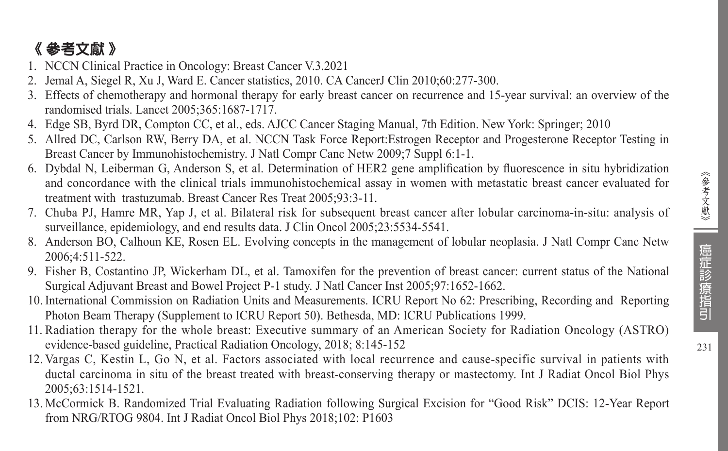# 《 參考文獻 》

1. NCCN Clinical Practice in Oncology: Breast Cancer V.3.2021
2. Jemal A, Siegel R, Xu J, Ward E. Cancer statistics, 2010. CA CancerJ Clin 2010;60:277-300.
3. Effects of chemotherapy and hormonal therapy for early breast cancer on recurrence and 15-year survival: an overview of the randomised trials. Lancet 2005;365:1687-1717.
4. Edge SB, Byrd DR, Compton CC, et al., eds. AJCC Cancer Staging Manual, 7th Edition. New York: Springer; 2010
5. Allred DC, Carlson RW, Berry DA, et al. NCCN Task Force Report:Estrogen Receptor and Progesterone Receptor Testing in Breast Cancer by Immunohistochemistry. J Natl Compr Canc Netw 2009;7 Suppl 6:1-1.
6. Dybdal N, Leiberman G, Anderson S, et al. Determination of HER2 gene amplification by fluorescence in situ hybridization and concordance with the clinical trials immunohistochemical assay in women with metastatic breast cancer evaluated for treatment with trastuzumab. Breast Cancer Res Treat 2005;93:3-11.
7. Chuba PJ, Hamre MR, Yap J, et al. Bilateral risk for subsequent breast cancer after lobular carcinoma-in-situ: analysis of surveillance, epidemiology, and end results data. J Clin Oncol 2005;23:5534-5541.
8. Anderson BO, Calhoun KE, Rosen EL. Evolving concepts in the management of lobular neoplasia. J Natl Compr Canc Netw 2006;4:511-522.
9. Fisher B, Costantino JP, Wickerham DL, et al. Tamoxifen for the prevention of breast cancer: current status of the National Surgical Adjuvant Breast and Bowel Project P-1 study. J Natl Cancer Inst 2005;97:1652-1662.
10. International Commission on Radiation Units and Measurements. ICRU Report No 62: Prescribing, Recording and Reporting Photon Beam Therapy (Supplement to ICRU Report 50). Bethesda, MD: ICRU Publications 1999.
11. Radiation therapy for the whole breast: Executive summary of an American Society for Radiation Oncology (ASTRO) evidence-based guideline, Practical Radiation Oncology, 2018; 8:145-152
12. Vargas C, Kestin L, Go N, et al. Factors associated with local recurrence and cause-specific survival in patients with ductal carcinoma in situ of the breast treated with breast-conserving therapy or mastectomy. Int J Radiat Oncol Biol Phys 2005;63:1514-1521.
13. McCormick B. Randomized Trial Evaluating Radiation following Surgical Excision for "Good Risk" DCIS: 12-Year Report from NRG/RTOG 9804. Int J Radiat Oncol Biol Phys 2018;102: P1603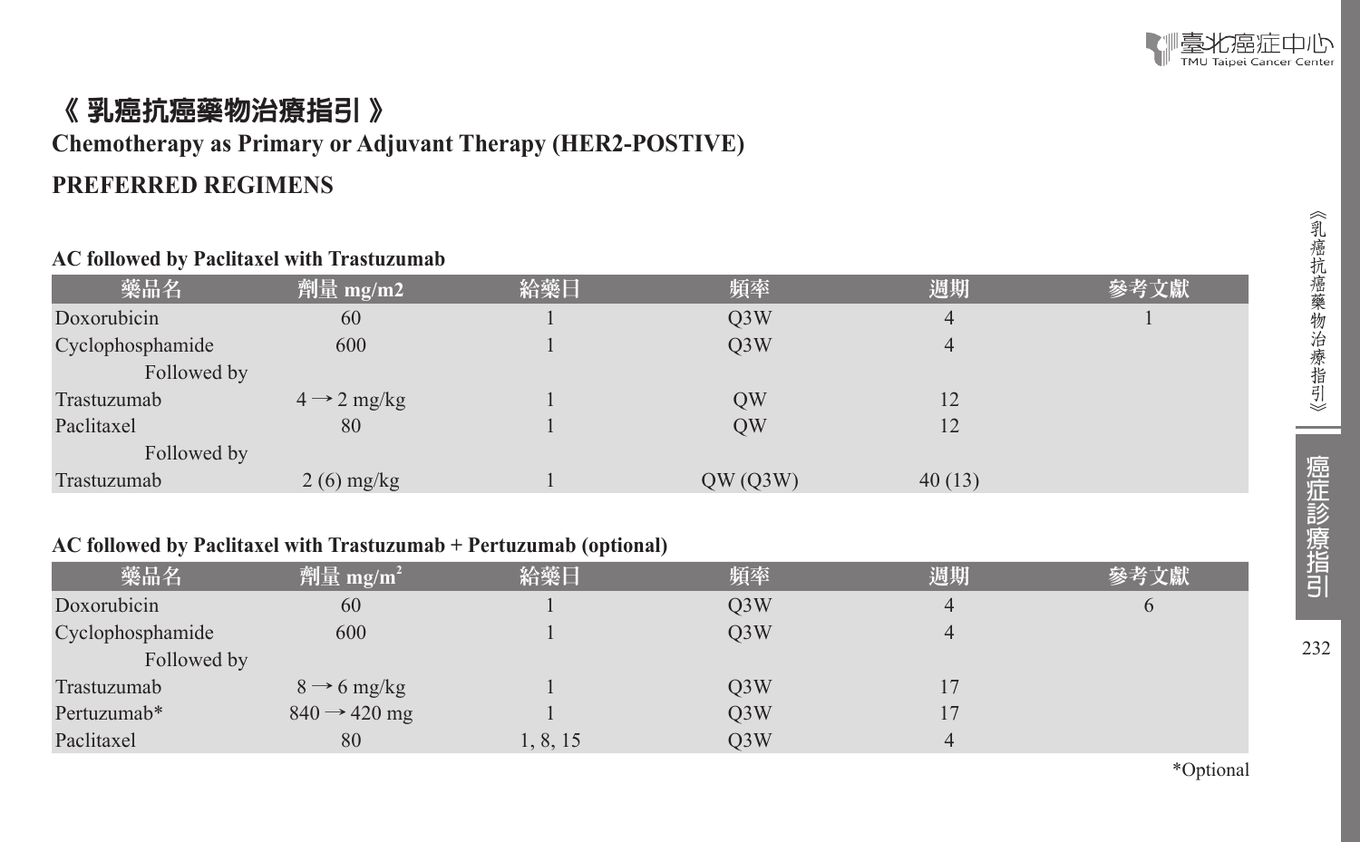# 《 乳癌抗癌藥物治療指引 》

## Chemotherapy as Primary or Adjuvant Therapy (HER2-POSTIVE)

## PREFERRED REGIMENS

### AC followed by Paclitaxel with Trastuzumab

| 藥品名 | 劑量 mg/m2 | 給藥日 | 頻率 | 週期 | 參考文獻 |
|---|---|---|---|---|---|
| Doxorubicin | 60 | 1 | Q3W | 4 | 1 |
| Cyclophosphamide | 600 | 1 | Q3W | 4 | |
| Followed by | | | | | |
| Trastuzumab | 4 → 2 mg/kg | 1 | QW | 12 | |
| Paclitaxel | 80 | 1 | QW | 12 | |
| Followed by | | | | | |
| Trastuzumab | 2 (6) mg/kg | 1 | QW (Q3W) | 40 (13) | |

### AC followed by Paclitaxel with Trastuzumab + Pertuzumab (optional)

| 藥品名 | 劑量 $mg/m^2$ | 給藥日 | 頻率 | 週期 | 參考文獻 |
|---|---|---|---|---|---|
| Doxorubicin | 60 | 1 | Q3W | 4 | 6 |
| Cyclophosphamide | 600 | 1 | Q3W | 4 | |
| Followed by | | | | | |
| Trastuzumab | 8 → 6 mg/kg | 1 | Q3W | 17 | |
| Pertuzumab* | 840 → 420 mg | 1 | Q3W | 17 | |
| Paclitaxel | 80 | 1, 8, 15 | Q3W | 4 | |

*Optional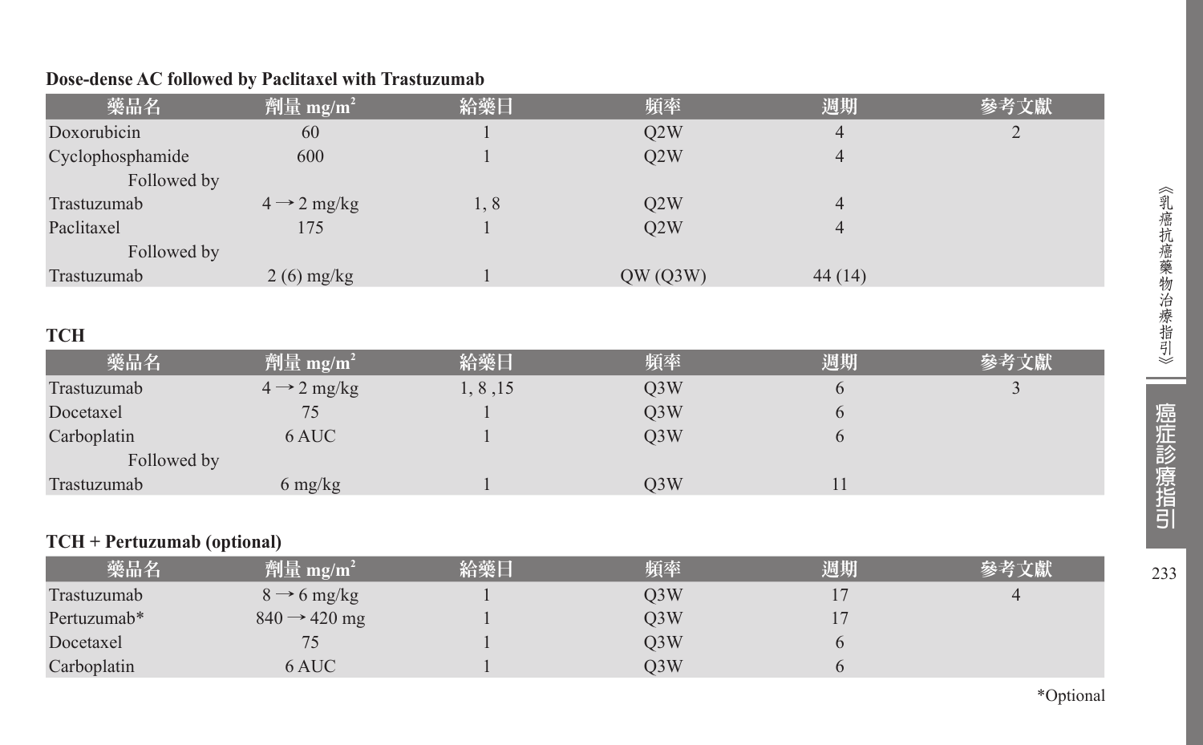**Dose-dense AC followed by Paclitaxel with Trastuzumab**

| 藥品名 | 劑量 $mg/m^2$ | 給藥日 | 頻率 | 週期 | 參考文獻 |
|---|---|---|---|---|---|
| Doxorubicin | 60 | 1 | Q2W | 4 | 2 |
| Cyclophosphamide | 600 | 1 | Q2W | 4 | |
| Followed by | | | | | |
| Trastuzumab | 4 → 2 mg/kg | 1, 8 | Q2W | 4 | |
| Paclitaxel | 175 | 1 | Q2W | 4 | |
| Followed by | | | | | |
| Trastuzumab | 2 (6) mg/kg | 1 | QW (Q3W) | 44 (14) | |

**TCH**

| 藥品名 | 劑量 $mg/m^2$ | 給藥日 | 頻率 | 週期 | 參考文獻 |
|---|---|---|---|---|---|
| Trastuzumab | 4 → 2 mg/kg | 1, 8 ,15 | Q3W | 6 | 3 |
| Docetaxel | 75 | 1 | Q3W | 6 | |
| Carboplatin | 6 AUC | 1 | Q3W | 6 | |
| Followed by | | | | | |
| Trastuzumab | 6 mg/kg | 1 | Q3W | 11 | |

**TCH + Pertuzumab (optional)**

| 藥品名 | 劑量 $mg/m^2$ | 給藥日 | 頻率 | 週期 | 參考文獻 |
|---|---|---|---|---|---|
| Trastuzumab | 8 → 6 mg/kg | 1 | Q3W | 17 | 4 |
| Pertuzumab* | 840 → 420 mg | 1 | Q3W | 17 | |
| Docetaxel | 75 | 1 | Q3W | 6 | |
| Carboplatin | 6 AUC | 1 | Q3W | 6 | |

*Optional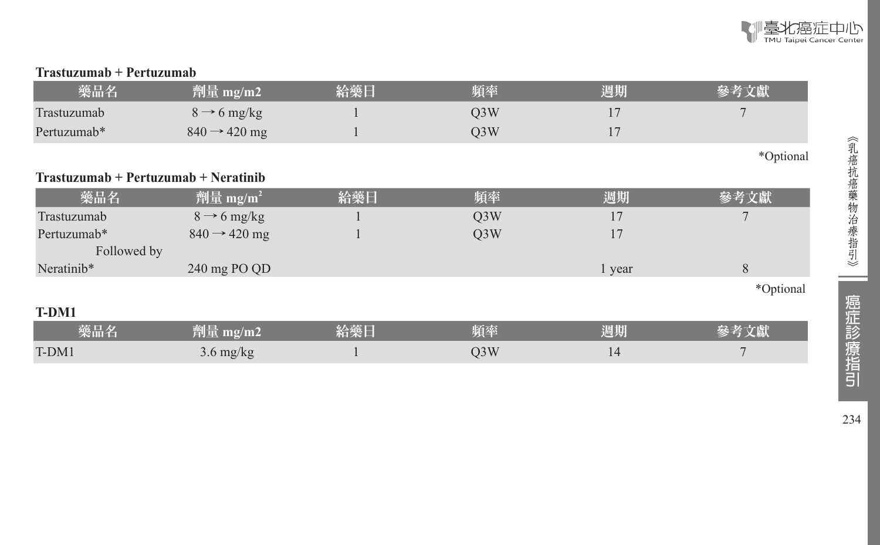**Trastuzumab + Pertuzumab**

| 藥品名 | 劑量 mg/m2 | 給藥日 | 頻率 | 週期 | 參考文獻 |
|---|---|---|---|---|---|
| Trastuzumab | 8 → 6 mg/kg | 1 | Q3W | 17 | 7 |
| Pertuzumab* | 840 → 420 mg | 1 | Q3W | 17 | |

*Optional

**Trastuzumab + Pertuzumab + Neratinib**

| 藥品名 | 劑量 $mg/m^2$ | 給藥日 | 頻率 | 週期 | 參考文獻 |
|---|---|---|---|---|---|
| Trastuzumab | 8 → 6 mg/kg | 1 | Q3W | 17 | 7 |
| Pertuzumab* | 840 → 420 mg | 1 | Q3W | 17 | |
| Followed by | | | | | |
| Neratinib* | 240 mg PO QD | | | 1 year | 8 |

*Optional

**T-DM1**

| 藥品名 | 劑量 mg/m2 | 給藥日 | 頻率 | 週期 | 參考文獻 |
|---|---|---|---|---|---|
| T-DM1 | 3.6 mg/kg | 1 | Q3W | 14 | 7 |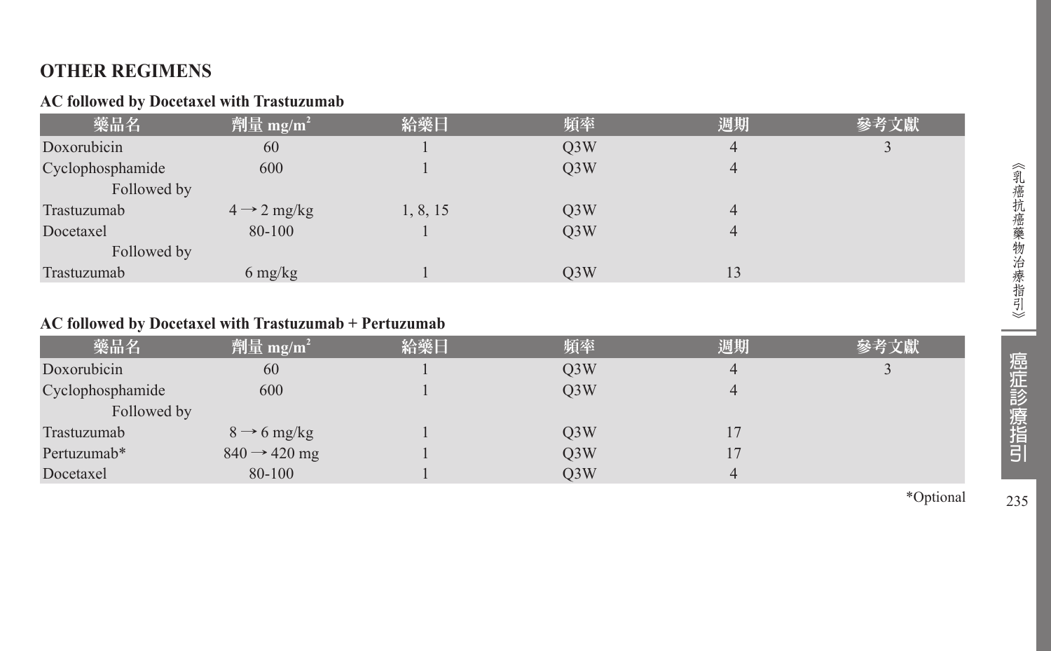## OTHER REGIMENS

### AC followed by Docetaxel with Trastuzumab

| 藥品名 | 劑量 mg/m$^2$ | 給藥日 | 頻率 | 週期 | 參考文獻 |
|---|---|---|---|---|---|
| Doxorubicin | 60 | 1 | Q3W | 4 | 3 |
| Cyclophosphamide | 600 | 1 | Q3W | 4 | |
| Followed by | | | | | |
| Trastuzumab | 4 → 2 mg/kg | 1, 8, 15 | Q3W | 4 | |
| Docetaxel | 80-100 | 1 | Q3W | 4 | |
| Followed by | | | | | |
| Trastuzumab | 6 mg/kg | 1 | Q3W | 13 | |

### AC followed by Docetaxel with Trastuzumab + Pertuzumab

| 藥品名 | 劑量 mg/m$^2$ | 給藥日 | 頻率 | 週期 | 參考文獻 |
|---|---|---|---|---|---|
| Doxorubicin | 60 | 1 | Q3W | 4 | 3 |
| Cyclophosphamide | 600 | 1 | Q3W | 4 | |
| Followed by | | | | | |
| Trastuzumab | 8 → 6 mg/kg | 1 | Q3W | 17 | |
| Pertuzumab* | 840 → 420 mg | 1 | Q3W | 17 | |
| Docetaxel | 80-100 | 1 | Q3W | 4 | |

*Optional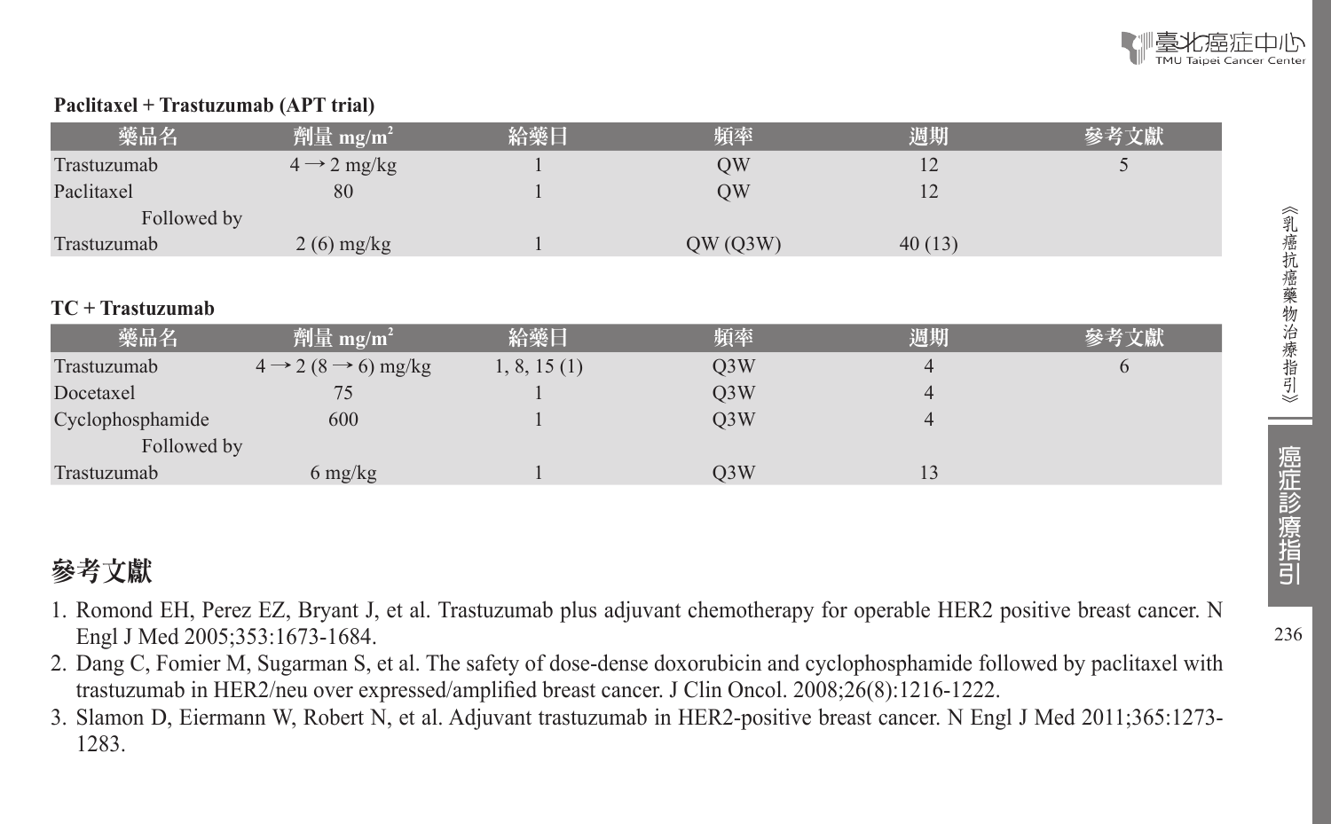**Paclitaxel + Trastuzumab (APT trial)**

| 藥品名 | 劑量 mg/m$^2$ | 給藥日 | 頻率 | 週期 | 參考文獻 |
|---|---|---|---|---|---|
| Trastuzumab | 4 → 2 mg/kg | 1 | QW | 12 | 5 |
| Paclitaxel | 80 | 1 | QW | 12 | |
| Followed by | | | | | |
| Trastuzumab | 2 (6) mg/kg | 1 | QW (Q3W) | 40 (13) | |

**TC + Trastuzumab**

| 藥品名 | 劑量 mg/m$^2$ | 給藥日 | 頻率 | 週期 | 參考文獻 |
|---|---|---|---|---|---|
| Trastuzumab | 4 → 2 (8 → 6) mg/kg | 1, 8, 15 (1) | Q3W | 4 | 6 |
| Docetaxel | 75 | 1 | Q3W | 4 | |
| Cyclophosphamide | 600 | 1 | Q3W | 4 | |
| Followed by | | | | | |
| Trastuzumab | 6 mg/kg | 1 | Q3W | 13 | |

## 參考文獻

1. Romond EH, Perez EZ, Bryant J, et al. Trastuzumab plus adjuvant chemotherapy for operable HER2 positive breast cancer. N Engl J Med 2005;353:1673-1684.
2. Dang C, Fomier M, Sugarman S, et al. The safety of dose-dense doxorubicin and cyclophosphamide followed by paclitaxel with trastuzumab in HER2/neu over expressed/amplified breast cancer. J Clin Oncol. 2008;26(8):1216-1222.
3. Slamon D, Eiermann W, Robert N, et al. Adjuvant trastuzumab in HER2-positive breast cancer. N Engl J Med 2011;365:1273-1283.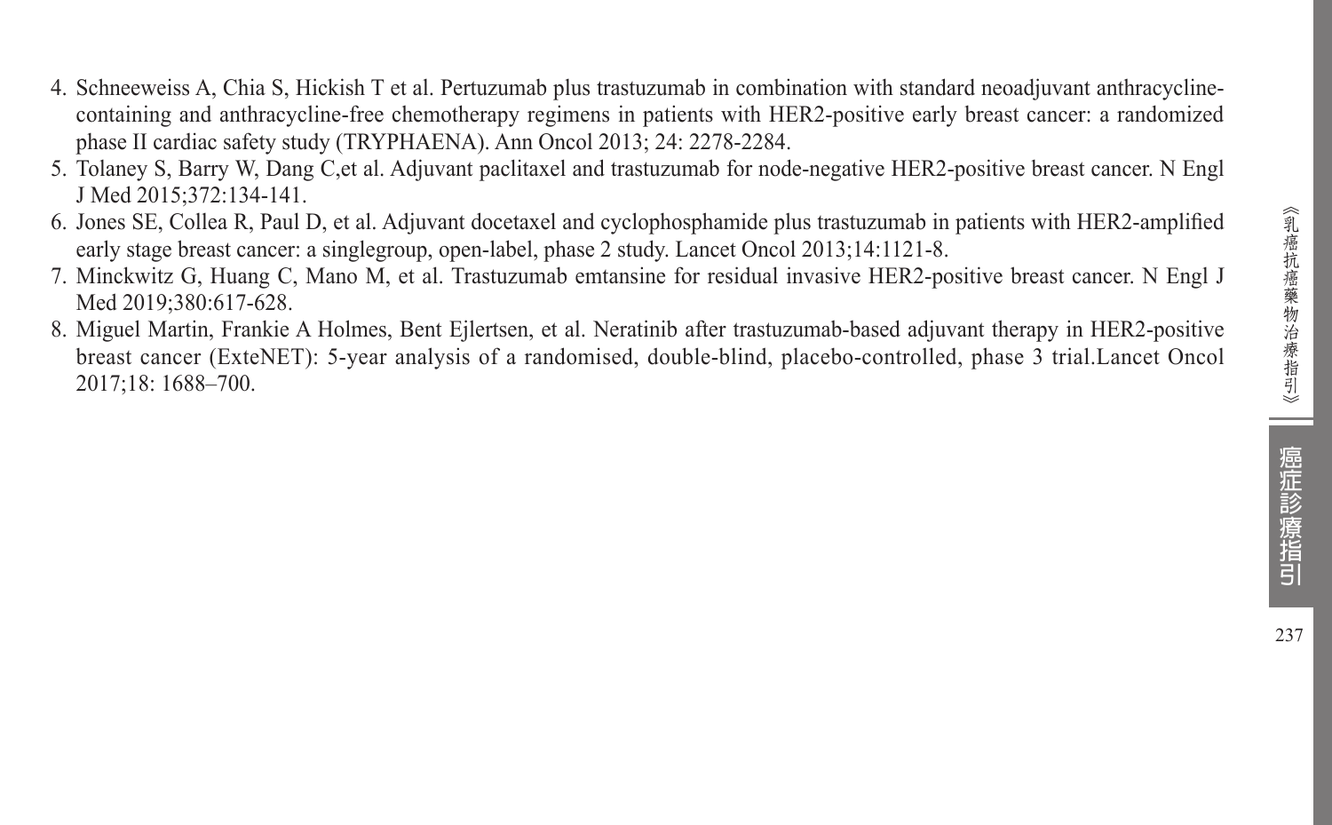4. Schneeweiss A, Chia S, Hickish T et al. Pertuzumab plus trastuzumab in combination with standard neoadjuvant anthracycline-containing and anthracycline-free chemotherapy regimens in patients with HER2-positive early breast cancer: a randomized phase II cardiac safety study (TRYPHAENA). Ann Oncol 2013; 24: 2278-2284.
5. Tolaney S, Barry W, Dang C,et al. Adjuvant paclitaxel and trastuzumab for node-negative HER2-positive breast cancer. N Engl J Med 2015;372:134-141.
6. Jones SE, Collea R, Paul D, et al. Adjuvant docetaxel and cyclophosphamide plus trastuzumab in patients with HER2-amplified early stage breast cancer: a singlegroup, open-label, phase 2 study. Lancet Oncol 2013;14:1121-8.
7. Minckwitz G, Huang C, Mano M, et al. Trastuzumab emtansine for residual invasive HER2-positive breast cancer. N Engl J Med 2019;380:617-628.
8. Miguel Martin, Frankie A Holmes, Bent Ejlertsen, et al. Neratinib after trastuzumab-based adjuvant therapy in HER2-positive breast cancer (ExteNET): 5-year analysis of a randomised, double-blind, placebo-controlled, phase 3 trial.Lancet Oncol 2017;18: 1688–700.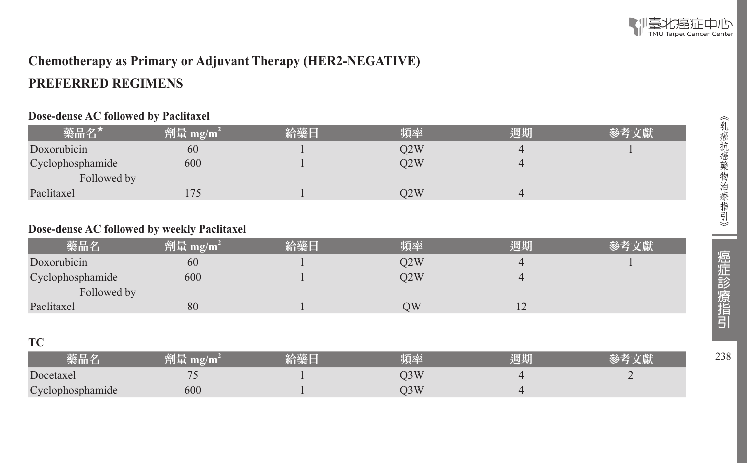## Chemotherapy as Primary or Adjuvant Therapy (HER2-NEGATIVE)

## PREFERRED REGIMENS

### Dose-dense AC followed by Paclitaxel

| 藥品名★ | 劑量 $mg/m^2$ | 給藥日 | 頻率 | 週期 | 參考文獻 |
|---|---|---|---|---|---|
| Doxorubicin | 60 | 1 | Q2W | 4 | 1 |
| Cyclophosphamide | 600 | 1 | Q2W | 4 | |
| Followed by | | | | | |
| Paclitaxel | 175 | 1 | Q2W | 4 | |

### Dose-dense AC followed by weekly Paclitaxel

| 藥品名 | 劑量 $mg/m^2$ | 給藥日 | 頻率 | 週期 | 參考文獻 |
|---|---|---|---|---|---|
| Doxorubicin | 60 | 1 | Q2W | 4 | 1 |
| Cyclophosphamide | 600 | 1 | Q2W | 4 | |
| Followed by | | | | | |
| Paclitaxel | 80 | 1 | QW | 12 | |

### TC

| 藥品名 | 劑量 $mg/m^2$ | 給藥日 | 頻率 | 週期 | 參考文獻 |
|---|---|---|---|---|---|
| Docetaxel | 75 | 1 | Q3W | 4 | 2 |
| Cyclophosphamide | 600 | 1 | Q3W | 4 | |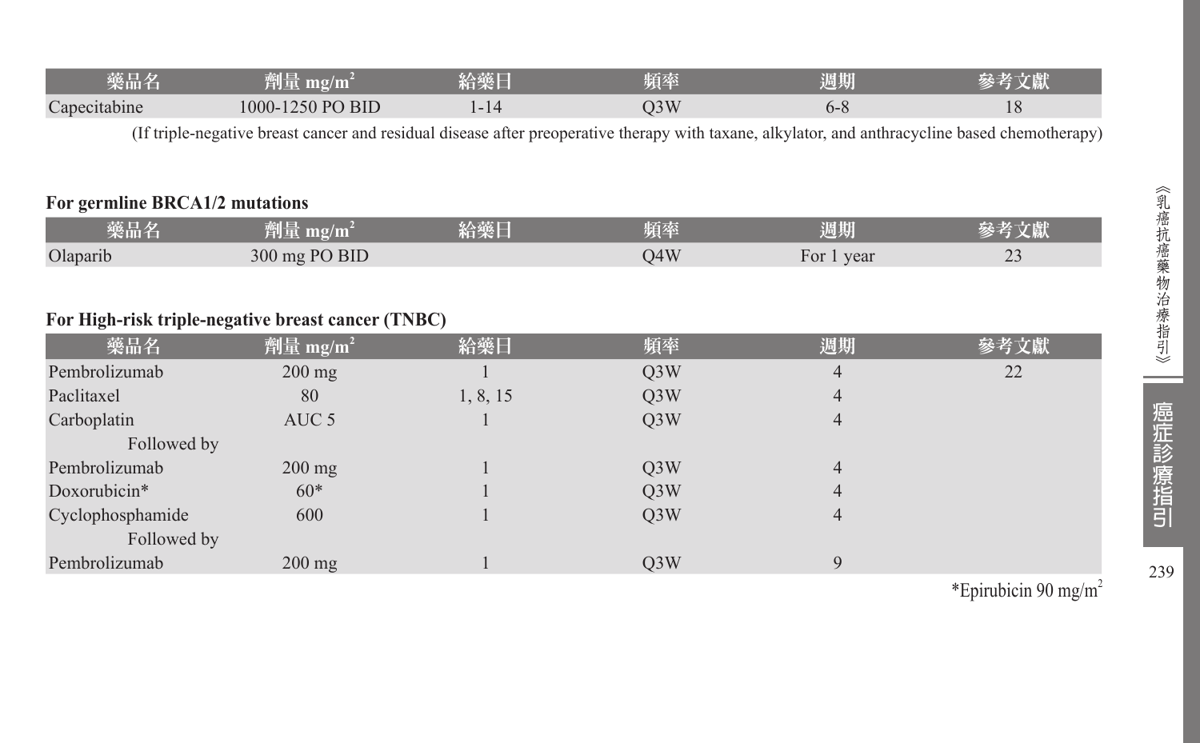| 藥品名 | 劑量 mg/m$^2$ | 給藥日 | 頻率 | 週期 | 參考文獻 |
|---|---|---|---|---|---|
| Capecitabine | 1000-1250 PO BID | 1-14 | Q3W | 6-8 | 18 |

(If triple-negative breast cancer and residual disease after preoperative therapy with taxane, alkylator, and anthracycline based chemotherapy)

**For germline BRCA1/2 mutations**

| 藥品名 | 劑量 mg/m$^2$ | 給藥日 | 頻率 | 週期 | 參考文獻 |
|---|---|---|---|---|---|
| Olaparib | 300 mg PO BID | | Q4W | For 1 year | 23 |

**For High-risk triple-negative breast cancer (TNBC)**

| 藥品名 | 劑量 mg/m$^2$ | 給藥日 | 頻率 | 週期 | 參考文獻 |
|---|---|---|---|---|---|
| Pembrolizumab | 200 mg | 1 | Q3W | 4 | 22 |
| Paclitaxel | 80 | 1, 8, 15 | Q3W | 4 | |
| Carboplatin | AUC 5 | 1 | Q3W | 4 | |
| Followed by | | | | | |
| Pembrolizumab | 200 mg | 1 | Q3W | 4 | |
| Doxorubicin* | 60* | 1 | Q3W | 4 | |
| Cyclophosphamide | 600 | 1 | Q3W | 4 | |
| Followed by | | | | | |
| Pembrolizumab | 200 mg | 1 | Q3W | 9 | |

*Epirubicin 90 mg/m$^2$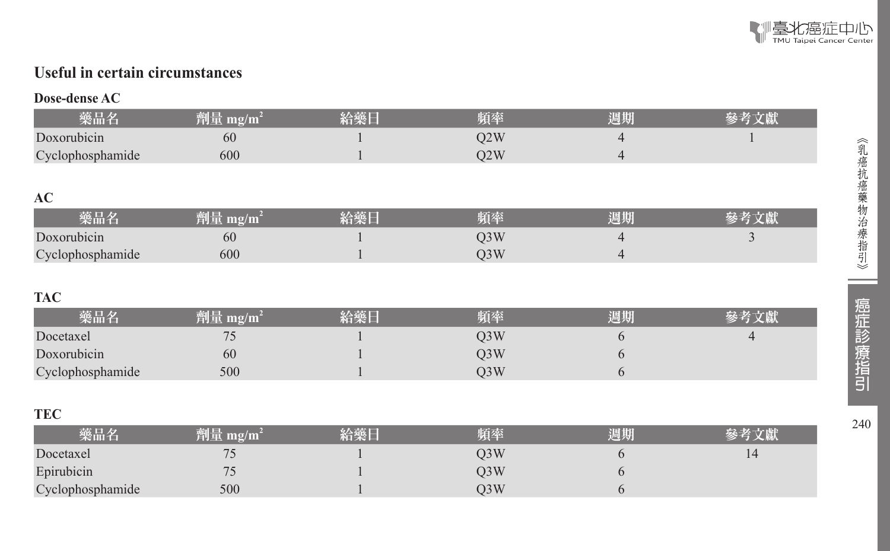## Useful in certain circumstances

### Dose-dense AC

| 藥品名 | 劑量 mg/m$^2$ | 給藥日 | 頻率 | 週期 | 參考文獻 |
|---|---|---|---|---|---|
| Doxorubicin | 60 | 1 | Q2W | 4 | 1 |
| Cyclophosphamide | 600 | 1 | Q2W | 4 | |

### AC

| 藥品名 | 劑量 mg/m$^2$ | 給藥日 | 頻率 | 週期 | 參考文獻 |
|---|---|---|---|---|---|
| Doxorubicin | 60 | 1 | Q3W | 4 | 3 |
| Cyclophosphamide | 600 | 1 | Q3W | 4 | |

### TAC

| 藥品名 | 劑量 mg/m$^2$ | 給藥日 | 頻率 | 週期 | 參考文獻 |
|---|---|---|---|---|---|
| Docetaxel | 75 | 1 | Q3W | 6 | 4 |
| Doxorubicin | 60 | 1 | Q3W | 6 | |
| Cyclophosphamide | 500 | 1 | Q3W | 6 | |

### TEC

| 藥品名 | 劑量 mg/m$^2$ | 給藥日 | 頻率 | 週期 | 參考文獻 |
|---|---|---|---|---|---|
| Docetaxel | 75 | 1 | Q3W | 6 | 14 |
| Epirubicin | 75 | 1 | Q3W | 6 | |
| Cyclophosphamide | 500 | 1 | Q3W | 6 | |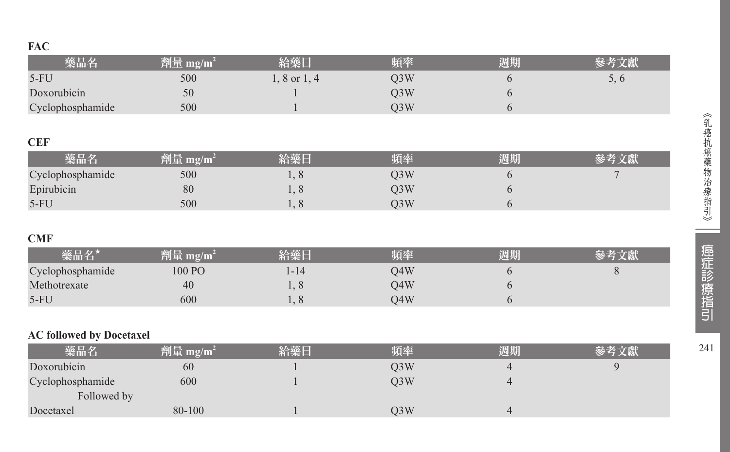**FAC**

| 藥品名 | 劑量 mg/m$^2$ | 給藥日 | 頻率 | 週期 | 參考文獻 |
|---|---|---|---|---|---|
| 5-FU | 500 | 1, 8 or 1, 4 | Q3W | 6 | 5, 6 |
| Doxorubicin | 50 | 1 | Q3W | 6 | |
| Cyclophosphamide | 500 | 1 | Q3W | 6 | |

**CEF**

| 藥品名 | 劑量 mg/m$^2$ | 給藥日 | 頻率 | 週期 | 參考文獻 |
|---|---|---|---|---|---|
| Cyclophosphamide | 500 | 1, 8 | Q3W | 6 | 7 |
| Epirubicin | 80 | 1, 8 | Q3W | 6 | |
| 5-FU | 500 | 1, 8 | Q3W | 6 | |

**CMF**

| 藥品名* | 劑量 mg/m$^2$ | 給藥日 | 頻率 | 週期 | 參考文獻 |
|---|---|---|---|---|---|
| Cyclophosphamide | 100 PO | 1-14 | Q4W | 6 | 8 |
| Methotrexate | 40 | 1, 8 | Q4W | 6 | |
| 5-FU | 600 | 1, 8 | Q4W | 6 | |

**AC followed by Docetaxel**

| 藥品名 | 劑量 mg/m$^2$ | 給藥日 | 頻率 | 週期 | 參考文獻 |
|---|---|---|---|---|---|
| Doxorubicin | 60 | 1 | Q3W | 4 | 9 |
| Cyclophosphamide | 600 | 1 | Q3W | 4 | |
| Followed by | | | | | |
| Docetaxel | 80-100 | 1 | Q3W | 4 | |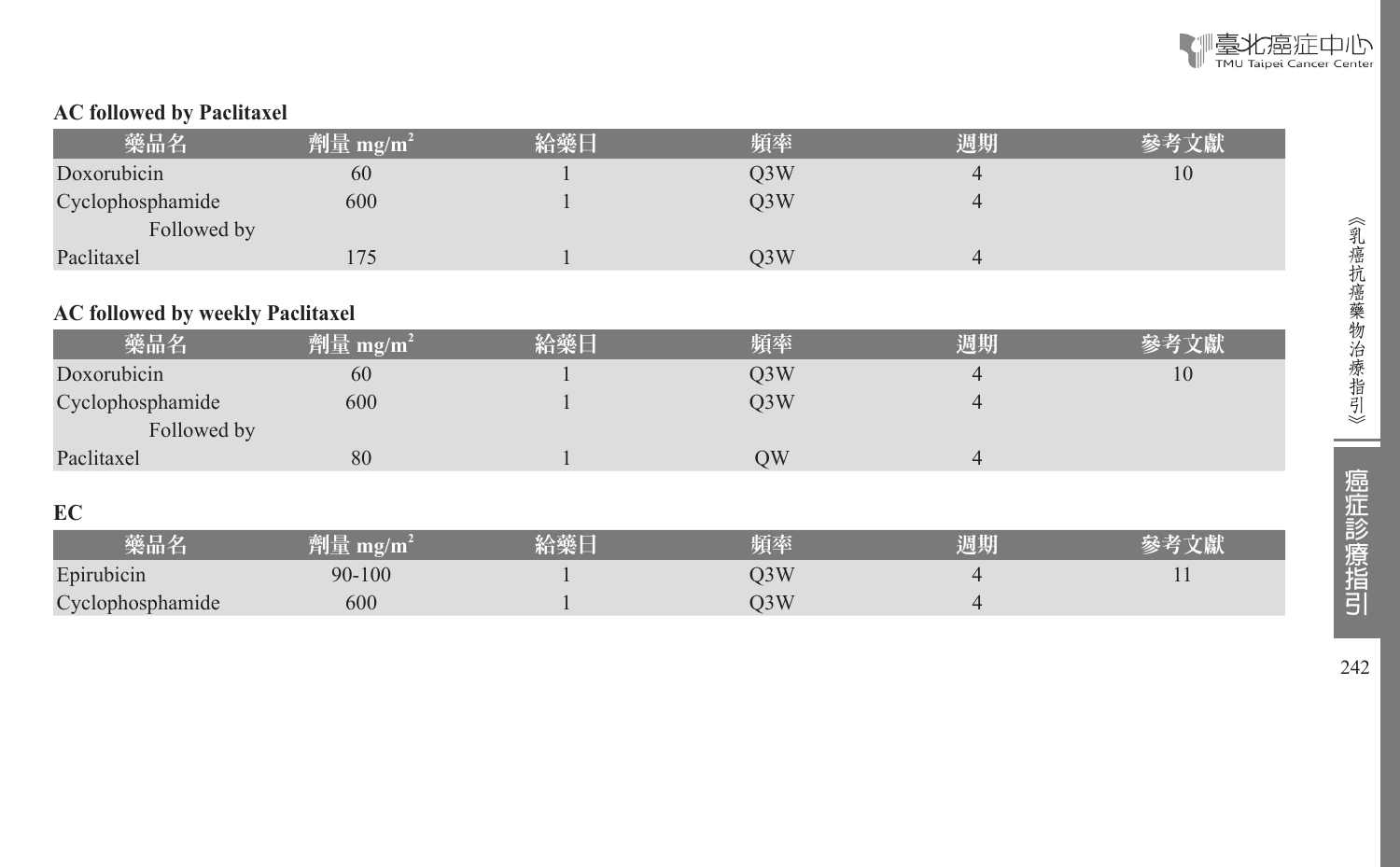**AC followed by Paclitaxel**

| 藥品名 | 劑量 mg/m$^2$ | 給藥日 | 頻率 | 週期 | 參考文獻 |
|---|---|---|---|---|---|
| Doxorubicin | 60 | 1 | Q3W | 4 | 10 |
| Cyclophosphamide | 600 | 1 | Q3W | 4 | |
| Followed by | | | | | |
| Paclitaxel | 175 | 1 | Q3W | 4 | |

**AC followed by weekly Paclitaxel**

| 藥品名 | 劑量 mg/m$^2$ | 給藥日 | 頻率 | 週期 | 參考文獻 |
|---|---|---|---|---|---|
| Doxorubicin | 60 | 1 | Q3W | 4 | 10 |
| Cyclophosphamide | 600 | 1 | Q3W | 4 | |
| Followed by | | | | | |
| Paclitaxel | 80 | 1 | QW | 4 | |

**EC**

| 藥品名 | 劑量 mg/m$^2$ | 給藥日 | 頻率 | 週期 | 參考文獻 |
|---|---|---|---|---|---|
| Epirubicin | 90-100 | 1 | Q3W | 4 | 11 |
| Cyclophosphamide | 600 | 1 | Q3W | 4 | |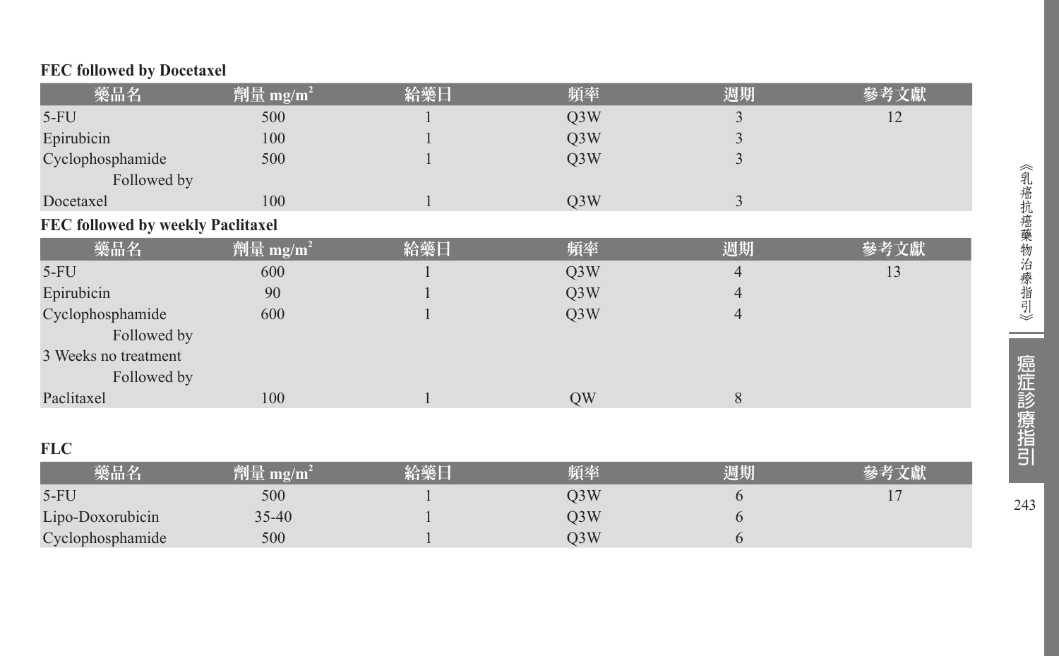**FEC followed by Docetaxel**

| 藥品名 | 劑量 mg/m$^2$ | 給藥日 | 頻率 | 週期 | 參考文獻 |
|---|---|---|---|---|---|
| 5-FU | 500 | 1 | Q3W | 3 | 12 |
| Epirubicin | 100 | 1 | Q3W | 3 | |
| Cyclophosphamide | 500 | 1 | Q3W | 3 | |
| Followed by | | | | | |
| Docetaxel | 100 | 1 | Q3W | 3 | |

**FEC followed by weekly Paclitaxel**

| 藥品名 | 劑量 mg/m$^2$ | 給藥日 | 頻率 | 週期 | 參考文獻 |
|---|---|---|---|---|---|
| 5-FU | 600 | 1 | Q3W | 4 | 13 |
| Epirubicin | 90 | 1 | Q3W | 4 | |
| Cyclophosphamide | 600 | 1 | Q3W | 4 | |
| Followed by | | | | | |
| 3 Weeks no treatment | | | | | |
| Followed by | | | | | |
| Paclitaxel | 100 | 1 | QW | 8 | |

**FLC**

| 藥品名 | 劑量 mg/m$^2$ | 給藥日 | 頻率 | 週期 | 參考文獻 |
|---|---|---|---|---|---|
| 5-FU | 500 | 1 | Q3W | 6 | 17 |
| Lipo-Doxorubicin | 35-40 | 1 | Q3W | 6 | |
| Cyclophosphamide | 500 | 1 | Q3W | 6 | |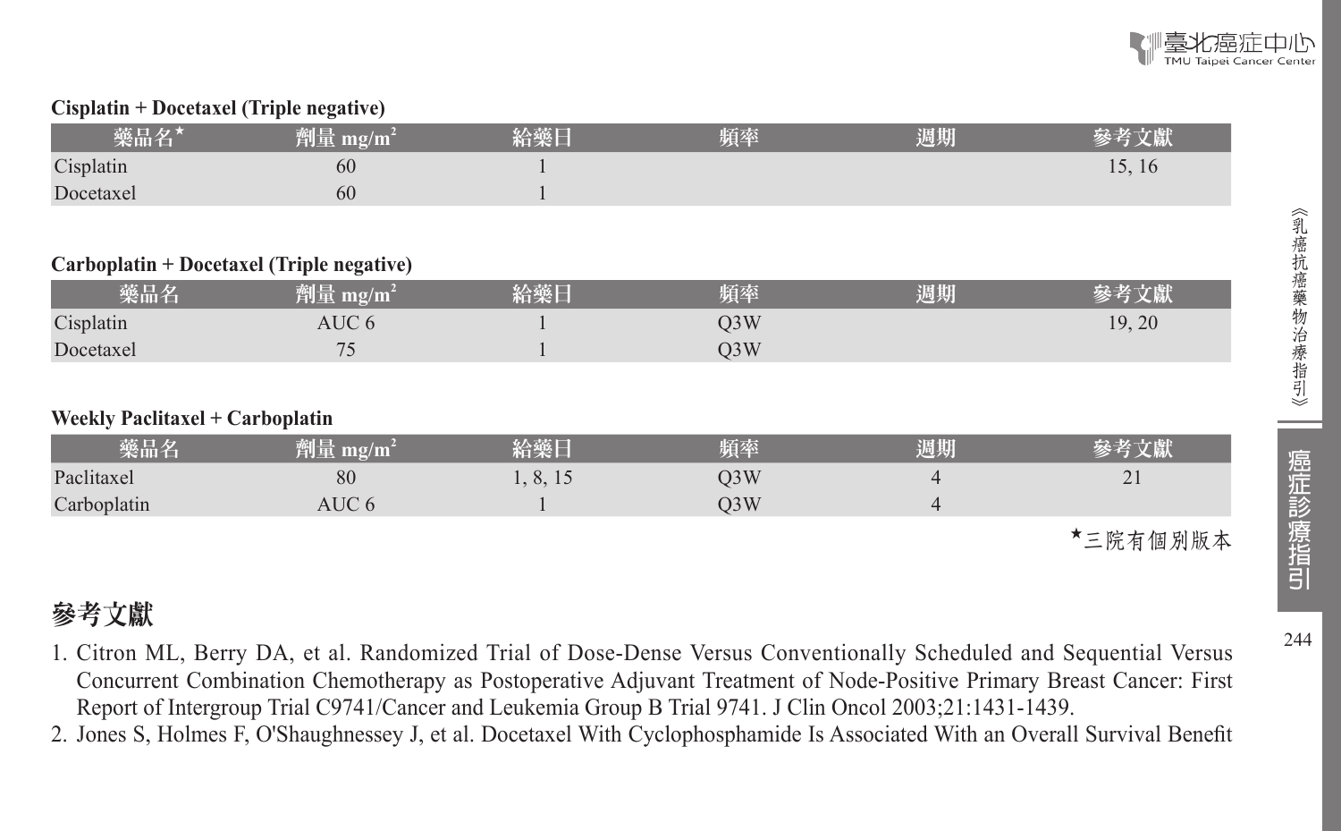**Cisplatin + Docetaxel (Triple negative)**

| 藥品名★ | 劑量 mg/m² | 給藥日 | 頻率 | 週期 | 參考文獻 |
|---|---|---|---|---|---|
| Cisplatin | 60 | 1 | | | 15, 16 |
| Docetaxel | 60 | 1 | | | |

**Carboplatin + Docetaxel (Triple negative)**

| 藥品名 | 劑量 mg/m² | 給藥日 | 頻率 | 週期 | 參考文獻 |
|---|---|---|---|---|---|
| Cisplatin | AUC 6 | 1 | Q3W | | 19, 20 |
| Docetaxel | 75 | 1 | Q3W | | |

**Weekly Paclitaxel + Carboplatin**

| 藥品名 | 劑量 mg/m² | 給藥日 | 頻率 | 週期 | 參考文獻 |
|---|---|---|---|---|---|
| Paclitaxel | 80 | 1, 8, 15 | Q3W | 4 | 21 |
| Carboplatin | AUC 6 | 1 | Q3W | 4 | |

★三院有個別版本

## 參考文獻

1. Citron ML, Berry DA, et al. Randomized Trial of Dose-Dense Versus Conventionally Scheduled and Sequential Versus Concurrent Combination Chemotherapy as Postoperative Adjuvant Treatment of Node-Positive Primary Breast Cancer: First Report of Intergroup Trial C9741/Cancer and Leukemia Group B Trial 9741. J Clin Oncol 2003;21:1431-1439.
2. Jones S, Holmes F, O'Shaughnessey J, et al. Docetaxel With Cyclophosphamide Is Associated With an Overall Survival Benefit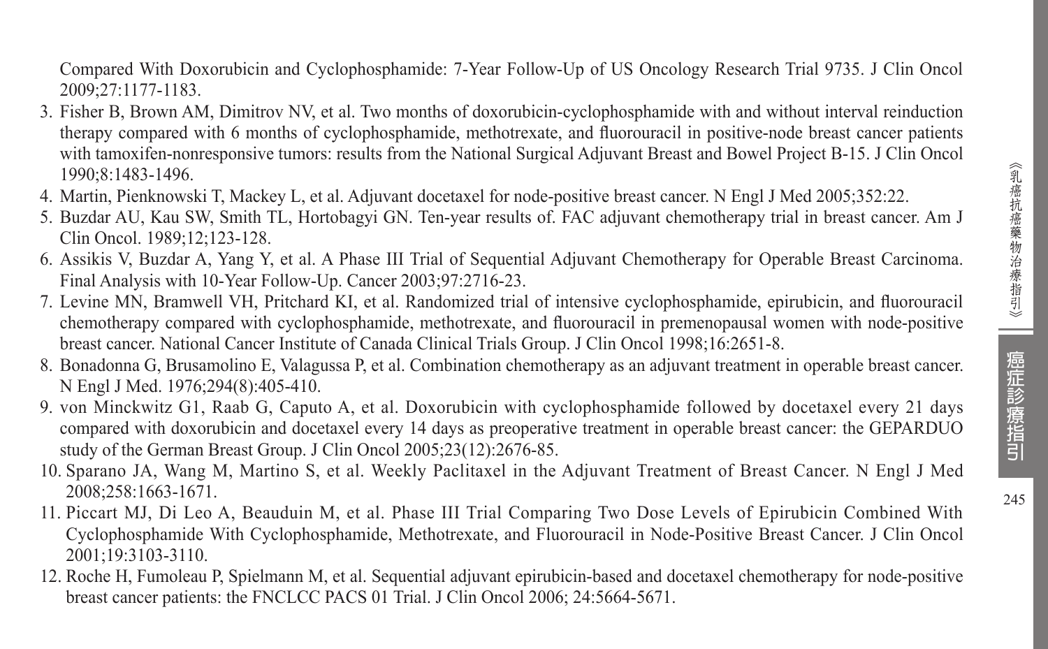Compared With Doxorubicin and Cyclophosphamide: 7-Year Follow-Up of US Oncology Research Trial 9735. J Clin Oncol 2009;27:1177-1183.

3. Fisher B, Brown AM, Dimitrov NV, et al. Two months of doxorubicin-cyclophosphamide with and without interval reinduction therapy compared with 6 months of cyclophosphamide, methotrexate, and fluorouracil in positive-node breast cancer patients with tamoxifen-nonresponsive tumors: results from the National Surgical Adjuvant Breast and Bowel Project B-15. J Clin Oncol 1990;8:1483-1496.
4. Martin, Pienknowski T, Mackey L, et al. Adjuvant docetaxel for node-positive breast cancer. N Engl J Med 2005;352:22.
5. Buzdar AU, Kau SW, Smith TL, Hortobagyi GN. Ten-year results of. FAC adjuvant chemotherapy trial in breast cancer. Am J Clin Oncol. 1989;12;123-128.
6. Assikis V, Buzdar A, Yang Y, et al. A Phase III Trial of Sequential Adjuvant Chemotherapy for Operable Breast Carcinoma. Final Analysis with 10-Year Follow-Up. Cancer 2003;97:2716-23.
7. Levine MN, Bramwell VH, Pritchard KI, et al. Randomized trial of intensive cyclophosphamide, epirubicin, and fluorouracil chemotherapy compared with cyclophosphamide, methotrexate, and fluorouracil in premenopausal women with node-positive breast cancer. National Cancer Institute of Canada Clinical Trials Group. J Clin Oncol 1998;16:2651-8.
8. Bonadonna G, Brusamolino E, Valagussa P, et al. Combination chemotherapy as an adjuvant treatment in operable breast cancer. N Engl J Med. 1976;294(8):405-410.
9. von Minckwitz G1, Raab G, Caputo A, et al. Doxorubicin with cyclophosphamide followed by docetaxel every 21 days compared with doxorubicin and docetaxel every 14 days as preoperative treatment in operable breast cancer: the GEPARDUO study of the German Breast Group. J Clin Oncol 2005;23(12):2676-85.
10. Sparano JA, Wang M, Martino S, et al. Weekly Paclitaxel in the Adjuvant Treatment of Breast Cancer. N Engl J Med 2008;258:1663-1671.
11. Piccart MJ, Di Leo A, Beauduin M, et al. Phase III Trial Comparing Two Dose Levels of Epirubicin Combined With Cyclophosphamide With Cyclophosphamide, Methotrexate, and Fluorouracil in Node-Positive Breast Cancer. J Clin Oncol 2001;19:3103-3110.
12. Roche H, Fumoleau P, Spielmann M, et al. Sequential adjuvant epirubicin-based and docetaxel chemotherapy for node-positive breast cancer patients: the FNCLCC PACS 01 Trial. J Clin Oncol 2006; 24:5664-5671.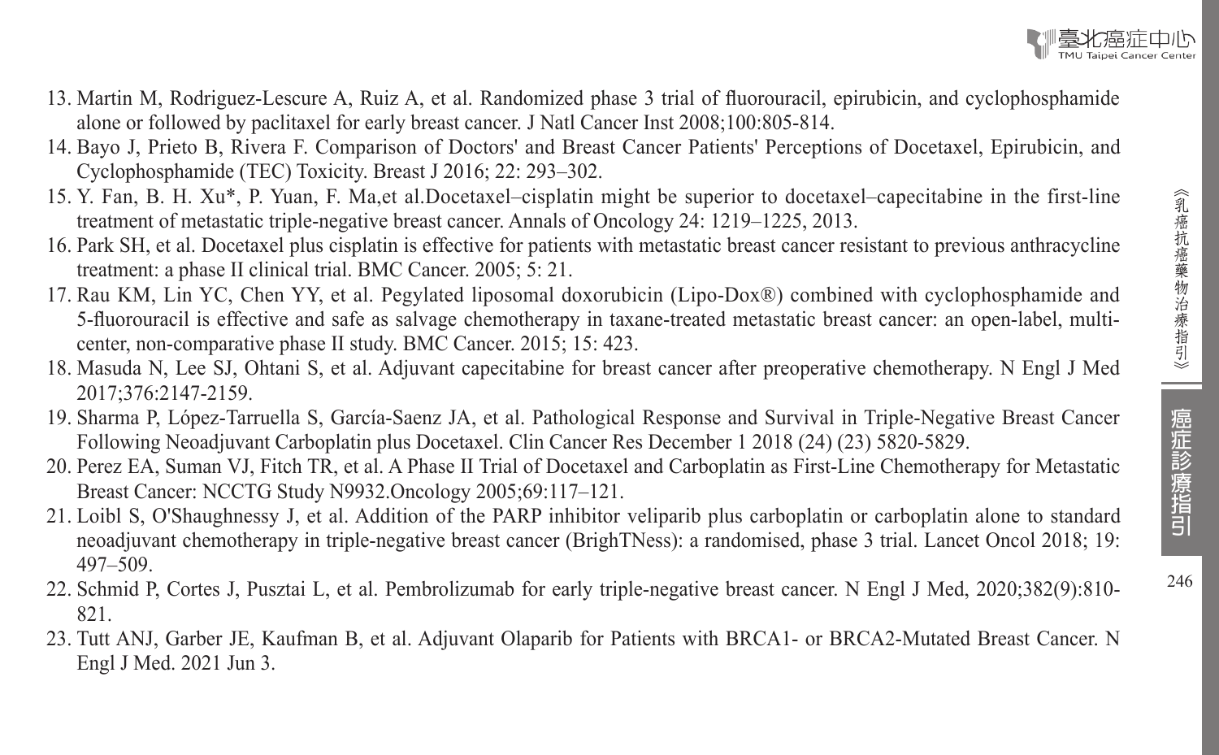13. Martin M, Rodriguez-Lescure A, Ruiz A, et al. Randomized phase 3 trial of fluorouracil, epirubicin, and cyclophosphamide alone or followed by paclitaxel for early breast cancer. J Natl Cancer Inst 2008;100:805-814.
14. Bayo J, Prieto B, Rivera F. Comparison of Doctors' and Breast Cancer Patients' Perceptions of Docetaxel, Epirubicin, and Cyclophosphamide (TEC) Toxicity. Breast J 2016; 22: 293–302.
15. Y. Fan, B. H. Xu*, P. Yuan, F. Ma,et al.Docetaxel–cisplatin might be superior to docetaxel–capecitabine in the first-line treatment of metastatic triple-negative breast cancer. Annals of Oncology 24: 1219–1225, 2013.
16. Park SH, et al. Docetaxel plus cisplatin is effective for patients with metastatic breast cancer resistant to previous anthracycline treatment: a phase II clinical trial. BMC Cancer. 2005; 5: 21.
17. Rau KM, Lin YC, Chen YY, et al. Pegylated liposomal doxorubicin (Lipo-Dox®) combined with cyclophosphamide and 5-fluorouracil is effective and safe as salvage chemotherapy in taxane-treated metastatic breast cancer: an open-label, multi-center, non-comparative phase II study. BMC Cancer. 2015; 15: 423.
18. Masuda N, Lee SJ, Ohtani S, et al. Adjuvant capecitabine for breast cancer after preoperative chemotherapy. N Engl J Med 2017;376:2147-2159.
19. Sharma P, López-Tarruella S, García-Saenz JA, et al. Pathological Response and Survival in Triple-Negative Breast Cancer Following Neoadjuvant Carboplatin plus Docetaxel. Clin Cancer Res December 1 2018 (24) (23) 5820-5829.
20. Perez EA, Suman VJ, Fitch TR, et al. A Phase II Trial of Docetaxel and Carboplatin as First-Line Chemotherapy for Metastatic Breast Cancer: NCCTG Study N9932.Oncology 2005;69:117–121.
21. Loibl S, O'Shaughnessy J, et al. Addition of the PARP inhibitor veliparib plus carboplatin or carboplatin alone to standard neoadjuvant chemotherapy in triple-negative breast cancer (BrighTNess): a randomised, phase 3 trial. Lancet Oncol 2018; 19: 497–509.
22. Schmid P, Cortes J, Pusztai L, et al. Pembrolizumab for early triple-negative breast cancer. N Engl J Med, 2020;382(9):810-821.
23. Tutt ANJ, Garber JE, Kaufman B, et al. Adjuvant Olaparib for Patients with BRCA1- or BRCA2-Mutated Breast Cancer. N Engl J Med. 2021 Jun 3.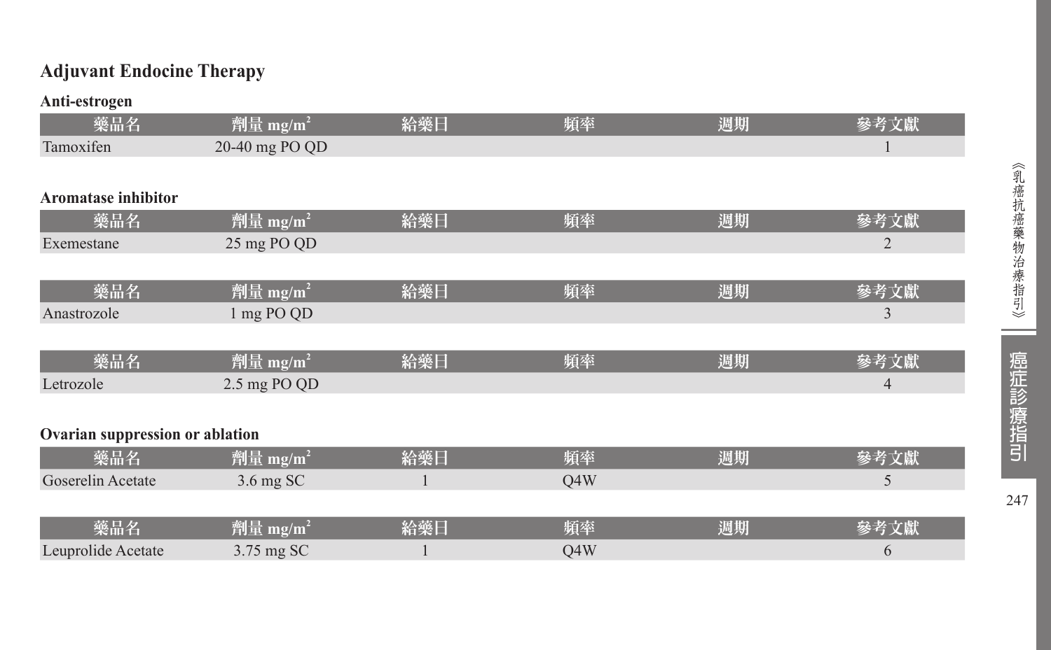## Adjuvant Endocine Therapy

### Anti-estrogen

| 藥品名 | 劑量 $mg/m^2$ | 給藥日 | 頻率 | 週期 | 參考文獻 |
|---|---|---|---|---|---|
| Tamoxifen | 20-40 mg PO QD | | | | 1 |

### Aromatase inhibitor

| 藥品名 | 劑量 $mg/m^2$ | 給藥日 | 頻率 | 週期 | 參考文獻 |
|---|---|---|---|---|---|
| Exemestane | 25 mg PO QD | | | | 2 |

| 藥品名 | 劑量 $mg/m^2$ | 給藥日 | 頻率 | 週期 | 參考文獻 |
|---|---|---|---|---|---|
| Anastrozole | 1 mg PO QD | | | | 3 |

| 藥品名 | 劑量 $mg/m^2$ | 給藥日 | 頻率 | 週期 | 參考文獻 |
|---|---|---|---|---|---|
| Letrozole | 2.5 mg PO QD | | | | 4 |

### Ovarian suppression or ablation

| 藥品名 | 劑量 $mg/m^2$ | 給藥日 | 頻率 | 週期 | 參考文獻 |
|---|---|---|---|---|---|
| Goserelin Acetate | 3.6 mg SC | 1 | Q4W | | 5 |

| 藥品名 | 劑量 $mg/m^2$ | 給藥日 | 頻率 | 週期 | 參考文獻 |
|---|---|---|---|---|---|
| Leuprolide Acetate | 3.75 mg SC | 1 | Q4W | | 6 |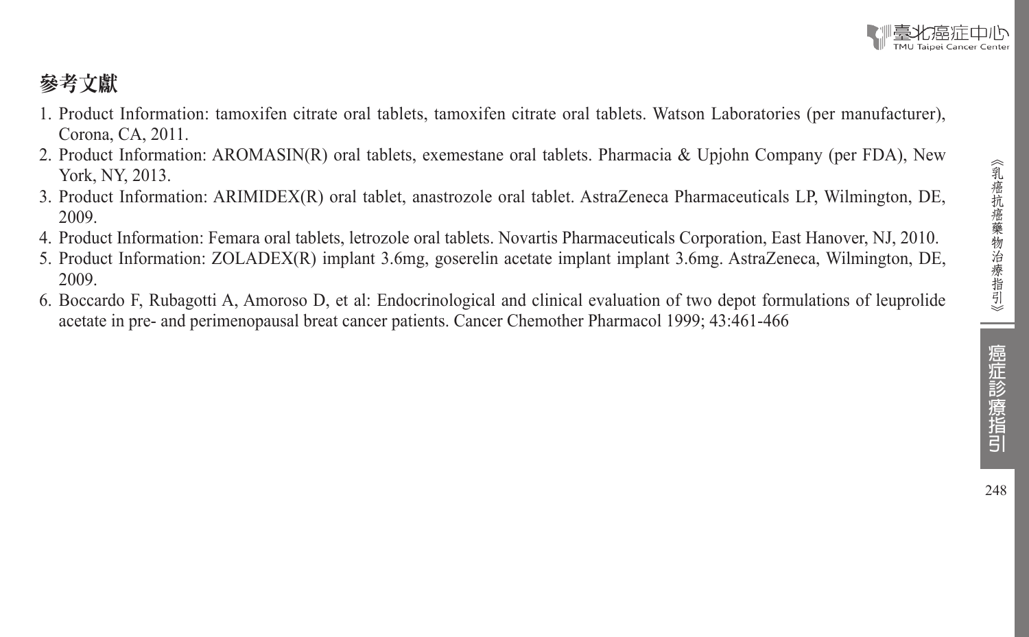## 參考文獻

1. Product Information: tamoxifen citrate oral tablets, tamoxifen citrate oral tablets. Watson Laboratories (per manufacturer), Corona, CA, 2011.
2. Product Information: AROMASIN(R) oral tablets, exemestane oral tablets. Pharmacia & Upjohn Company (per FDA), New York, NY, 2013.
3. Product Information: ARIMIDEX(R) oral tablet, anastrozole oral tablet. AstraZeneca Pharmaceuticals LP, Wilmington, DE, 2009.
4. Product Information: Femara oral tablets, letrozole oral tablets. Novartis Pharmaceuticals Corporation, East Hanover, NJ, 2010.
5. Product Information: ZOLADEX(R) implant 3.6mg, goserelin acetate implant implant 3.6mg. AstraZeneca, Wilmington, DE, 2009.
6. Boccardo F, Rubagotti A, Amoroso D, et al: Endocrinological and clinical evaluation of two depot formulations of leuprolide acetate in pre- and perimenopausal breat cancer patients. Cancer Chemother Pharmacol 1999; 43:461-466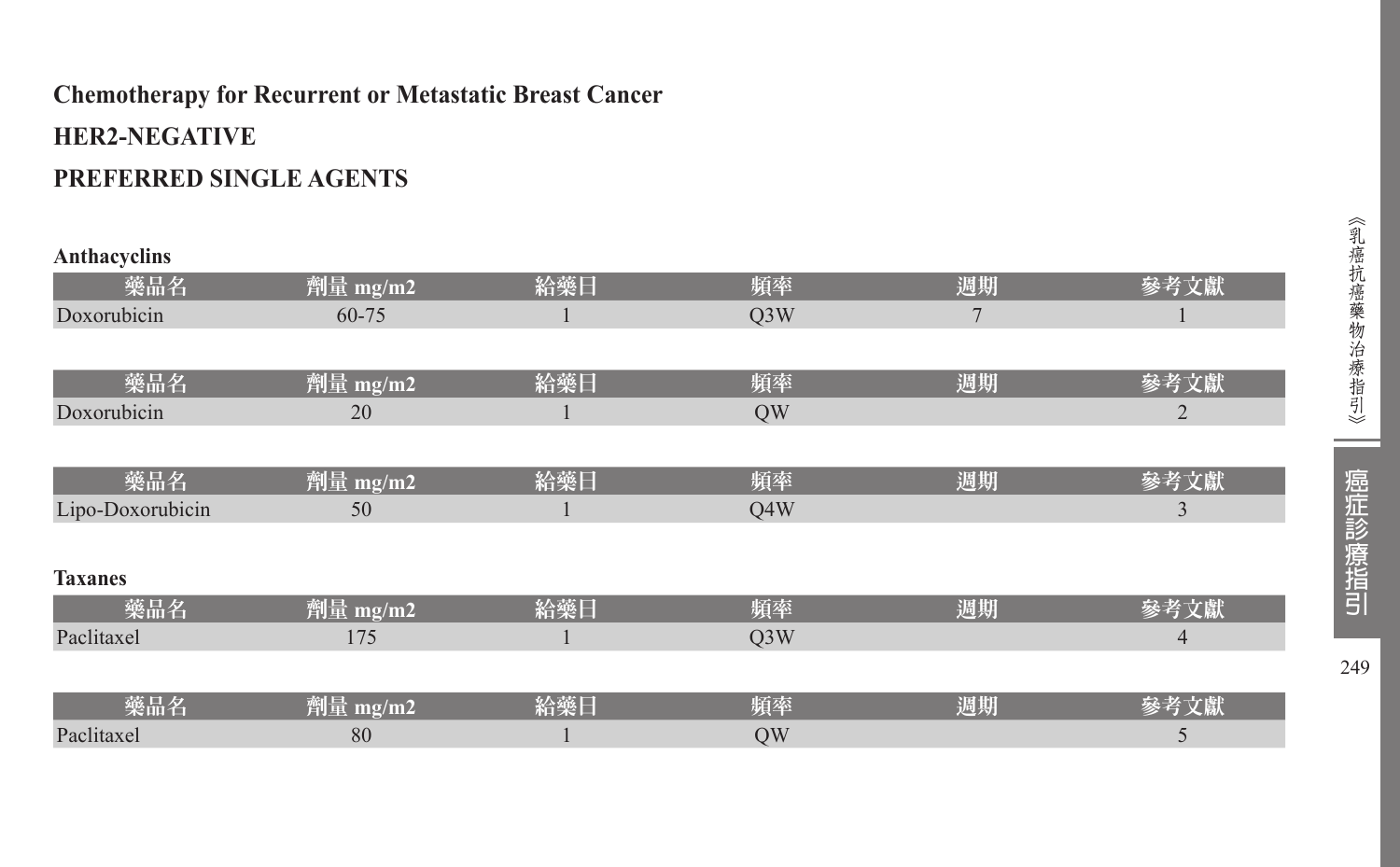## Chemotherapy for Recurrent or Metastatic Breast Cancer

## HER2-NEGATIVE

## PREFERRED SINGLE AGENTS

**Anthacyclins**

| 藥品名 | 劑量 mg/m2 | 給藥日 | 頻率 | 週期 | 參考文獻 |
|---|---|---|---|---|---|
| Doxorubicin | 60-75 | 1 | Q3W | 7 | 1 |

| 藥品名 | 劑量 mg/m2 | 給藥日 | 頻率 | 週期 | 參考文獻 |
|---|---|---|---|---|---|
| Doxorubicin | 20 | 1 | QW | | 2 |

| 藥品名 | 劑量 mg/m2 | 給藥日 | 頻率 | 週期 | 參考文獻 |
|---|---|---|---|---|---|
| Lipo-Doxorubicin | 50 | 1 | Q4W | | 3 |

**Taxanes**

| 藥品名 | 劑量 mg/m2 | 給藥日 | 頻率 | 週期 | 參考文獻 |
|---|---|---|---|---|---|
| Paclitaxel | 175 | 1 | Q3W | | 4 |

| 藥品名 | 劑量 mg/m2 | 給藥日 | 頻率 | 週期 | 參考文獻 |
|---|---|---|---|---|---|
| Paclitaxel | 80 | 1 | QW | | 5 |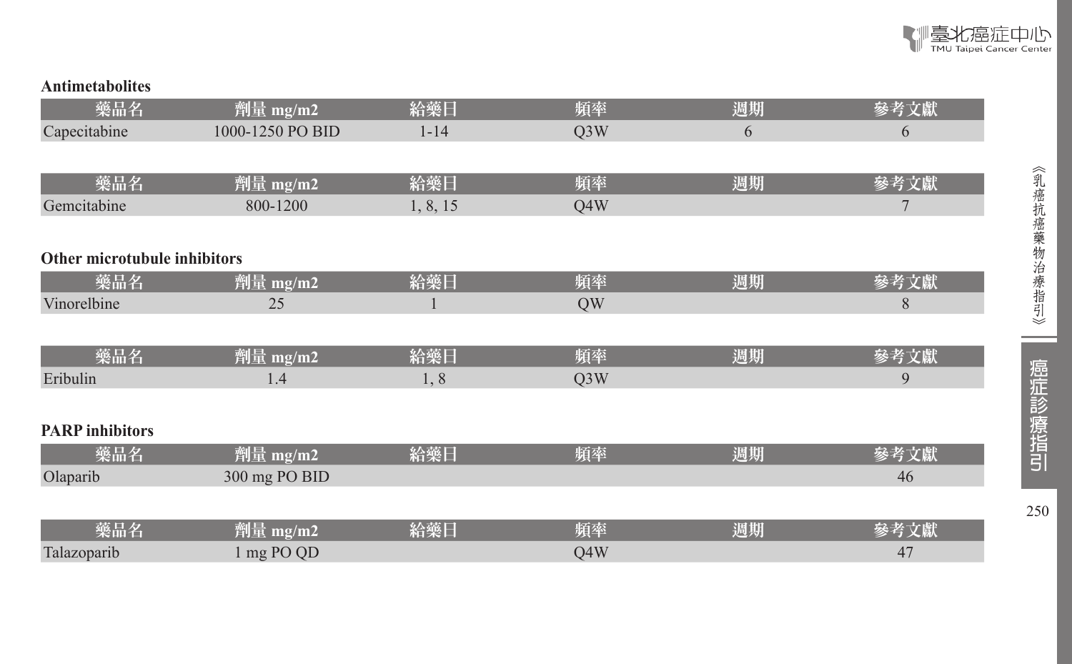### Antimetabolites

| 藥品名 | 劑量 mg/m2 | 給藥日 | 頻率 | 週期 | 參考文獻 |
|---|---|---|---|---|---|
| Capecitabine | 1000-1250 PO BID | 1-14 | Q3W | 6 | 6 |

| 藥品名 | 劑量 mg/m2 | 給藥日 | 頻率 | 週期 | 參考文獻 |
|---|---|---|---|---|---|
| Gemcitabine | 800-1200 | 1, 8, 15 | Q4W | | 7 |

### Other microtubule inhibitors

| 藥品名 | 劑量 mg/m2 | 給藥日 | 頻率 | 週期 | 參考文獻 |
|---|---|---|---|---|---|
| Vinorelbine | 25 | 1 | QW | | 8 |

| 藥品名 | 劑量 mg/m2 | 給藥日 | 頻率 | 週期 | 參考文獻 |
|---|---|---|---|---|---|
| Eribulin | 1.4 | 1, 8 | Q3W | | 9 |

### PARP inhibitors

| 藥品名 | 劑量 mg/m2 | 給藥日 | 頻率 | 週期 | 參考文獻 |
|---|---|---|---|---|---|
| Olaparib | 300 mg PO BID | | | | 46 |

| 藥品名 | 劑量 mg/m2 | 給藥日 | 頻率 | 週期 | 參考文獻 |
|---|---|---|---|---|---|
| Talazoparib | 1 mg PO QD | | Q4W | | 47 |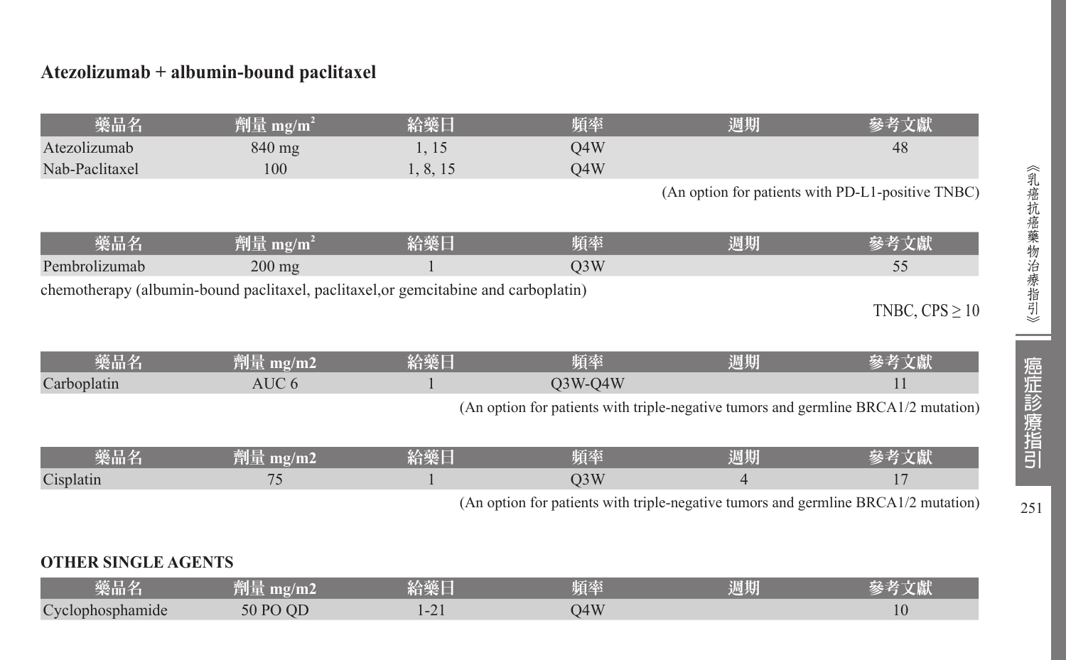**Atezolizumab + albumin-bound paclitaxel**

| 藥品名 | 劑量 mg/m$^2$ | 給藥日 | 頻率 | 週期 | 參考文獻 |
|---|---|---|---|---|---|
| Atezolizumab | 840 mg | 1, 15 | Q4W | | 48 |
| Nab-Paclitaxel | 100 | 1, 8, 15 | Q4W | | |

(An option for patients with PD-L1-positive TNBC)

| 藥品名 | 劑量 mg/m$^2$ | 給藥日 | 頻率 | 週期 | 參考文獻 |
|---|---|---|---|---|---|
| Pembrolizumab | 200 mg | 1 | Q3W | | 55 |

chemotherapy (albumin-bound paclitaxel, paclitaxel,or gemcitabine and carboplatin)

TNBC, CPS ≥ 10

| 藥品名 | 劑量 mg/m2 | 給藥日 | 頻率 | 週期 | 參考文獻 |
|---|---|---|---|---|---|
| Carboplatin | AUC 6 | 1 | Q3W-Q4W | | 11 |

(An option for patients with triple-negative tumors and germline BRCA1/2 mutation)

| 藥品名 | 劑量 mg/m2 | 給藥日 | 頻率 | 週期 | 參考文獻 |
|---|---|---|---|---|---|
| Cisplatin | 75 | 1 | Q3W | 4 | 17 |

(An option for patients with triple-negative tumors and germline BRCA1/2 mutation)

**OTHER SINGLE AGENTS**

| 藥品名 | 劑量 mg/m2 | 給藥日 | 頻率 | 週期 | 參考文獻 |
|---|---|---|---|---|---|
| Cyclophosphamide | 50 PO QD | 1-21 | Q4W | | 10 |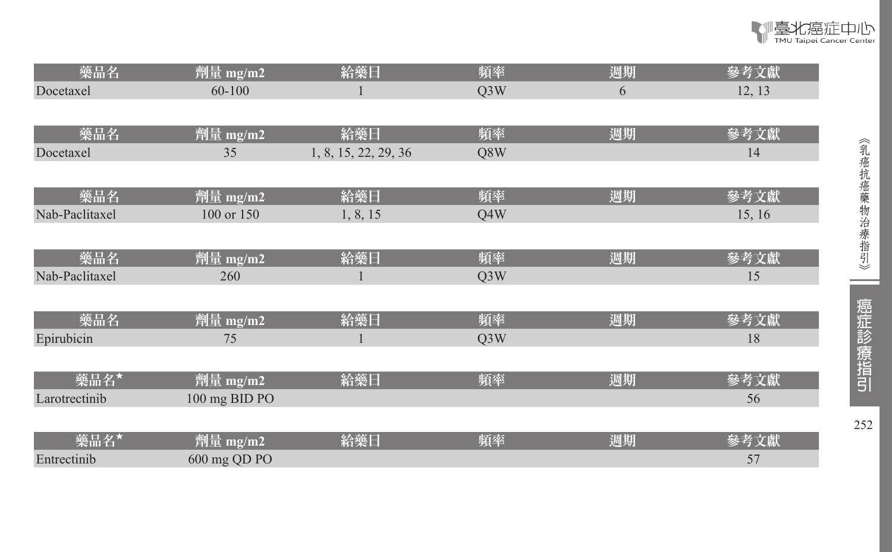| 藥品名 | 劑量 mg/m2 | 給藥日 | 頻率 | 週期 | 參考文獻 |
|---|---|---|---|---|---|
| Docetaxel | 60-100 | 1 | Q3W | 6 | 12, 13 |

| 藥品名 | 劑量 mg/m2 | 給藥日 | 頻率 | 週期 | 參考文獻 |
|---|---|---|---|---|---|
| Docetaxel | 35 | 1, 8, 15, 22, 29, 36 | Q8W | | 14 |

| 藥品名 | 劑量 mg/m2 | 給藥日 | 頻率 | 週期 | 參考文獻 |
|---|---|---|---|---|---|
| Nab-Paclitaxel | 100 or 150 | 1, 8, 15 | Q4W | | 15, 16 |

| 藥品名 | 劑量 mg/m2 | 給藥日 | 頻率 | 週期 | 參考文獻 |
|---|---|---|---|---|---|
| Nab-Paclitaxel | 260 | 1 | Q3W | | 15 |

| 藥品名 | 劑量 mg/m2 | 給藥日 | 頻率 | 週期 | 參考文獻 |
|---|---|---|---|---|---|
| Epirubicin | 75 | 1 | Q3W | | 18 |

| 藥品名★ | 劑量 mg/m2 | 給藥日 | 頻率 | 週期 | 參考文獻 |
|---|---|---|---|---|---|
| Larotrectinib | 100 mg BID PO | | | | 56 |

| 藥品名★ | 劑量 mg/m2 | 給藥日 | 頻率 | 週期 | 參考文獻 |
|---|---|---|---|---|---|
| Entrectinib | 600 mg QD PO | | | | 57 |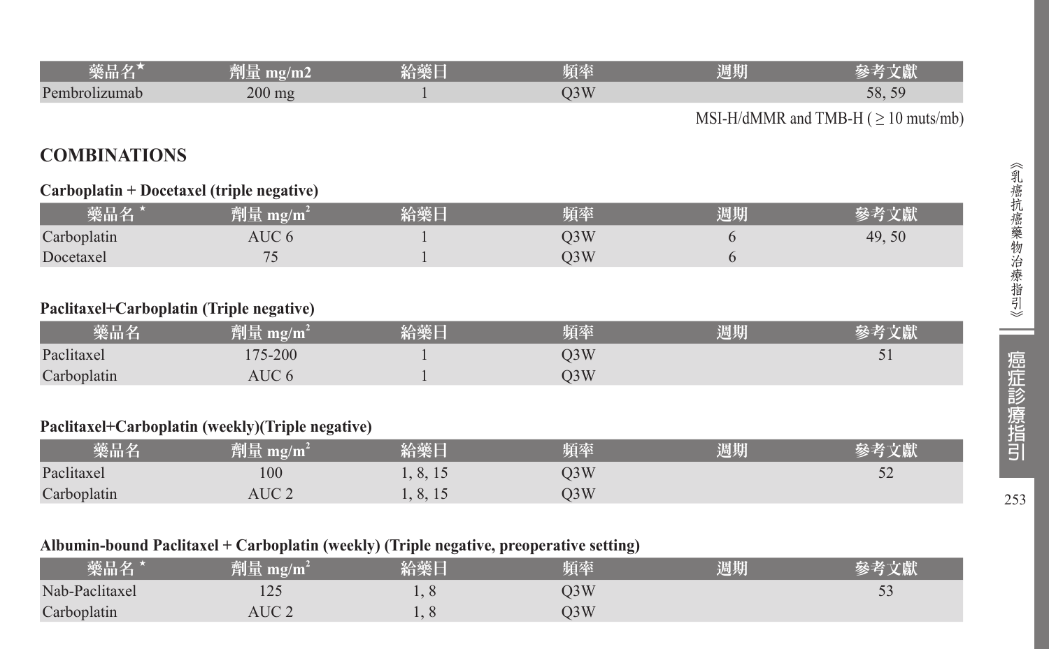| 藥品名* | 劑量 mg/m2 | 給藥日 | 頻率 | 週期 | 參考文獻 |
|---|---|---|---|---|---|
| Pembrolizumab | 200 mg | 1 | Q3W | | 58, 59 |

MSI-H/dMMR and TMB-H ( ≥ 10 muts/mb)

## COMBINATIONS

### Carboplatin + Docetaxel (triple negative)

| 藥品名 * | 劑量 $mg/m^2$ | 給藥日 | 頻率 | 週期 | 參考文獻 |
|---|---|---|---|---|---|
| Carboplatin | AUC 6 | 1 | Q3W | 6 | 49, 50 |
| Docetaxel | 75 | 1 | Q3W | 6 | |

### Paclitaxel+Carboplatin (Triple negative)

| 藥品名 | 劑量 $mg/m^2$ | 給藥日 | 頻率 | 週期 | 參考文獻 |
|---|---|---|---|---|---|
| Paclitaxel | 175-200 | 1 | Q3W | | 51 |
| Carboplatin | AUC 6 | 1 | Q3W | | |

### Paclitaxel+Carboplatin (weekly)(Triple negative)

| 藥品名 | 劑量 $mg/m^2$ | 給藥日 | 頻率 | 週期 | 參考文獻 |
|---|---|---|---|---|---|
| Paclitaxel | 100 | 1, 8, 15 | Q3W | | 52 |
| Carboplatin | AUC 2 | 1, 8, 15 | Q3W | | |

### Albumin-bound Paclitaxel + Carboplatin (weekly) (Triple negative, preoperative setting)

| 藥品名 * | 劑量 $mg/m^2$ | 給藥日 | 頻率 | 週期 | 參考文獻 |
|---|---|---|---|---|---|
| Nab-Paclitaxel | 125 | 1, 8 | Q3W | | 53 |
| Carboplatin | AUC 2 | 1, 8 | Q3W | | |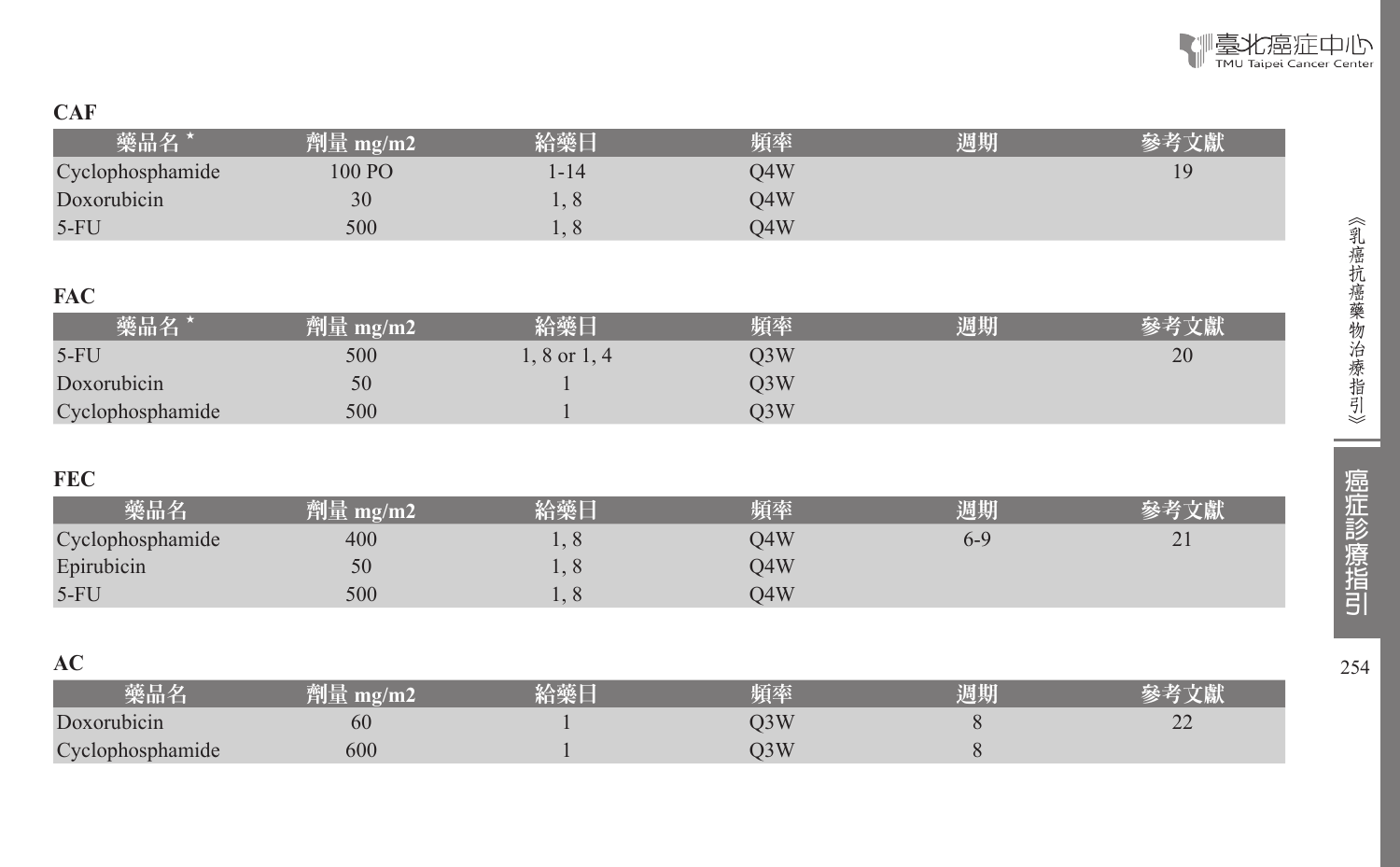**CAF**

| 藥品名 * | 劑量 mg/m2 | 給藥日 | 頻率 | 週期 | 參考文獻 |
|---|---|---|---|---|---|
| Cyclophosphamide | 100 PO | 1-14 | Q4W | | 19 |
| Doxorubicin | 30 | 1, 8 | Q4W | | |
| 5-FU | 500 | 1, 8 | Q4W | | |

**FAC**

| 藥品名 * | 劑量 mg/m2 | 給藥日 | 頻率 | 週期 | 參考文獻 |
|---|---|---|---|---|---|
| 5-FU | 500 | 1, 8 or 1, 4 | Q3W | | 20 |
| Doxorubicin | 50 | 1 | Q3W | | |
| Cyclophosphamide | 500 | 1 | Q3W | | |

**FEC**

| 藥品名 | 劑量 mg/m2 | 給藥日 | 頻率 | 週期 | 參考文獻 |
|---|---|---|---|---|---|
| Cyclophosphamide | 400 | 1, 8 | Q4W | 6-9 | 21 |
| Epirubicin | 50 | 1, 8 | Q4W | | |
| 5-FU | 500 | 1, 8 | Q4W | | |

**AC**

| 藥品名 | 劑量 mg/m2 | 給藥日 | 頻率 | 週期 | 參考文獻 |
|---|---|---|---|---|---|
| Doxorubicin | 60 | 1 | Q3W | 8 | 22 |
| Cyclophosphamide | 600 | 1 | Q3W | 8 | |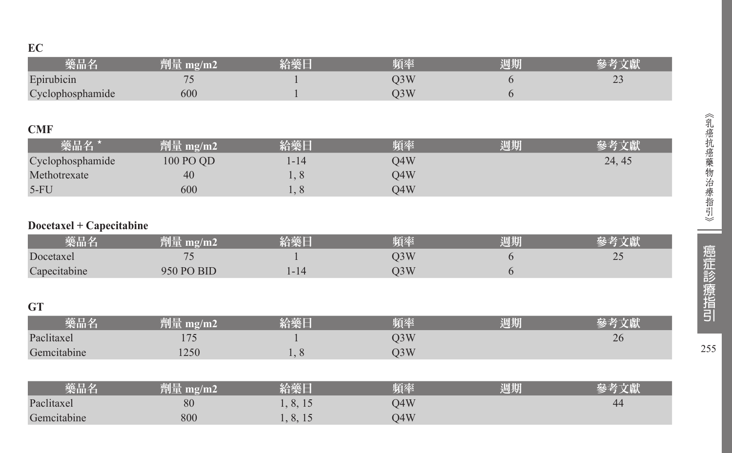**EC**

| 藥品名 | 劑量 mg/m2 | 給藥日 | 頻率 | 週期 | 參考文獻 |
|---|---|---|---|---|---|
| Epirubicin | 75 | 1 | Q3W | 6 | 23 |
| Cyclophosphamide | 600 | 1 | Q3W | 6 | |

**CMF**

| 藥品名 * | 劑量 mg/m2 | 給藥日 | 頻率 | 週期 | 參考文獻 |
|---|---|---|---|---|---|
| Cyclophosphamide | 100 PO QD | 1-14 | Q4W | | 24, 45 |
| Methotrexate | 40 | 1, 8 | Q4W | | |
| 5-FU | 600 | 1, 8 | Q4W | | |

**Docetaxel + Capecitabine**

| 藥品名 | 劑量 mg/m2 | 給藥日 | 頻率 | 週期 | 參考文獻 |
|---|---|---|---|---|---|
| Docetaxel | 75 | 1 | Q3W | 6 | 25 |
| Capecitabine | 950 PO BID | 1-14 | Q3W | 6 | |

**GT**

| 藥品名 | 劑量 mg/m2 | 給藥日 | 頻率 | 週期 | 參考文獻 |
|---|---|---|---|---|---|
| Paclitaxel | 175 | 1 | Q3W | | 26 |
| Gemcitabine | 1250 | 1, 8 | Q3W | | |

| 藥品名 | 劑量 mg/m2 | 給藥日 | 頻率 | 週期 | 參考文獻 |
|---|---|---|---|---|---|
| Paclitaxel | 80 | 1, 8, 15 | Q4W | | 44 |
| Gemcitabine | 800 | 1, 8, 15 | Q4W | | |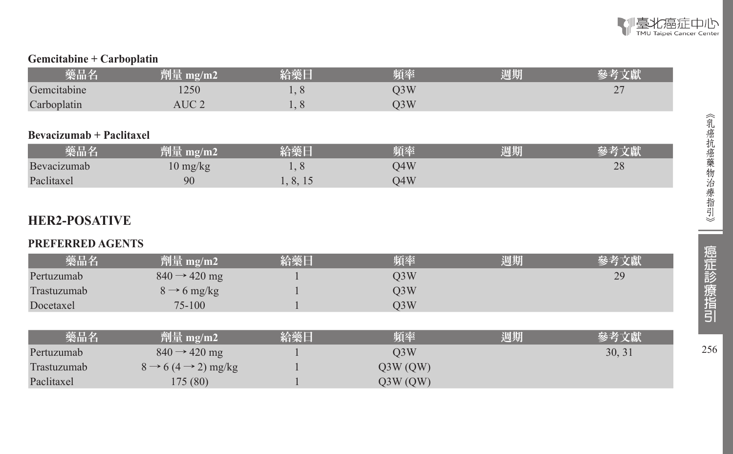### Gemcitabine + Carboplatin

| 藥品名 | 劑量 mg/m2 | 給藥日 | 頻率 | 週期 | 參考文獻 |
|---|---|---|---|---|---|
| Gemcitabine | 1250 | 1, 8 | Q3W | | 27 |
| Carboplatin | AUC 2 | 1, 8 | Q3W | | |

### Bevacizumab + Paclitaxel

| 藥品名 | 劑量 mg/m2 | 給藥日 | 頻率 | 週期 | 參考文獻 |
|---|---|---|---|---|---|
| Bevacizumab | 10 mg/kg | 1, 8 | Q4W | | 28 |
| Paclitaxel | 90 | 1, 8, 15 | Q4W | | |

## HER2-POSATIVE

### PREFERRED AGENTS

| 藥品名 | 劑量 mg/m2 | 給藥日 | 頻率 | 週期 | 參考文獻 |
|---|---|---|---|---|---|
| Pertuzumab | 840 → 420 mg | 1 | Q3W | | 29 |
| Trastuzumab | 8 → 6 mg/kg | 1 | Q3W | | |
| Docetaxel | 75-100 | 1 | Q3W | | |

| 藥品名 | 劑量 mg/m2 | 給藥日 | 頻率 | 週期 | 參考文獻 |
|---|---|---|---|---|---|
| Pertuzumab | 840 → 420 mg | 1 | Q3W | | 30, 31 |
| Trastuzumab | 8 → 6 (4 → 2) mg/kg | 1 | Q3W (QW) | | |
| Paclitaxel | 175 (80) | 1 | Q3W (QW) | | |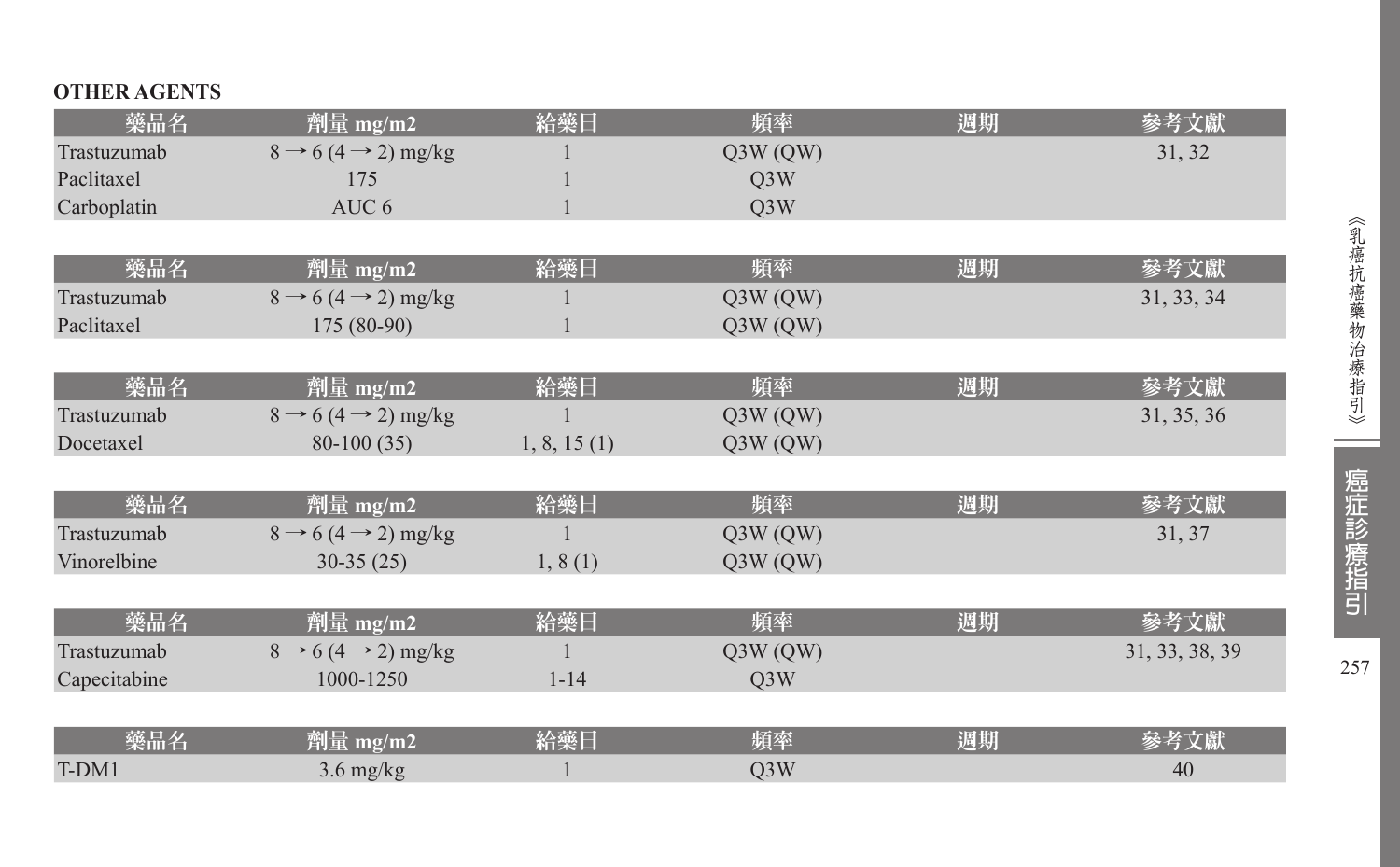**OTHER AGENTS**

| 藥品名 | 劑量 mg/m2 | 給藥日 | 頻率 | 週期 | 參考文獻 |
|---|---|---|---|---|---|
| Trastuzumab | 8 → 6 (4 → 2) mg/kg | 1 | Q3W (QW) | | 31, 32 |
| Paclitaxel | 175 | 1 | Q3W | | |
| Carboplatin | AUC 6 | 1 | Q3W | | |

| 藥品名 | 劑量 mg/m2 | 給藥日 | 頻率 | 週期 | 參考文獻 |
|---|---|---|---|---|---|
| Trastuzumab | 8 → 6 (4 → 2) mg/kg | 1 | Q3W (QW) | | 31, 33, 34 |
| Paclitaxel | 175 (80-90) | 1 | Q3W (QW) | | |

| 藥品名 | 劑量 mg/m2 | 給藥日 | 頻率 | 週期 | 參考文獻 |
|---|---|---|---|---|---|
| Trastuzumab | 8 → 6 (4 → 2) mg/kg | 1 | Q3W (QW) | | 31, 35, 36 |
| Docetaxel | 80-100 (35) | 1, 8, 15 (1) | Q3W (QW) | | |

| 藥品名 | 劑量 mg/m2 | 給藥日 | 頻率 | 週期 | 參考文獻 |
|---|---|---|---|---|---|
| Trastuzumab | 8 → 6 (4 → 2) mg/kg | 1 | Q3W (QW) | | 31, 37 |
| Vinorelbine | 30-35 (25) | 1, 8 (1) | Q3W (QW) | | |

| 藥品名 | 劑量 mg/m2 | 給藥日 | 頻率 | 週期 | 參考文獻 |
|---|---|---|---|---|---|
| Trastuzumab | 8 → 6 (4 → 2) mg/kg | 1 | Q3W (QW) | | 31, 33, 38, 39 |
| Capecitabine | 1000-1250 | 1-14 | Q3W | | |

| 藥品名 | 劑量 mg/m2 | 給藥日 | 頻率 | 週期 | 參考文獻 |
|---|---|---|---|---|---|
| T-DM1 | 3.6 mg/kg | 1 | Q3W | | 40 |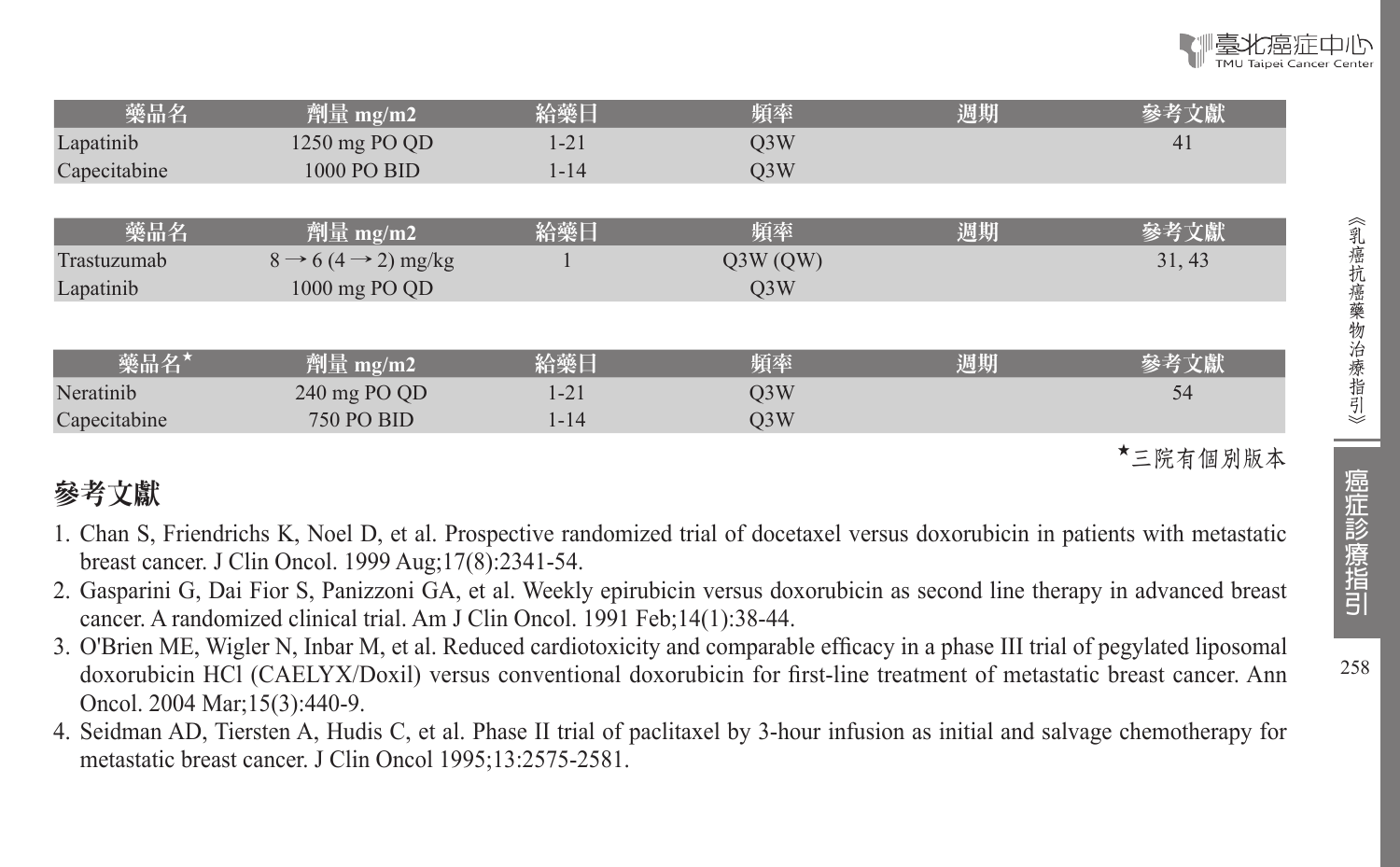| 藥品名 | 劑量 mg/m2 | 給藥日 | 頻率 | 週期 | 參考文獻 |
|---|---|---|---|---|---|
| Lapatinib | 1250 mg PO QD | 1-21 | Q3W | | 41 |
| Capecitabine | 1000 PO BID | 1-14 | Q3W | | |

| 藥品名 | 劑量 mg/m2 | 給藥日 | 頻率 | 週期 | 參考文獻 |
|---|---|---|---|---|---|
| Trastuzumab | 8 → 6 (4 → 2) mg/kg | 1 | Q3W (QW) | | 31, 43 |
| Lapatinib | 1000 mg PO QD | | Q3W | | |

| 藥品名* | 劑量 mg/m2 | 給藥日 | 頻率 | 週期 | 參考文獻 |
|---|---|---|---|---|---|
| Neratinib | 240 mg PO QD | 1-21 | Q3W | | 54 |
| Capecitabine | 750 PO BID | 1-14 | Q3W | | |

*三院有個別版本

## 參考文獻

1. Chan S, Friendrichs K, Noel D, et al. Prospective randomized trial of docetaxel versus doxorubicin in patients with metastatic breast cancer. J Clin Oncol. 1999 Aug;17(8):2341-54.
2. Gasparini G, Dai Fior S, Panizzoni GA, et al. Weekly epirubicin versus doxorubicin as second line therapy in advanced breast cancer. A randomized clinical trial. Am J Clin Oncol. 1991 Feb;14(1):38-44.
3. O'Brien ME, Wigler N, Inbar M, et al. Reduced cardiotoxicity and comparable efficacy in a phase III trial of pegylated liposomal doxorubicin HCl (CAELYX/Doxil) versus conventional doxorubicin for first-line treatment of metastatic breast cancer. Ann Oncol. 2004 Mar;15(3):440-9.
4. Seidman AD, Tiersten A, Hudis C, et al. Phase II trial of paclitaxel by 3-hour infusion as initial and salvage chemotherapy for metastatic breast cancer. J Clin Oncol 1995;13:2575-2581.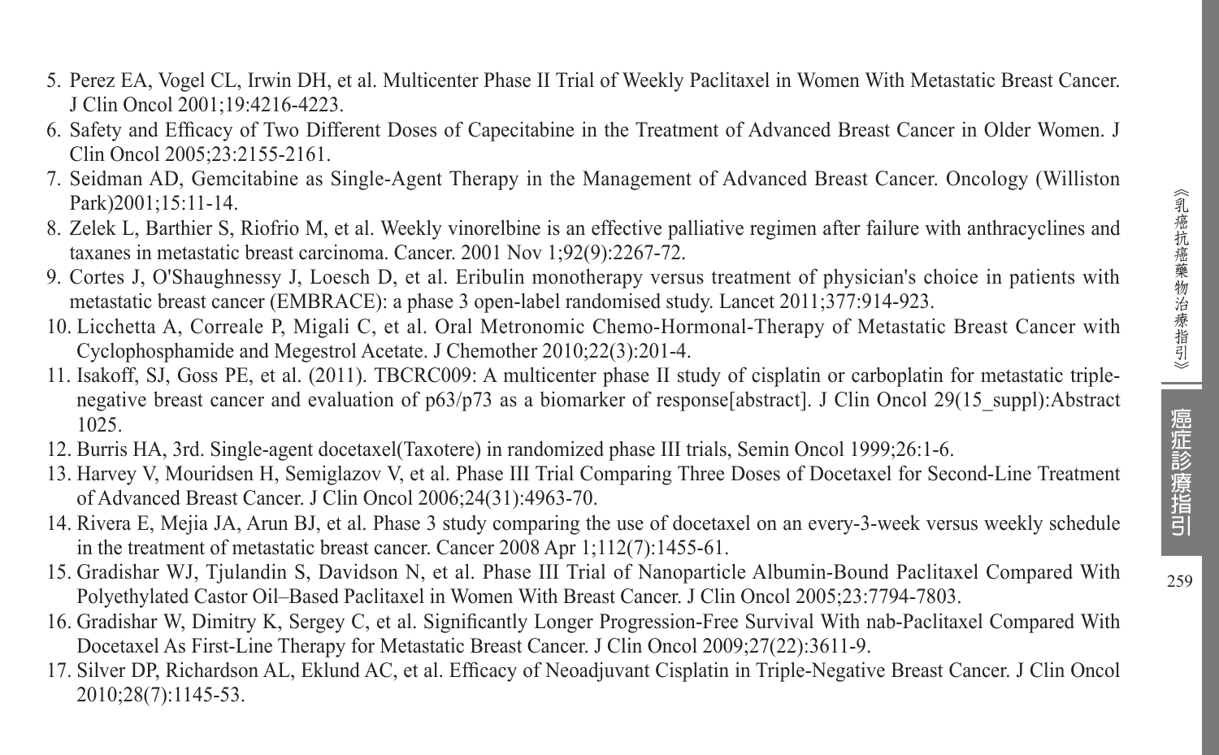5. Perez EA, Vogel CL, Irwin DH, et al. Multicenter Phase II Trial of Weekly Paclitaxel in Women With Metastatic Breast Cancer. J Clin Oncol 2001;19:4216-4223.
6. Safety and Efficacy of Two Different Doses of Capecitabine in the Treatment of Advanced Breast Cancer in Older Women. J Clin Oncol 2005;23:2155-2161.
7. Seidman AD, Gemcitabine as Single-Agent Therapy in the Management of Advanced Breast Cancer. Oncology (Williston Park)2001;15:11-14.
8. Zelek L, Barthier S, Riofrio M, et al. Weekly vinorelbine is an effective palliative regimen after failure with anthracyclines and taxanes in metastatic breast carcinoma. Cancer. 2001 Nov 1;92(9):2267-72.
9. Cortes J, O'Shaughnessy J, Loesch D, et al. Eribulin monotherapy versus treatment of physician's choice in patients with metastatic breast cancer (EMBRACE): a phase 3 open-label randomised study. Lancet 2011;377:914-923.
10. Licchetta A, Correale P, Migali C, et al. Oral Metronomic Chemo-Hormonal-Therapy of Metastatic Breast Cancer with Cyclophosphamide and Megestrol Acetate. J Chemother 2010;22(3):201-4.
11. Isakoff, SJ, Goss PE, et al. (2011). TBCRC009: A multicenter phase II study of cisplatin or carboplatin for metastatic triple-negative breast cancer and evaluation of p63/p73 as a biomarker of response[abstract]. J Clin Oncol 29(15_suppl):Abstract 1025.
12. Burris HA, 3rd. Single-agent docetaxel(Taxotere) in randomized phase III trials, Semin Oncol 1999;26:1-6.
13. Harvey V, Mouridsen H, Semiglazov V, et al. Phase III Trial Comparing Three Doses of Docetaxel for Second-Line Treatment of Advanced Breast Cancer. J Clin Oncol 2006;24(31):4963-70.
14. Rivera E, Mejia JA, Arun BJ, et al. Phase 3 study comparing the use of docetaxel on an every-3-week versus weekly schedule in the treatment of metastatic breast cancer. Cancer 2008 Apr 1;112(7):1455-61.
15. Gradishar WJ, Tjulandin S, Davidson N, et al. Phase III Trial of Nanoparticle Albumin-Bound Paclitaxel Compared With Polyethylated Castor Oil–Based Paclitaxel in Women With Breast Cancer. J Clin Oncol 2005;23:7794-7803.
16. Gradishar W, Dimitry K, Sergey C, et al. Significantly Longer Progression-Free Survival With nab-Paclitaxel Compared With Docetaxel As First-Line Therapy for Metastatic Breast Cancer. J Clin Oncol 2009;27(22):3611-9.
17. Silver DP, Richardson AL, Eklund AC, et al. Efficacy of Neoadjuvant Cisplatin in Triple-Negative Breast Cancer. J Clin Oncol 2010;28(7):1145-53.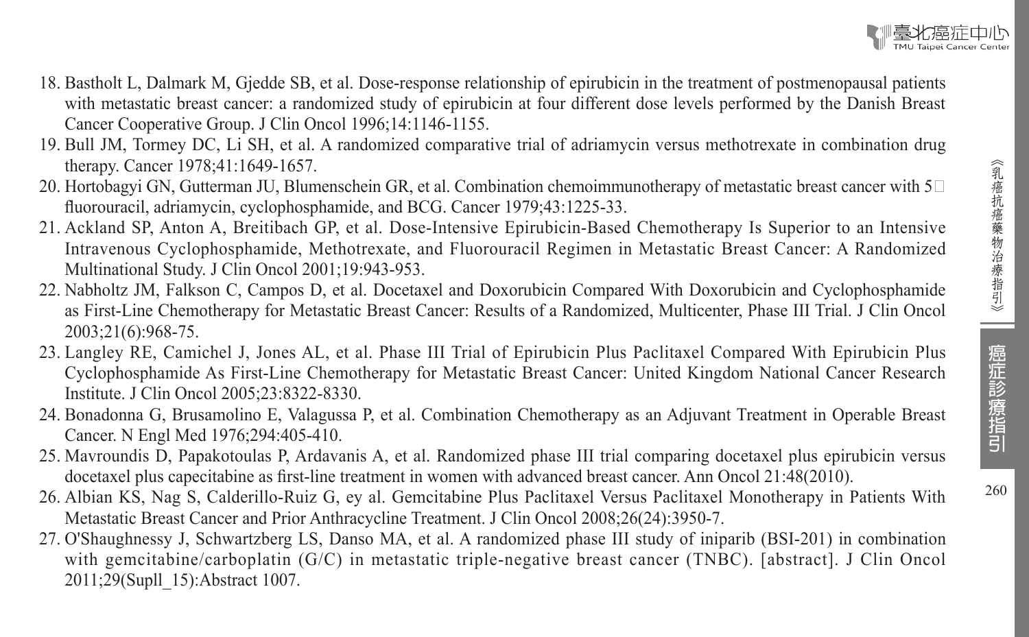18. Bastholt L, Dalmark M, Gjedde SB, et al. Dose-response relationship of epirubicin in the treatment of postmenopausal patients with metastatic breast cancer: a randomized study of epirubicin at four different dose levels performed by the Danish Breast Cancer Cooperative Group. J Clin Oncol 1996;14:1146-1155.
19. Bull JM, Tormey DC, Li SH, et al. A randomized comparative trial of adriamycin versus methotrexate in combination drug therapy. Cancer 1978;41:1649-1657.
20. Hortobagyi GN, Gutterman JU, Blumenschein GR, et al. Combination chemoimmunotherapy of metastatic breast cancer with 5□ fluorouracil, adriamycin, cyclophosphamide, and BCG. Cancer 1979;43:1225-33.
21. Ackland SP, Anton A, Breitibach GP, et al. Dose-Intensive Epirubicin-Based Chemotherapy Is Superior to an Intensive Intravenous Cyclophosphamide, Methotrexate, and Fluorouracil Regimen in Metastatic Breast Cancer: A Randomized Multinational Study. J Clin Oncol 2001;19:943-953.
22. Nabholtz JM, Falkson C, Campos D, et al. Docetaxel and Doxorubicin Compared With Doxorubicin and Cyclophosphamide as First-Line Chemotherapy for Metastatic Breast Cancer: Results of a Randomized, Multicenter, Phase III Trial. J Clin Oncol 2003;21(6):968-75.
23. Langley RE, Camichel J, Jones AL, et al. Phase III Trial of Epirubicin Plus Paclitaxel Compared With Epirubicin Plus Cyclophosphamide As First-Line Chemotherapy for Metastatic Breast Cancer: United Kingdom National Cancer Research Institute. J Clin Oncol 2005;23:8322-8330.
24. Bonadonna G, Brusamolino E, Valagussa P, et al. Combination Chemotherapy as an Adjuvant Treatment in Operable Breast Cancer. N Engl Med 1976;294:405-410.
25. Mavroundis D, Papakotoulas P, Ardavanis A, et al. Randomized phase III trial comparing docetaxel plus epirubicin versus docetaxel plus capecitabine as first-line treatment in women with advanced breast cancer. Ann Oncol 21:48(2010).
26. Albian KS, Nag S, Calderillo-Ruiz G, ey al. Gemcitabine Plus Paclitaxel Versus Paclitaxel Monotherapy in Patients With Metastatic Breast Cancer and Prior Anthracycline Treatment. J Clin Oncol 2008;26(24):3950-7.
27. O'Shaughnessy J, Schwartzberg LS, Danso MA, et al. A randomized phase III study of iniparib (BSI-201) in combination with gemcitabine/carboplatin (G/C) in metastatic triple-negative breast cancer (TNBC). [abstract]. J Clin Oncol 2011;29(Supll_15):Abstract 1007.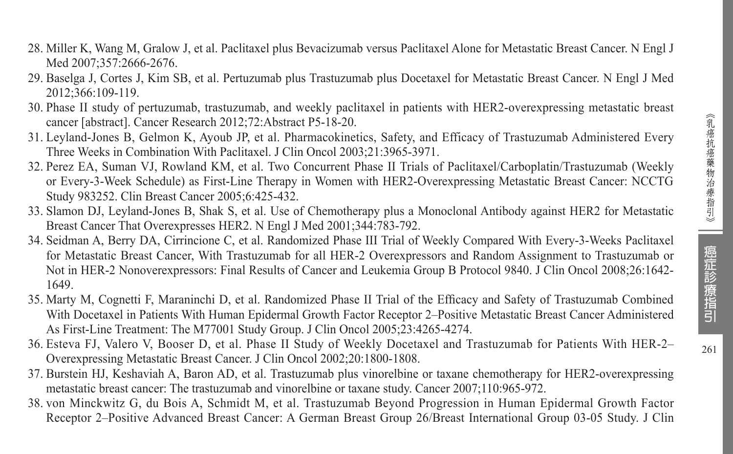28. Miller K, Wang M, Gralow J, et al. Paclitaxel plus Bevacizumab versus Paclitaxel Alone for Metastatic Breast Cancer. N Engl J Med 2007;357:2666-2676.
29. Baselga J, Cortes J, Kim SB, et al. Pertuzumab plus Trastuzumab plus Docetaxel for Metastatic Breast Cancer. N Engl J Med 2012;366:109-119.
30. Phase II study of pertuzumab, trastuzumab, and weekly paclitaxel in patients with HER2-overexpressing metastatic breast cancer [abstract]. Cancer Research 2012;72:Abstract P5-18-20.
31. Leyland-Jones B, Gelmon K, Ayoub JP, et al. Pharmacokinetics, Safety, and Efficacy of Trastuzumab Administered Every Three Weeks in Combination With Paclitaxel. J Clin Oncol 2003;21:3965-3971.
32. Perez EA, Suman VJ, Rowland KM, et al. Two Concurrent Phase II Trials of Paclitaxel/Carboplatin/Trastuzumab (Weekly or Every-3-Week Schedule) as First-Line Therapy in Women with HER2-Overexpressing Metastatic Breast Cancer: NCCTG Study 983252. Clin Breast Cancer 2005;6:425-432.
33. Slamon DJ, Leyland-Jones B, Shak S, et al. Use of Chemotherapy plus a Monoclonal Antibody against HER2 for Metastatic Breast Cancer That Overexpresses HER2. N Engl J Med 2001;344:783-792.
34. Seidman A, Berry DA, Cirrincione C, et al. Randomized Phase III Trial of Weekly Compared With Every-3-Weeks Paclitaxel for Metastatic Breast Cancer, With Trastuzumab for all HER-2 Overexpressors and Random Assignment to Trastuzumab or Not in HER-2 Nonoverexpressors: Final Results of Cancer and Leukemia Group B Protocol 9840. J Clin Oncol 2008;26:1642-1649.
35. Marty M, Cognetti F, Maraninchi D, et al. Randomized Phase II Trial of the Efficacy and Safety of Trastuzumab Combined With Docetaxel in Patients With Human Epidermal Growth Factor Receptor 2–Positive Metastatic Breast Cancer Administered As First-Line Treatment: The M77001 Study Group. J Clin Oncol 2005;23:4265-4274.
36. Esteva FJ, Valero V, Booser D, et al. Phase II Study of Weekly Docetaxel and Trastuzumab for Patients With HER-2–Overexpressing Metastatic Breast Cancer. J Clin Oncol 2002;20:1800-1808.
37. Burstein HJ, Keshaviah A, Baron AD, et al. Trastuzumab plus vinorelbine or taxane chemotherapy for HER2-overexpressing metastatic breast cancer: The trastuzumab and vinorelbine or taxane study. Cancer 2007;110:965-972.
38. von Minckwitz G, du Bois A, Schmidt M, et al. Trastuzumab Beyond Progression in Human Epidermal Growth Factor Receptor 2–Positive Advanced Breast Cancer: A German Breast Group 26/Breast International Group 03-05 Study. J Clin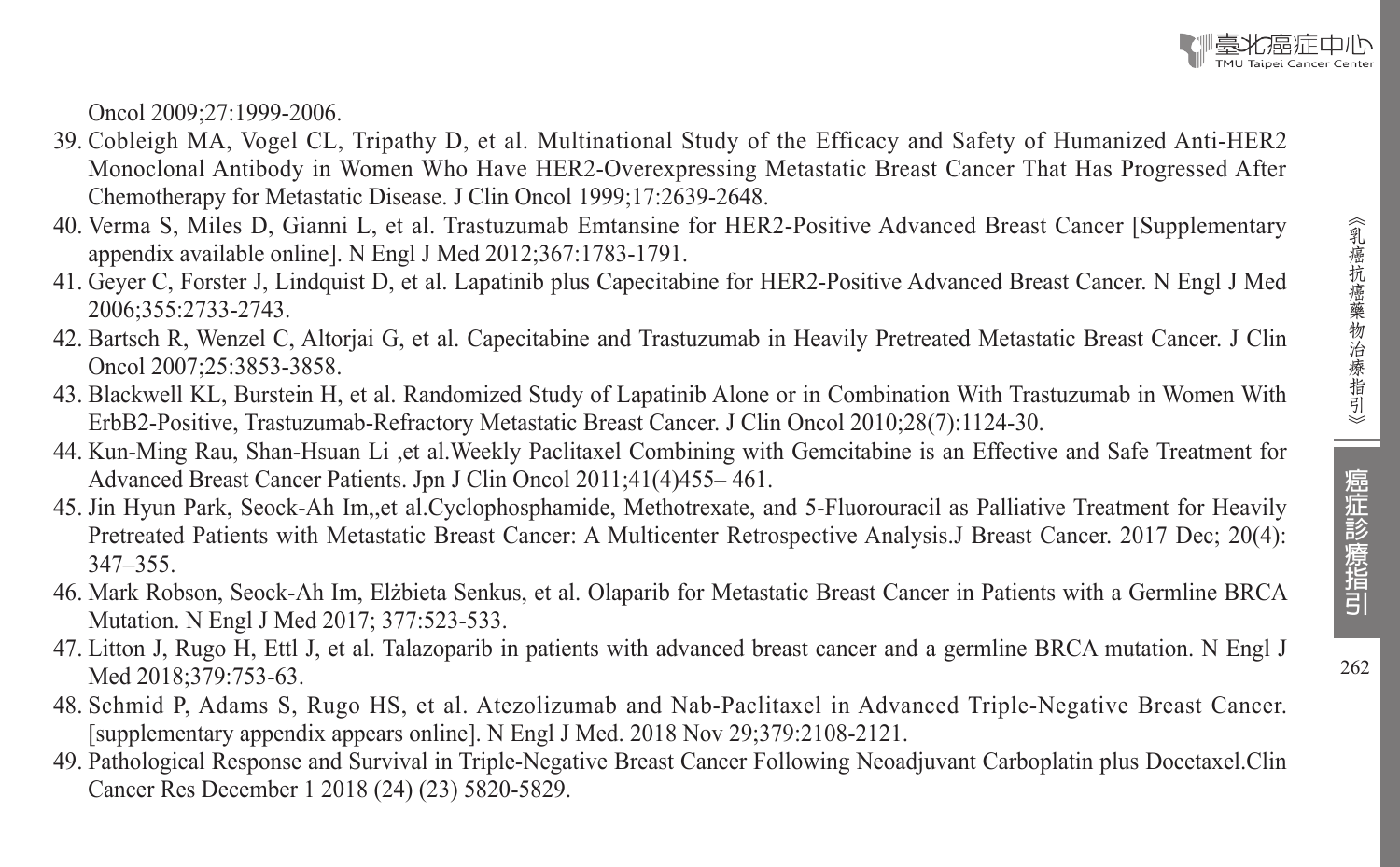Oncol 2009;27:1999-2006.

39. Cobleigh MA, Vogel CL, Tripathy D, et al. Multinational Study of the Efficacy and Safety of Humanized Anti-HER2 Monoclonal Antibody in Women Who Have HER2-Overexpressing Metastatic Breast Cancer That Has Progressed After Chemotherapy for Metastatic Disease. J Clin Oncol 1999;17:2639-2648.
40. Verma S, Miles D, Gianni L, et al. Trastuzumab Emtansine for HER2-Positive Advanced Breast Cancer [Supplementary appendix available online]. N Engl J Med 2012;367:1783-1791.
41. Geyer C, Forster J, Lindquist D, et al. Lapatinib plus Capecitabine for HER2-Positive Advanced Breast Cancer. N Engl J Med 2006;355:2733-2743.
42. Bartsch R, Wenzel C, Altorjai G, et al. Capecitabine and Trastuzumab in Heavily Pretreated Metastatic Breast Cancer. J Clin Oncol 2007;25:3853-3858.
43. Blackwell KL, Burstein H, et al. Randomized Study of Lapatinib Alone or in Combination With Trastuzumab in Women With ErbB2-Positive, Trastuzumab-Refractory Metastatic Breast Cancer. J Clin Oncol 2010;28(7):1124-30.
44. Kun-Ming Rau, Shan-Hsuan Li ,et al.Weekly Paclitaxel Combining with Gemcitabine is an Effective and Safe Treatment for Advanced Breast Cancer Patients. Jpn J Clin Oncol 2011;41(4)455– 461.
45. Jin Hyun Park, Seock-Ah Im,,et al.Cyclophosphamide, Methotrexate, and 5-Fluorouracil as Palliative Treatment for Heavily Pretreated Patients with Metastatic Breast Cancer: A Multicenter Retrospective Analysis.J Breast Cancer. 2017 Dec; 20(4): 347–355.
46. Mark Robson, Seock-Ah Im, Elżbieta Senkus, et al. Olaparib for Metastatic Breast Cancer in Patients with a Germline BRCA Mutation. N Engl J Med 2017; 377:523-533.
47. Litton J, Rugo H, Ettl J, et al. Talazoparib in patients with advanced breast cancer and a germline BRCA mutation. N Engl J Med 2018;379:753-63.
48. Schmid P, Adams S, Rugo HS, et al. Atezolizumab and Nab-Paclitaxel in Advanced Triple-Negative Breast Cancer. [supplementary appendix appears online]. N Engl J Med. 2018 Nov 29;379:2108-2121.
49. Pathological Response and Survival in Triple-Negative Breast Cancer Following Neoadjuvant Carboplatin plus Docetaxel.Clin Cancer Res December 1 2018 (24) (23) 5820-5829.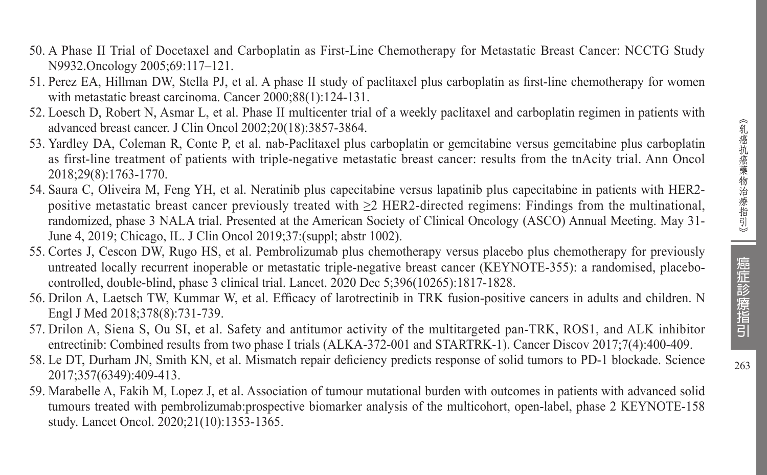50. A Phase II Trial of Docetaxel and Carboplatin as First-Line Chemotherapy for Metastatic Breast Cancer: NCCTG Study N9932.Oncology 2005;69:117–121.
51. Perez EA, Hillman DW, Stella PJ, et al. A phase II study of paclitaxel plus carboplatin as first-line chemotherapy for women with metastatic breast carcinoma. Cancer 2000;88(1):124-131.
52. Loesch D, Robert N, Asmar L, et al. Phase II multicenter trial of a weekly paclitaxel and carboplatin regimen in patients with advanced breast cancer. J Clin Oncol 2002;20(18):3857-3864.
53. Yardley DA, Coleman R, Conte P, et al. nab-Paclitaxel plus carboplatin or gemcitabine versus gemcitabine plus carboplatin as first-line treatment of patients with triple-negative metastatic breast cancer: results from the tnAcity trial. Ann Oncol 2018;29(8):1763-1770.
54. Saura C, Oliveira M, Feng YH, et al. Neratinib plus capecitabine versus lapatinib plus capecitabine in patients with HER2-positive metastatic breast cancer previously treated with ≥2 HER2-directed regimens: Findings from the multinational, randomized, phase 3 NALA trial. Presented at the American Society of Clinical Oncology (ASCO) Annual Meeting. May 31-June 4, 2019; Chicago, IL. J Clin Oncol 2019;37:(suppl; abstr 1002).
55. Cortes J, Cescon DW, Rugo HS, et al. Pembrolizumab plus chemotherapy versus placebo plus chemotherapy for previously untreated locally recurrent inoperable or metastatic triple-negative breast cancer (KEYNOTE-355): a randomised, placebo-controlled, double-blind, phase 3 clinical trial. Lancet. 2020 Dec 5;396(10265):1817-1828.
56. Drilon A, Laetsch TW, Kummar W, et al. Efficacy of larotrectinib in TRK fusion-positive cancers in adults and children. N Engl J Med 2018;378(8):731-739.
57. Drilon A, Siena S, Ou SI, et al. Safety and antitumor activity of the multitargeted pan-TRK, ROS1, and ALK inhibitor entrectinib: Combined results from two phase I trials (ALKA-372-001 and STARTRK-1). Cancer Discov 2017;7(4):400-409.
58. Le DT, Durham JN, Smith KN, et al. Mismatch repair deficiency predicts response of solid tumors to PD-1 blockade. Science 2017;357(6349):409-413.
59. Marabelle A, Fakih M, Lopez J, et al. Association of tumour mutational burden with outcomes in patients with advanced solid tumours treated with pembrolizumab:prospective biomarker analysis of the multicohort, open-label, phase 2 KEYNOTE-158 study. Lancet Oncol. 2020;21(10):1353-1365.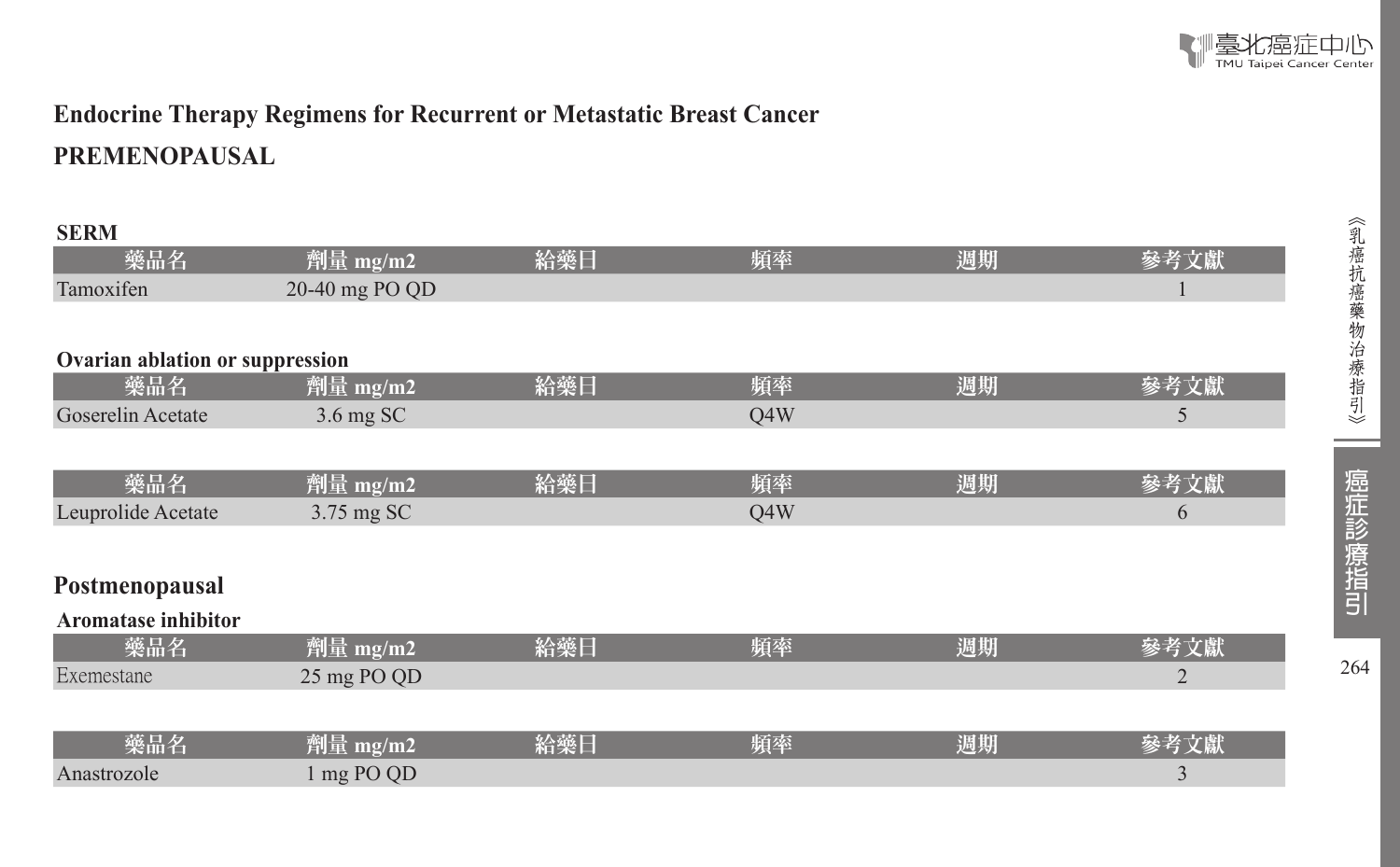# Endocrine Therapy Regimens for Recurrent or Metastatic Breast Cancer

## PREMENOPAUSAL

**SERM**

| 藥品名 | 劑量 mg/m2 | 給藥日 | 頻率 | 週期 | 參考文獻 |
|---|---|---|---|---|---|
| Tamoxifen | 20-40 mg PO QD | | | | 1 |

**Ovarian ablation or suppression**

| 藥品名 | 劑量 mg/m2 | 給藥日 | 頻率 | 週期 | 參考文獻 |
|---|---|---|---|---|---|
| Goserelin Acetate | 3.6 mg SC | | Q4W | | 5 |

| 藥品名 | 劑量 mg/m2 | 給藥日 | 頻率 | 週期 | 參考文獻 |
|---|---|---|---|---|---|
| Leuprolide Acetate | 3.75 mg SC | | Q4W | | 6 |

## Postmenopausal

**Aromatase inhibitor**

| 藥品名 | 劑量 mg/m2 | 給藥日 | 頻率 | 週期 | 參考文獻 |
|---|---|---|---|---|---|
| Exemestane | 25 mg PO QD | | | | 2 |

| 藥品名 | 劑量 mg/m2 | 給藥日 | 頻率 | 週期 | 參考文獻 |
|---|---|---|---|---|---|
| Anastrozole | 1 mg PO QD | | | | 3 |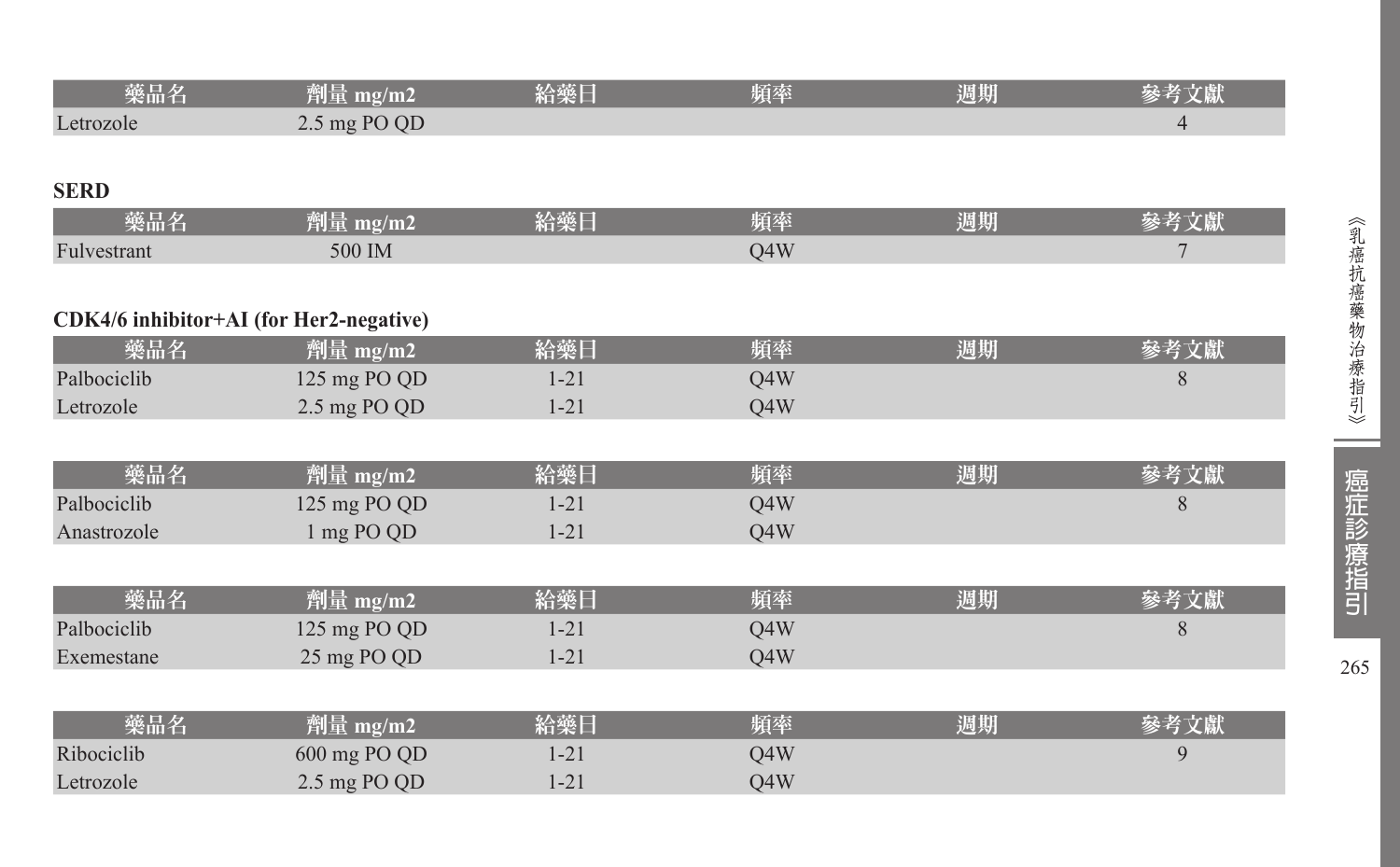| 藥品名 | 劑量 mg/m2 | 給藥日 | 頻率 | 週期 | 參考文獻 |
|---|---|---|---|---|---|
| Letrozole | 2.5 mg PO QD | | | | 4 |

**SERD**

| 藥品名 | 劑量 mg/m2 | 給藥日 | 頻率 | 週期 | 參考文獻 |
|---|---|---|---|---|---|
| Fulvestrant | 500 IM | | Q4W | | 7 |

**CDK4/6 inhibitor+AI (for Her2-negative)**

| 藥品名 | 劑量 mg/m2 | 給藥日 | 頻率 | 週期 | 參考文獻 |
|---|---|---|---|---|---|
| Palbociclib | 125 mg PO QD | 1-21 | Q4W | | 8 |
| Letrozole | 2.5 mg PO QD | 1-21 | Q4W | | |

| 藥品名 | 劑量 mg/m2 | 給藥日 | 頻率 | 週期 | 參考文獻 |
|---|---|---|---|---|---|
| Palbociclib | 125 mg PO QD | 1-21 | Q4W | | 8 |
| Anastrozole | 1 mg PO QD | 1-21 | Q4W | | |

| 藥品名 | 劑量 mg/m2 | 給藥日 | 頻率 | 週期 | 參考文獻 |
|---|---|---|---|---|---|
| Palbociclib | 125 mg PO QD | 1-21 | Q4W | | 8 |
| Exemestane | 25 mg PO QD | 1-21 | Q4W | | |

| 藥品名 | 劑量 mg/m2 | 給藥日 | 頻率 | 週期 | 參考文獻 |
|---|---|---|---|---|---|
| Ribociclib | 600 mg PO QD | 1-21 | Q4W | | 9 |
| Letrozole | 2.5 mg PO QD | 1-21 | Q4W | | |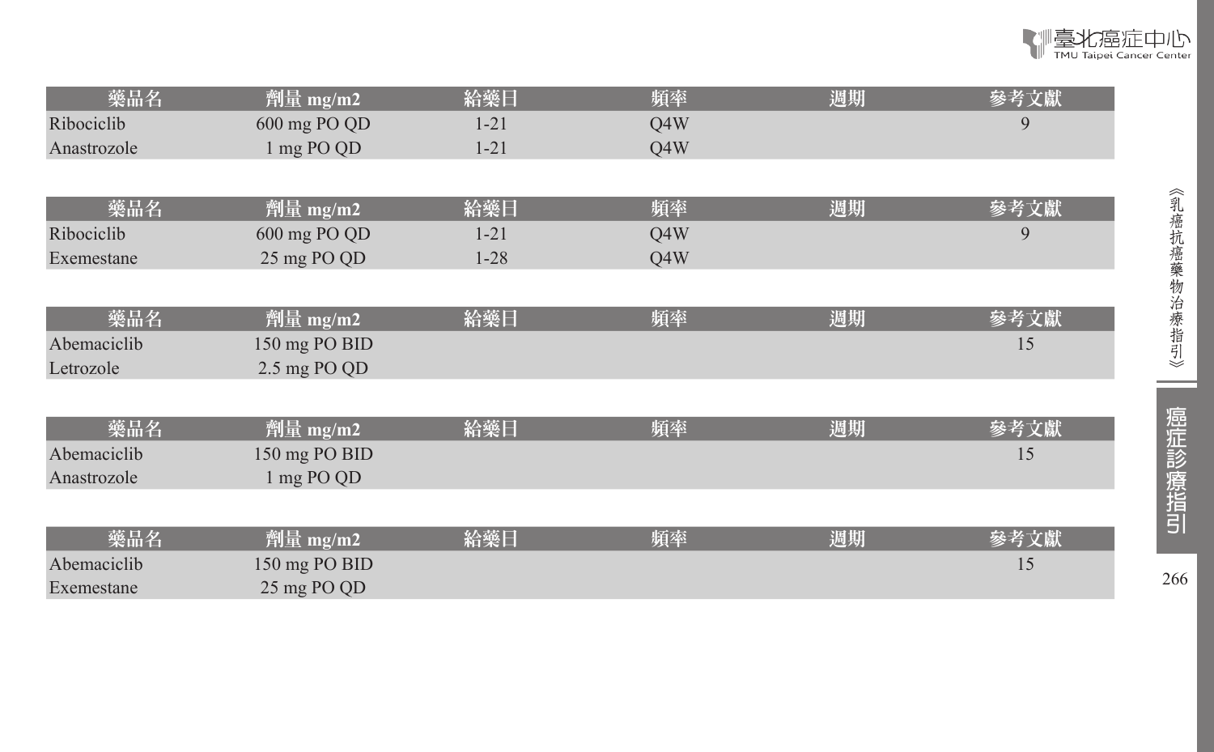| 藥品名 | 劑量 mg/m2 | 給藥日 | 頻率 | 週期 | 參考文獻 |
|---|---|---|---|---|---|
| Ribociclib | 600 mg PO QD | 1-21 | Q4W | | 9 |
| Anastrozole | 1 mg PO QD | 1-21 | Q4W | | |

| 藥品名 | 劑量 mg/m2 | 給藥日 | 頻率 | 週期 | 參考文獻 |
|---|---|---|---|---|---|
| Ribociclib | 600 mg PO QD | 1-21 | Q4W | | 9 |
| Exemestane | 25 mg PO QD | 1-28 | Q4W | | |

| 藥品名 | 劑量 mg/m2 | 給藥日 | 頻率 | 週期 | 參考文獻 |
|---|---|---|---|---|---|
| Abemaciclib | 150 mg PO BID | | | | 15 |
| Letrozole | 2.5 mg PO QD | | | | |

| 藥品名 | 劑量 mg/m2 | 給藥日 | 頻率 | 週期 | 參考文獻 |
|---|---|---|---|---|---|
| Abemaciclib | 150 mg PO BID | | | | 15 |
| Anastrozole | 1 mg PO QD | | | | |

| 藥品名 | 劑量 mg/m2 | 給藥日 | 頻率 | 週期 | 參考文獻 |
|---|---|---|---|---|---|
| Abemaciclib | 150 mg PO BID | | | | 15 |
| Exemestane | 25 mg PO QD | | | | |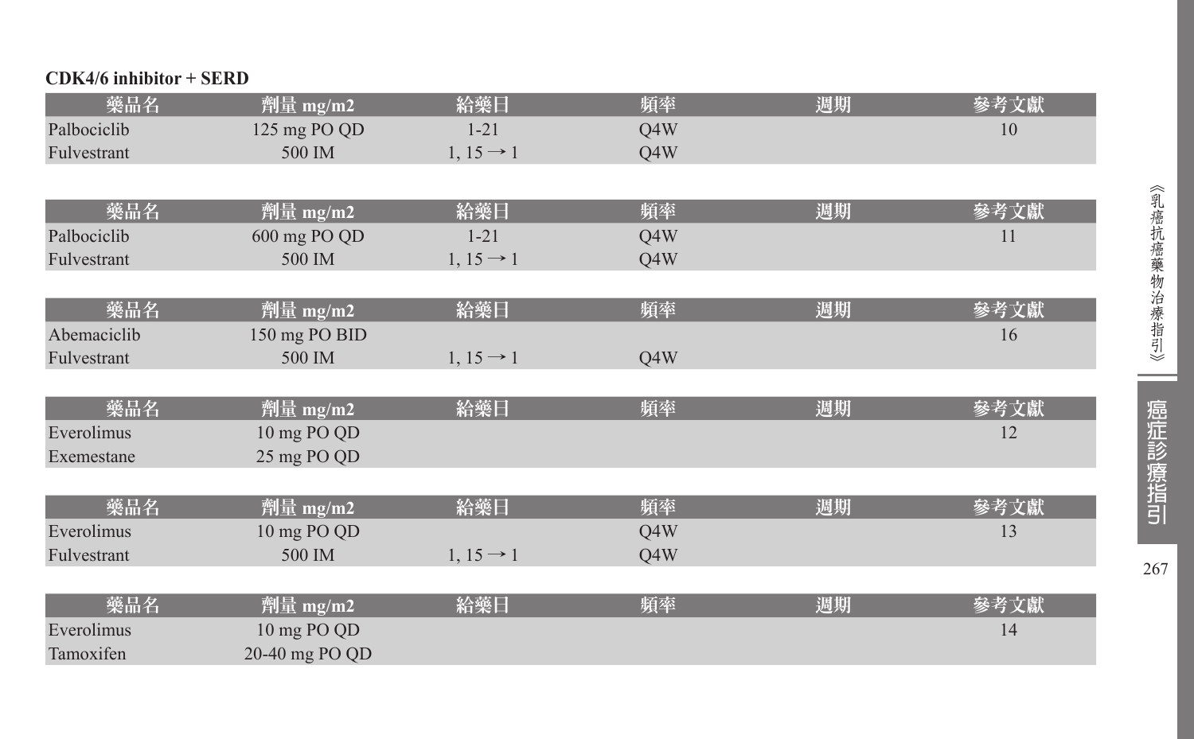**CDK4/6 inhibitor + SERD**

| 藥品名 | 劑量 mg/m2 | 給藥日 | 頻率 | 週期 | 參考文獻 |
|---|---|---|---|---|---|
| Palbociclib | 125 mg PO QD | 1-21 | Q4W | | 10 |
| Fulvestrant | 500 IM | 1, 15 → 1 | Q4W | | |

| 藥品名 | 劑量 mg/m2 | 給藥日 | 頻率 | 週期 | 參考文獻 |
|---|---|---|---|---|---|
| Palbociclib | 600 mg PO QD | 1-21 | Q4W | | 11 |
| Fulvestrant | 500 IM | 1, 15 → 1 | Q4W | | |

| 藥品名 | 劑量 mg/m2 | 給藥日 | 頻率 | 週期 | 參考文獻 |
|---|---|---|---|---|---|
| Abemaciclib | 150 mg PO BID | | | | 16 |
| Fulvestrant | 500 IM | 1, 15 → 1 | Q4W | | |

| 藥品名 | 劑量 mg/m2 | 給藥日 | 頻率 | 週期 | 參考文獻 |
|---|---|---|---|---|---|
| Everolimus | 10 mg PO QD | | | | 12 |
| Exemestane | 25 mg PO QD | | | | |

| 藥品名 | 劑量 mg/m2 | 給藥日 | 頻率 | 週期 | 參考文獻 |
|---|---|---|---|---|---|
| Everolimus | 10 mg PO QD | | Q4W | | 13 |
| Fulvestrant | 500 IM | 1, 15 → 1 | Q4W | | |

| 藥品名 | 劑量 mg/m2 | 給藥日 | 頻率 | 週期 | 參考文獻 |
|---|---|---|---|---|---|
| Everolimus | 10 mg PO QD | | | | 14 |
| Tamoxifen | 20-40 mg PO QD | | | | |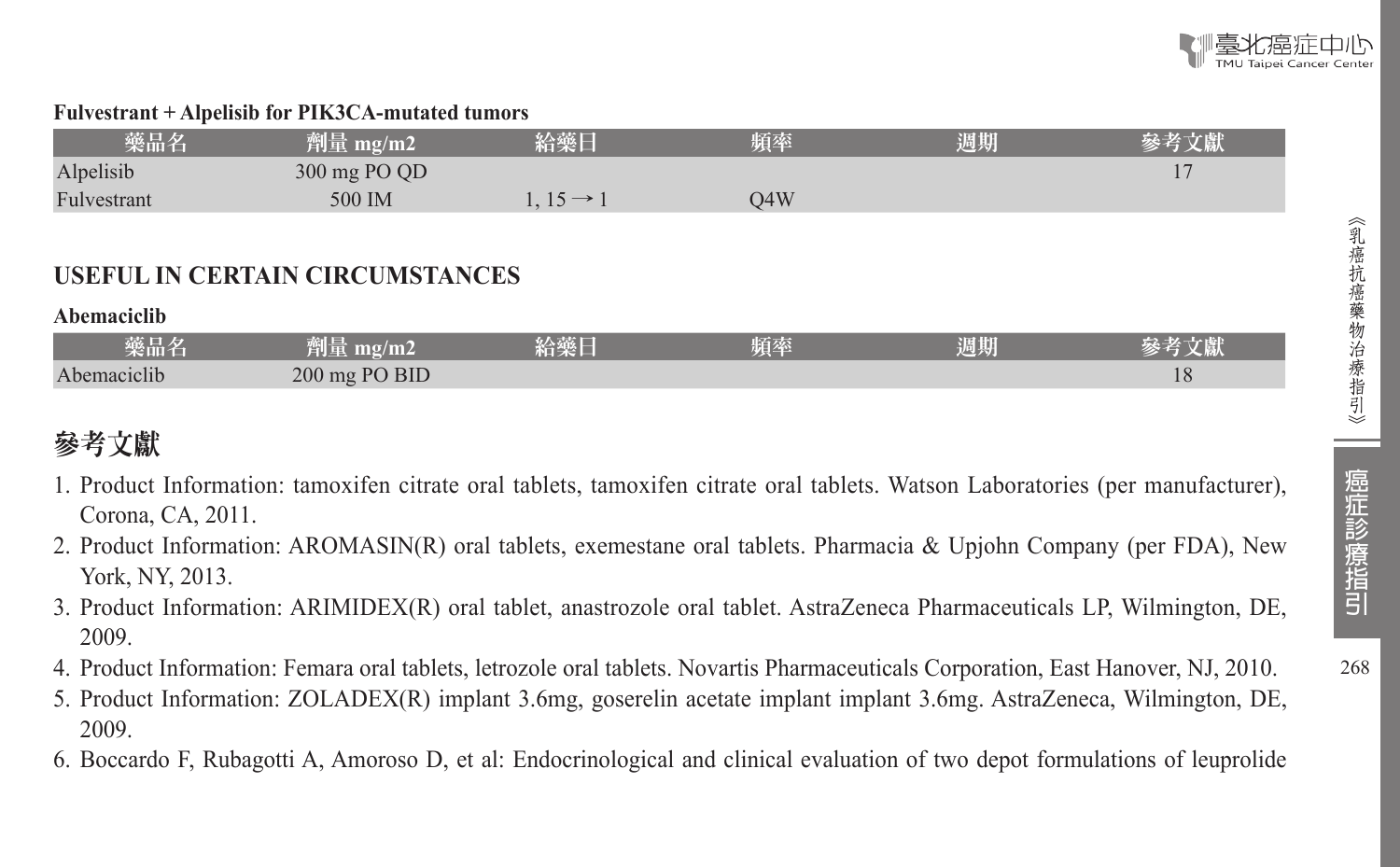**Fulvestrant + Alpelisib for PIK3CA-mutated tumors**

| 藥品名 | 劑量 mg/m2 | 給藥日 | 頻率 | 週期 | 參考文獻 |
|---|---|---|---|---|---|
| Alpelisib | 300 mg PO QD | | | | 17 |
| Fulvestrant | 500 IM | 1, 15 → 1 | Q4W | | |

## USEFUL IN CERTAIN CIRCUMSTANCES

**Abemaciclib**

| 藥品名 | 劑量 mg/m2 | 給藥日 | 頻率 | 週期 | 參考文獻 |
|---|---|---|---|---|---|
| Abemaciclib | 200 mg PO BID | | | | 18 |

## 參考文獻

1. Product Information: tamoxifen citrate oral tablets, tamoxifen citrate oral tablets. Watson Laboratories (per manufacturer), Corona, CA, 2011.
2. Product Information: AROMASIN(R) oral tablets, exemestane oral tablets. Pharmacia & Upjohn Company (per FDA), New York, NY, 2013.
3. Product Information: ARIMIDEX(R) oral tablet, anastrozole oral tablet. AstraZeneca Pharmaceuticals LP, Wilmington, DE, 2009.
4. Product Information: Femara oral tablets, letrozole oral tablets. Novartis Pharmaceuticals Corporation, East Hanover, NJ, 2010.
5. Product Information: ZOLADEX(R) implant 3.6mg, goserelin acetate implant implant 3.6mg. AstraZeneca, Wilmington, DE, 2009.
6. Boccardo F, Rubagotti A, Amoroso D, et al: Endocrinological and clinical evaluation of two depot formulations of leuprolide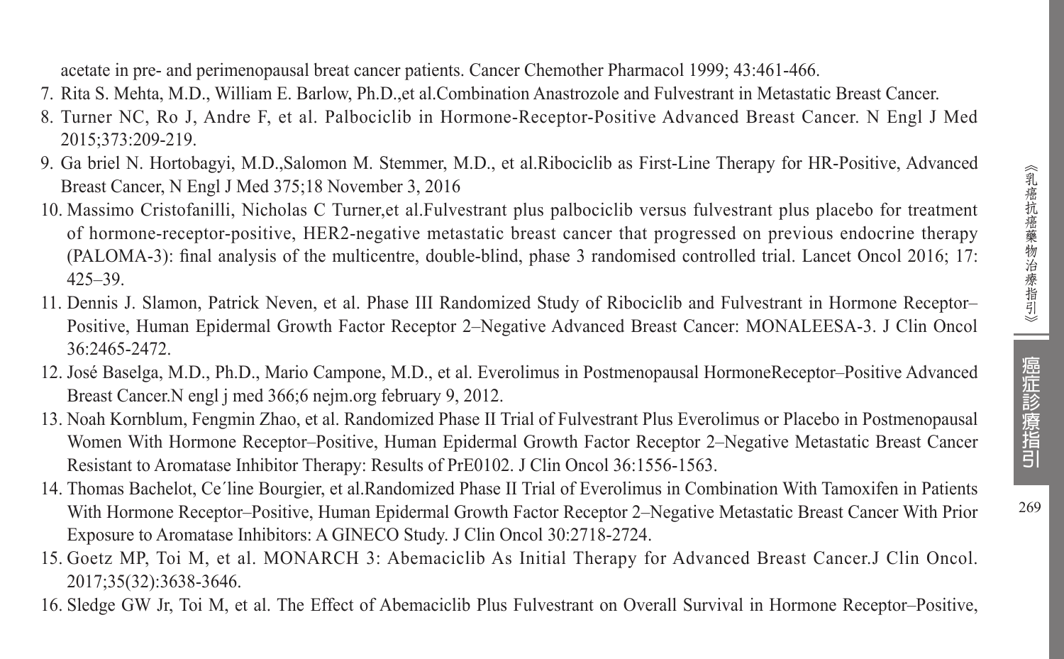acetate in pre- and perimenopausal breat cancer patients. Cancer Chemother Pharmacol 1999; 43:461-466.

7. Rita S. Mehta, M.D., William E. Barlow, Ph.D.,et al.Combination Anastrozole and Fulvestrant in Metastatic Breast Cancer.
8. Turner NC, Ro J, Andre F, et al. Palbociclib in Hormone-Receptor-Positive Advanced Breast Cancer. N Engl J Med 2015;373:209-219.
9. Ga briel N. Hortobagyi, M.D.,Salomon M. Stemmer, M.D., et al.Ribociclib as First-Line Therapy for HR-Positive, Advanced Breast Cancer, N Engl J Med 375;18 November 3, 2016
10. Massimo Cristofanilli, Nicholas C Turner,et al.Fulvestrant plus palbociclib versus fulvestrant plus placebo for treatment of hormone-receptor-positive, HER2-negative metastatic breast cancer that progressed on previous endocrine therapy (PALOMA-3): final analysis of the multicentre, double-blind, phase 3 randomised controlled trial. Lancet Oncol 2016; 17: 425–39.
11. Dennis J. Slamon, Patrick Neven, et al. Phase III Randomized Study of Ribociclib and Fulvestrant in Hormone Receptor–Positive, Human Epidermal Growth Factor Receptor 2–Negative Advanced Breast Cancer: MONALEESA-3. J Clin Oncol 36:2465-2472.
12. José Baselga, M.D., Ph.D., Mario Campone, M.D., et al. Everolimus in Postmenopausal HormoneReceptor–Positive Advanced Breast Cancer.N engl j med 366;6 nejm.org february 9, 2012.
13. Noah Kornblum, Fengmin Zhao, et al. Randomized Phase II Trial of Fulvestrant Plus Everolimus or Placebo in Postmenopausal Women With Hormone Receptor–Positive, Human Epidermal Growth Factor Receptor 2–Negative Metastatic Breast Cancer Resistant to Aromatase Inhibitor Therapy: Results of PrE0102. J Clin Oncol 36:1556-1563.
14. Thomas Bachelot, Ce´line Bourgier, et al.Randomized Phase II Trial of Everolimus in Combination With Tamoxifen in Patients With Hormone Receptor–Positive, Human Epidermal Growth Factor Receptor 2–Negative Metastatic Breast Cancer With Prior Exposure to Aromatase Inhibitors: A GINECO Study. J Clin Oncol 30:2718-2724.
15. Goetz MP, Toi M, et al. MONARCH 3: Abemaciclib As Initial Therapy for Advanced Breast Cancer.J Clin Oncol. 2017;35(32):3638-3646.
16. Sledge GW Jr, Toi M, et al. The Effect of Abemaciclib Plus Fulvestrant on Overall Survival in Hormone Receptor–Positive,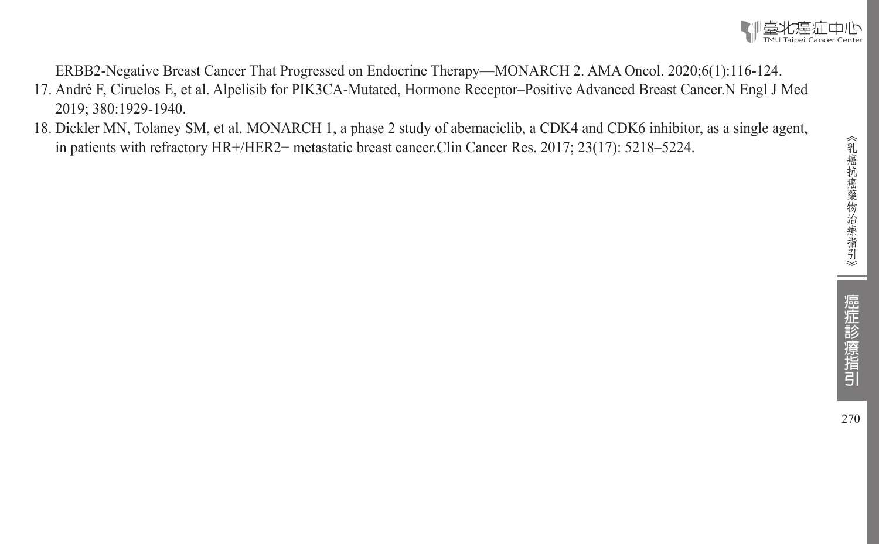ERBB2-Negative Breast Cancer That Progressed on Endocrine Therapy—MONARCH 2. AMA Oncol. 2020;6(1):116-124.

17. André F, Ciruelos E, et al. Alpelisib for PIK3CA-Mutated, Hormone Receptor–Positive Advanced Breast Cancer.N Engl J Med 2019; 380:1929-1940.
18. Dickler MN, Tolaney SM, et al. MONARCH 1, a phase 2 study of abemaciclib, a CDK4 and CDK6 inhibitor, as a single agent, in patients with refractory HR+/HER2− metastatic breast cancer.Clin Cancer Res. 2017; 23(17): 5218–5224.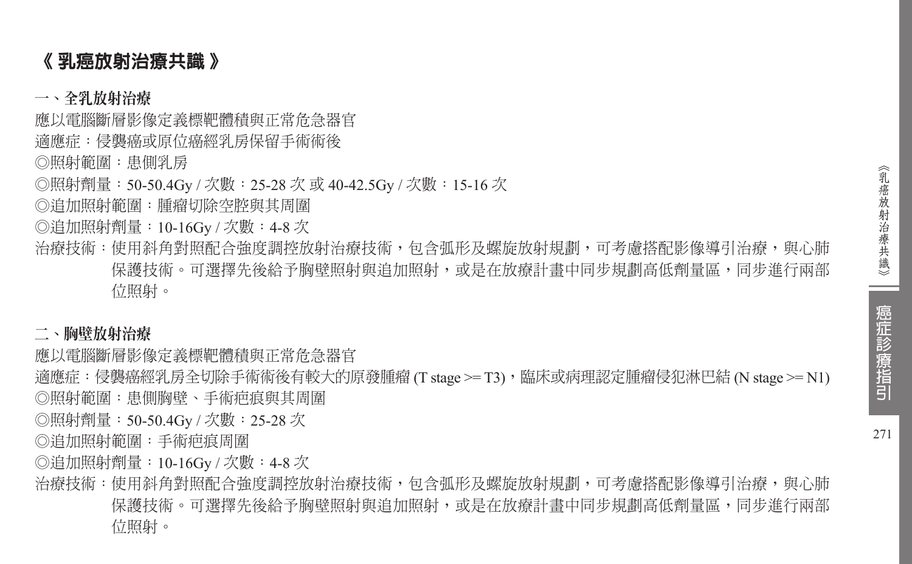# 《 乳癌放射治療共識 》

## 一、全乳放射治療

應以電腦斷層影像定義標靶體積與正常危急器官

適應症：侵襲癌或原位癌經乳房保留手術術後

◎照射範圍：患側乳房

◎照射劑量：50-50.4Gy / 次數：25-28 次 或 40-42.5Gy / 次數：15-16 次

◎追加照射範圍：腫瘤切除空腔與其周圍

◎追加照射劑量：10-16Gy / 次數：4-8 次

治療技術：使用斜角對照配合強度調控放射治療技術，包含弧形及螺旋放射規劃，可考慮搭配影像導引治療，與心肺保護技術。可選擇先後給予胸壁照射與追加照射，或是在放療計畫中同步規劃高低劑量區，同步進行兩部位照射。

## 二、胸壁放射治療

應以電腦斷層影像定義標靶體積與正常危急器官

適應症：侵襲癌經乳房全切除手術術後有較大的原發腫瘤 (T stage >= T3)，臨床或病理認定腫瘤侵犯淋巴結 (N stage >= N1)

◎照射範圍：患側胸壁、手術疤痕與其周圍

◎照射劑量：50-50.4Gy / 次數：25-28 次

◎追加照射範圍：手術疤痕周圍

◎追加照射劑量：10-16Gy / 次數：4-8 次

治療技術：使用斜角對照配合強度調控放射治療技術，包含弧形及螺旋放射規劃，可考慮搭配影像導引治療，與心肺保護技術。可選擇先後給予胸壁照射與追加照射，或是在放療計畫中同步規劃高低劑量區，同步進行兩部位照射。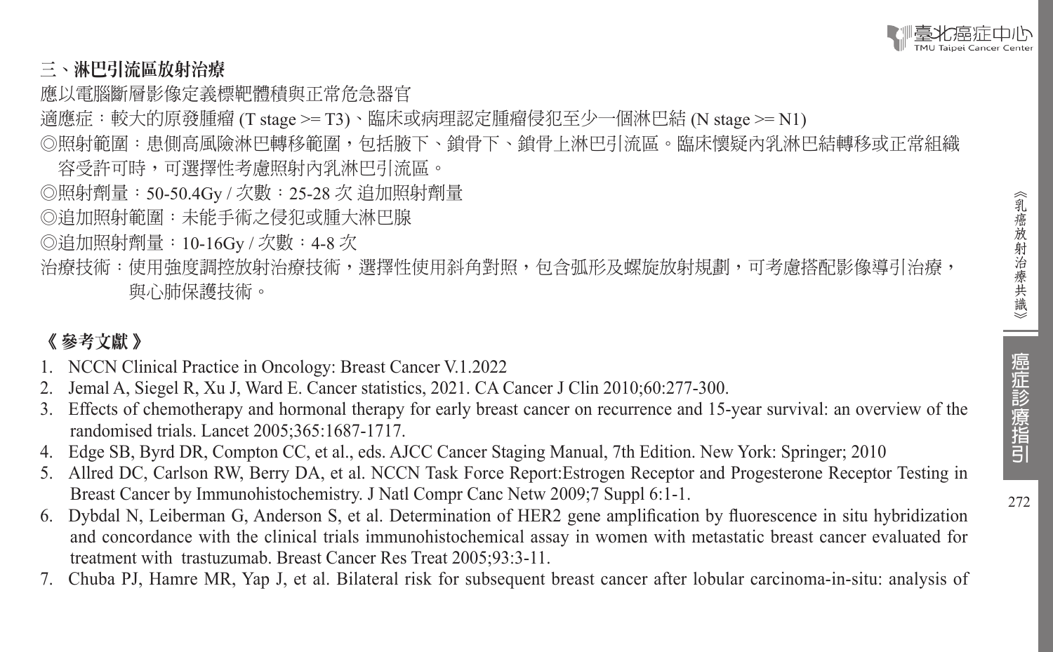### 三、淋巴引流區放射治療

應以電腦斷層影像定義標靶體積與正常危急器官

適應症：較大的原發腫瘤 (T stage >= T3)、臨床或病理認定腫瘤侵犯至少一個淋巴結 (N stage >= N1)

◎照射範圍：患側高風險淋巴轉移範圍，包括腋下、鎖骨下、鎖骨上淋巴引流區。臨床懷疑內乳淋巴結轉移或正常組織容受許可時，可選擇性考慮照射內乳淋巴引流區。

◎照射劑量：50-50.4Gy / 次數：25-28 次 追加照射劑量

◎追加照射範圍：未能手術之侵犯或腫大淋巴腺

◎追加照射劑量：10-16Gy / 次數：4-8 次

治療技術：使用強度調控放射治療技術，選擇性使用斜角對照，包含弧形及螺旋放射規劃，可考慮搭配影像導引治療，與心肺保護技術。

## 《 參考文獻 》

1. NCCN Clinical Practice in Oncology: Breast Cancer V.1.2022
2. Jemal A, Siegel R, Xu J, Ward E. Cancer statistics, 2021. CA Cancer J Clin 2010;60:277-300.
3. Effects of chemotherapy and hormonal therapy for early breast cancer on recurrence and 15-year survival: an overview of the randomised trials. Lancet 2005;365:1687-1717.
4. Edge SB, Byrd DR, Compton CC, et al., eds. AJCC Cancer Staging Manual, 7th Edition. New York: Springer; 2010
5. Allred DC, Carlson RW, Berry DA, et al. NCCN Task Force Report:Estrogen Receptor and Progesterone Receptor Testing in Breast Cancer by Immunohistochemistry. J Natl Compr Canc Netw 2009;7 Suppl 6:1-1.
6. Dybdal N, Leiberman G, Anderson S, et al. Determination of HER2 gene amplification by fluorescence in situ hybridization and concordance with the clinical trials immunohistochemical assay in women with metastatic breast cancer evaluated for treatment with trastuzumab. Breast Cancer Res Treat 2005;93:3-11.
7. Chuba PJ, Hamre MR, Yap J, et al. Bilateral risk for subsequent breast cancer after lobular carcinoma-in-situ: analysis of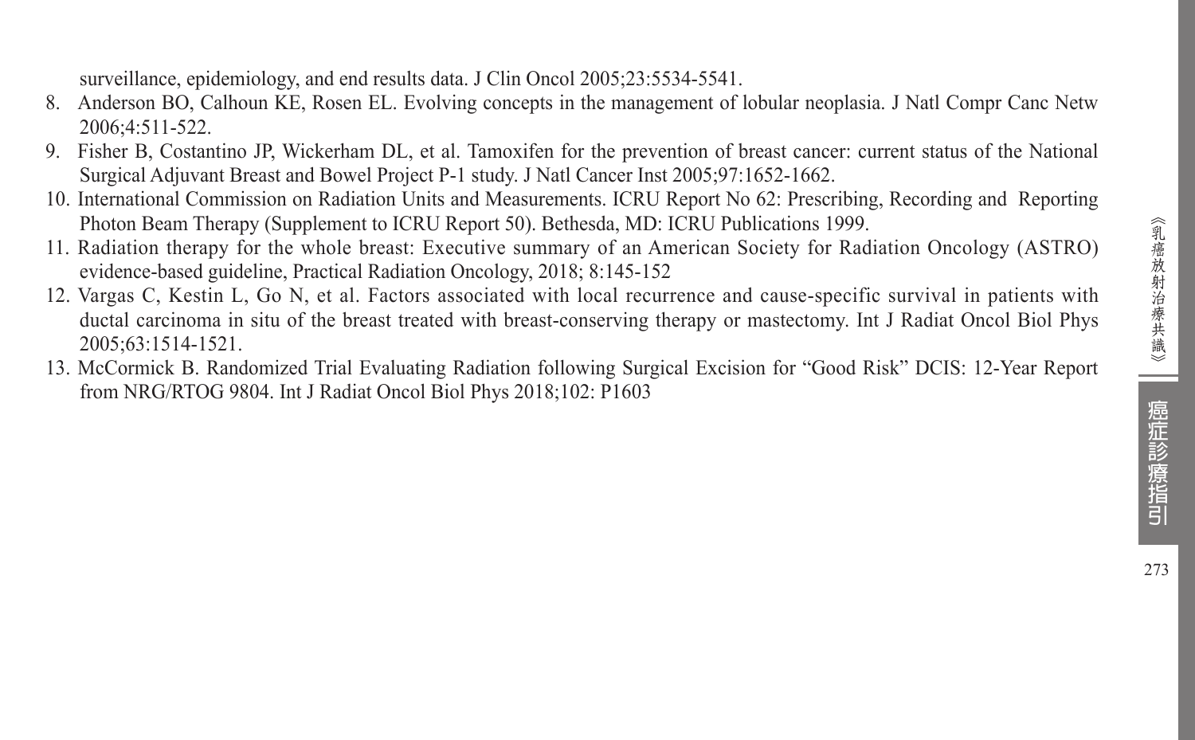surveillance, epidemiology, and end results data. J Clin Oncol 2005;23:5534-5541.

8. Anderson BO, Calhoun KE, Rosen EL. Evolving concepts in the management of lobular neoplasia. J Natl Compr Canc Netw 2006;4:511-522.
9. Fisher B, Costantino JP, Wickerham DL, et al. Tamoxifen for the prevention of breast cancer: current status of the National Surgical Adjuvant Breast and Bowel Project P-1 study. J Natl Cancer Inst 2005;97:1652-1662.
10. International Commission on Radiation Units and Measurements. ICRU Report No 62: Prescribing, Recording and Reporting Photon Beam Therapy (Supplement to ICRU Report 50). Bethesda, MD: ICRU Publications 1999.
11. Radiation therapy for the whole breast: Executive summary of an American Society for Radiation Oncology (ASTRO) evidence-based guideline, Practical Radiation Oncology, 2018; 8:145-152
12. Vargas C, Kestin L, Go N, et al. Factors associated with local recurrence and cause-specific survival in patients with ductal carcinoma in situ of the breast treated with breast-conserving therapy or mastectomy. Int J Radiat Oncol Biol Phys 2005;63:1514-1521.
13. McCormick B. Randomized Trial Evaluating Radiation following Surgical Excision for "Good Risk" DCIS: 12-Year Report from NRG/RTOG 9804. Int J Radiat Oncol Biol Phys 2018;102: P1603